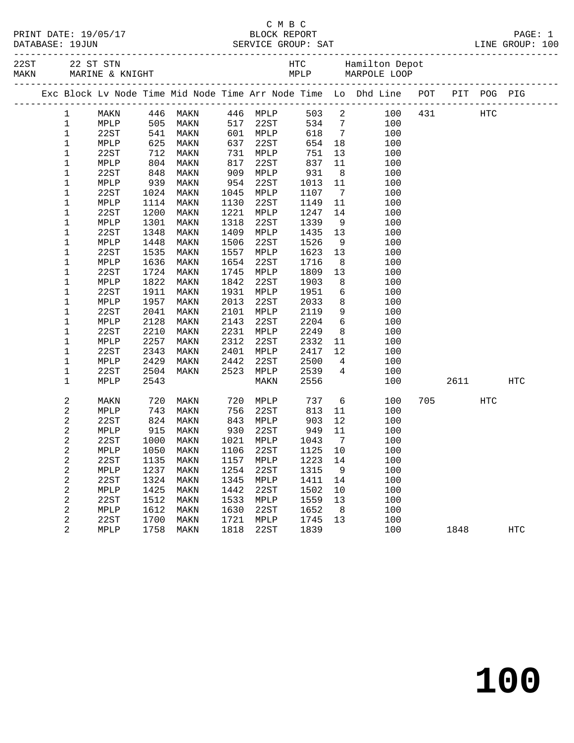C M B C
BLOCK REPORT
SERVICE GROUP: SAT

PRINT DATE: 19/05/17
DATABASE: 19JUN
PAGE: 1
LINE GROUP: 100

| | | | |
|---|---|---|---|
| 22ST | 22 ST STN | HTC | Hamilton Depot |
| MAKN | MARINE & KNIGHT | MPLP | MARPOLE LOOP |

| Exc | Block | Lv Node | Time | Mid Node | Time | Arr Node | Time | Lo | Dhd Line | POT | PIT | POG | PIG |
|---|---|---|---|---|---|---|---|---|---|---|---|---|---|
| | 1 | MAKN | 446 | MAKN | 446 | MPLP | 503 | 2 | 100 | 431 | | HTC | |
| | 1 | MPLP | 505 | MAKN | 517 | 22ST | 534 | 7 | 100 | | | | |
| | 1 | 22ST | 541 | MAKN | 601 | MPLP | 618 | 7 | 100 | | | | |
| | 1 | MPLP | 625 | MAKN | 637 | 22ST | 654 | 18 | 100 | | | | |
| | 1 | 22ST | 712 | MAKN | 731 | MPLP | 751 | 13 | 100 | | | | |
| | 1 | MPLP | 804 | MAKN | 817 | 22ST | 837 | 11 | 100 | | | | |
| | 1 | 22ST | 848 | MAKN | 909 | MPLP | 931 | 8 | 100 | | | | |
| | 1 | MPLP | 939 | MAKN | 954 | 22ST | 1013 | 11 | 100 | | | | |
| | 1 | 22ST | 1024 | MAKN | 1045 | MPLP | 1107 | 7 | 100 | | | | |
| | 1 | MPLP | 1114 | MAKN | 1130 | 22ST | 1149 | 11 | 100 | | | | |
| | 1 | 22ST | 1200 | MAKN | 1221 | MPLP | 1247 | 14 | 100 | | | | |
| | 1 | MPLP | 1301 | MAKN | 1318 | 22ST | 1339 | 9 | 100 | | | | |
| | 1 | 22ST | 1348 | MAKN | 1409 | MPLP | 1435 | 13 | 100 | | | | |
| | 1 | MPLP | 1448 | MAKN | 1506 | 22ST | 1526 | 9 | 100 | | | | |
| | 1 | 22ST | 1535 | MAKN | 1557 | MPLP | 1623 | 13 | 100 | | | | |
| | 1 | MPLP | 1636 | MAKN | 1654 | 22ST | 1716 | 8 | 100 | | | | |
| | 1 | 22ST | 1724 | MAKN | 1745 | MPLP | 1809 | 13 | 100 | | | | |
| | 1 | MPLP | 1822 | MAKN | 1842 | 22ST | 1903 | 8 | 100 | | | | |
| | 1 | 22ST | 1911 | MAKN | 1931 | MPLP | 1951 | 6 | 100 | | | | |
| | 1 | MPLP | 1957 | MAKN | 2013 | 22ST | 2033 | 8 | 100 | | | | |
| | 1 | 22ST | 2041 | MAKN | 2101 | MPLP | 2119 | 9 | 100 | | | | |
| | 1 | MPLP | 2128 | MAKN | 2143 | 22ST | 2204 | 6 | 100 | | | | |
| | 1 | 22ST | 2210 | MAKN | 2231 | MPLP | 2249 | 8 | 100 | | | | |
| | 1 | MPLP | 2257 | MAKN | 2312 | 22ST | 2332 | 11 | 100 | | | | |
| | 1 | 22ST | 2343 | MAKN | 2401 | MPLP | 2417 | 12 | 100 | | | | |
| | 1 | MPLP | 2429 | MAKN | 2442 | 22ST | 2500 | 4 | 100 | | | | |
| | 1 | 22ST | 2504 | MAKN | 2523 | MPLP | 2539 | 4 | 100 | | | | |
| | 1 | MPLP | 2543 | | | MAKN | 2556 | | 100 | | 2611 | | HTC |
| | 2 | MAKN | 720 | MAKN | 720 | MPLP | 737 | 6 | 100 | 705 | | HTC | |
| | 2 | MPLP | 743 | MAKN | 756 | 22ST | 813 | 11 | 100 | | | | |
| | 2 | 22ST | 824 | MAKN | 843 | MPLP | 903 | 12 | 100 | | | | |
| | 2 | MPLP | 915 | MAKN | 930 | 22ST | 949 | 11 | 100 | | | | |
| | 2 | 22ST | 1000 | MAKN | 1021 | MPLP | 1043 | 7 | 100 | | | | |
| | 2 | MPLP | 1050 | MAKN | 1106 | 22ST | 1125 | 10 | 100 | | | | |
| | 2 | 22ST | 1135 | MAKN | 1157 | MPLP | 1223 | 14 | 100 | | | | |
| | 2 | MPLP | 1237 | MAKN | 1254 | 22ST | 1315 | 9 | 100 | | | | |
| | 2 | 22ST | 1324 | MAKN | 1345 | MPLP | 1411 | 14 | 100 | | | | |
| | 2 | MPLP | 1425 | MAKN | 1442 | 22ST | 1502 | 10 | 100 | | | | |
| | 2 | 22ST | 1512 | MAKN | 1533 | MPLP | 1559 | 13 | 100 | | | | |
| | 2 | MPLP | 1612 | MAKN | 1630 | 22ST | 1652 | 8 | 100 | | | | |
| | 2 | 22ST | 1700 | MAKN | 1721 | MPLP | 1745 | 13 | 100 | | | | |
| | 2 | MPLP | 1758 | MAKN | 1818 | 22ST | 1839 | | 100 | | 1848 | | HTC |

# 100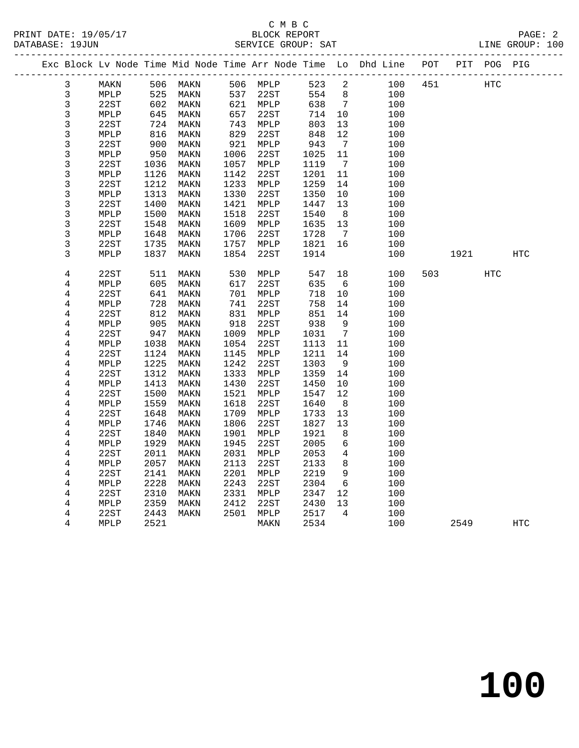C M B C

BLOCK REPORT

SERVICE GROUP: SAT

LINE GROUP: 100

| Exc | Block | Lv | Node | Time | Mid Node | Time | Arr Node | Time | Lo | Dhd Line | POT | PIT | POG | PIG |
|---|---|---|---|---|---|---|---|---|---|---|---|---|---|---|
| | 3 | | MAKN | 506 | MAKN | 506 | MPLP | 523 | 2 | 100 | 451 | | HTC | |
| | 3 | | MPLP | 525 | MAKN | 537 | 22ST | 554 | 8 | 100 | | | | |
| | 3 | | 22ST | 602 | MAKN | 621 | MPLP | 638 | 7 | 100 | | | | |
| | 3 | | MPLP | 645 | MAKN | 657 | 22ST | 714 | 10 | 100 | | | | |
| | 3 | | 22ST | 724 | MAKN | 743 | MPLP | 803 | 13 | 100 | | | | |
| | 3 | | MPLP | 816 | MAKN | 829 | 22ST | 848 | 12 | 100 | | | | |
| | 3 | | 22ST | 900 | MAKN | 921 | MPLP | 943 | 7 | 100 | | | | |
| | 3 | | MPLP | 950 | MAKN | 1006 | 22ST | 1025 | 11 | 100 | | | | |
| | 3 | | 22ST | 1036 | MAKN | 1057 | MPLP | 1119 | 7 | 100 | | | | |
| | 3 | | MPLP | 1126 | MAKN | 1142 | 22ST | 1201 | 11 | 100 | | | | |
| | 3 | | 22ST | 1212 | MAKN | 1233 | MPLP | 1259 | 14 | 100 | | | | |
| | 3 | | MPLP | 1313 | MAKN | 1330 | 22ST | 1350 | 10 | 100 | | | | |
| | 3 | | 22ST | 1400 | MAKN | 1421 | MPLP | 1447 | 13 | 100 | | | | |
| | 3 | | MPLP | 1500 | MAKN | 1518 | 22ST | 1540 | 8 | 100 | | | | |
| | 3 | | 22ST | 1548 | MAKN | 1609 | MPLP | 1635 | 13 | 100 | | | | |
| | 3 | | MPLP | 1648 | MAKN | 1706 | 22ST | 1728 | 7 | 100 | | | | |
| | 3 | | 22ST | 1735 | MAKN | 1757 | MPLP | 1821 | 16 | 100 | | | | |
| | 3 | | MPLP | 1837 | MAKN | 1854 | 22ST | 1914 | | 100 | | 1921 | | HTC |
| | 4 | | 22ST | 511 | MAKN | 530 | MPLP | 547 | 18 | 100 | 503 | | HTC | |
| | 4 | | MPLP | 605 | MAKN | 617 | 22ST | 635 | 6 | 100 | | | | |
| | 4 | | 22ST | 641 | MAKN | 701 | MPLP | 718 | 10 | 100 | | | | |
| | 4 | | MPLP | 728 | MAKN | 741 | 22ST | 758 | 14 | 100 | | | | |
| | 4 | | 22ST | 812 | MAKN | 831 | MPLP | 851 | 14 | 100 | | | | |
| | 4 | | MPLP | 905 | MAKN | 918 | 22ST | 938 | 9 | 100 | | | | |
| | 4 | | 22ST | 947 | MAKN | 1009 | MPLP | 1031 | 7 | 100 | | | | |
| | 4 | | MPLP | 1038 | MAKN | 1054 | 22ST | 1113 | 11 | 100 | | | | |
| | 4 | | 22ST | 1124 | MAKN | 1145 | MPLP | 1211 | 14 | 100 | | | | |
| | 4 | | MPLP | 1225 | MAKN | 1242 | 22ST | 1303 | 9 | 100 | | | | |
| | 4 | | 22ST | 1312 | MAKN | 1333 | MPLP | 1359 | 14 | 100 | | | | |
| | 4 | | MPLP | 1413 | MAKN | 1430 | 22ST | 1450 | 10 | 100 | | | | |
| | 4 | | 22ST | 1500 | MAKN | 1521 | MPLP | 1547 | 12 | 100 | | | | |
| | 4 | | MPLP | 1559 | MAKN | 1618 | 22ST | 1640 | 8 | 100 | | | | |
| | 4 | | 22ST | 1648 | MAKN | 1709 | MPLP | 1733 | 13 | 100 | | | | |
| | 4 | | MPLP | 1746 | MAKN | 1806 | 22ST | 1827 | 13 | 100 | | | | |
| | 4 | | 22ST | 1840 | MAKN | 1901 | MPLP | 1921 | 8 | 100 | | | | |
| | 4 | | MPLP | 1929 | MAKN | 1945 | 22ST | 2005 | 6 | 100 | | | | |
| | 4 | | 22ST | 2011 | MAKN | 2031 | MPLP | 2053 | 4 | 100 | | | | |
| | 4 | | MPLP | 2057 | MAKN | 2113 | 22ST | 2133 | 8 | 100 | | | | |
| | 4 | | 22ST | 2141 | MAKN | 2201 | MPLP | 2219 | 9 | 100 | | | | |
| | 4 | | MPLP | 2228 | MAKN | 2243 | 22ST | 2304 | 6 | 100 | | | | |
| | 4 | | 22ST | 2310 | MAKN | 2331 | MPLP | 2347 | 12 | 100 | | | | |
| | 4 | | MPLP | 2359 | MAKN | 2412 | 22ST | 2430 | 13 | 100 | | | | |
| | 4 | | 22ST | 2443 | MAKN | 2501 | MPLP | 2517 | 4 | 100 | | | | |
| | 4 | | MPLP | 2521 | | | MAKN | 2534 | | 100 | | 2549 | | HTC |

# 100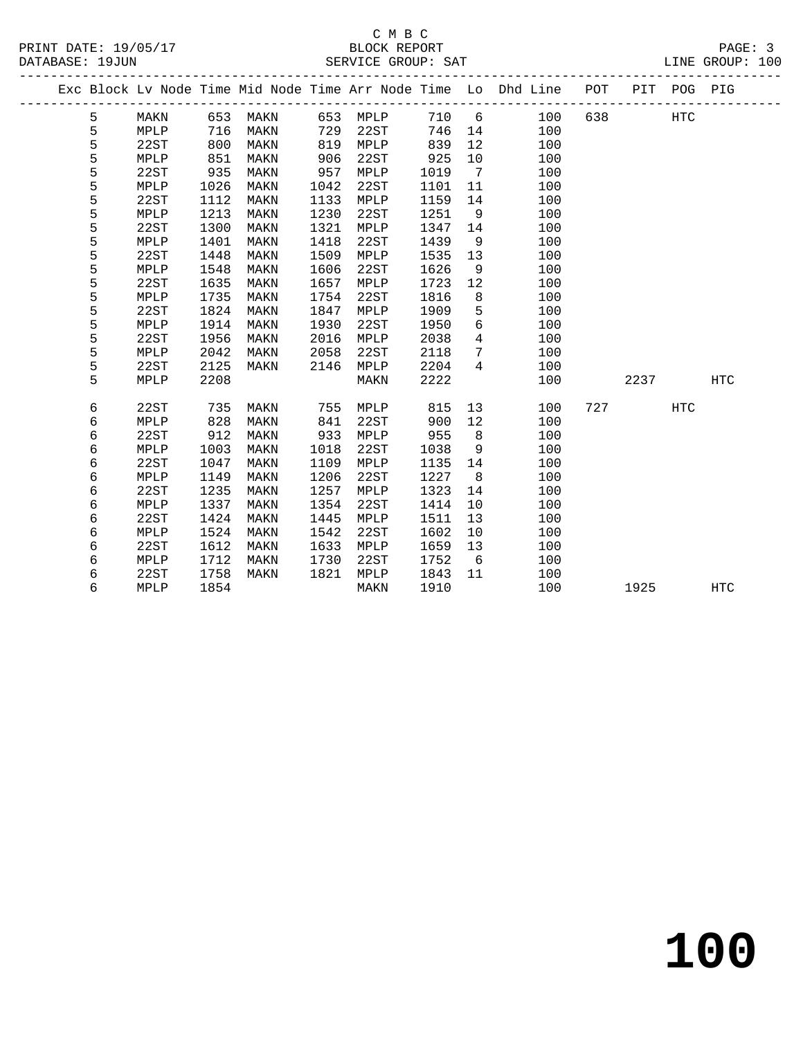C M B C

PRINT DATE: 19/05/17 BLOCK REPORT

DATABASE: 19JUN SERVICE GROUP: SAT LINE GROUP: 100

| Exc | Block | Lv Node | Time | Mid Node | Time | Arr Node | Time | Lo | Dhd Line | POT | PIT | POG | PIG |
|---|---|---|---|---|---|---|---|---|---|---|---|---|---|
| | 5 | MAKN | 653 | MAKN | 653 | MPLP | 710 | 6 | 100 | 638 | | HTC | |
| | 5 | MPLP | 716 | MAKN | 729 | 22ST | 746 | 14 | 100 | | | | |
| | 5 | 22ST | 800 | MAKN | 819 | MPLP | 839 | 12 | 100 | | | | |
| | 5 | MPLP | 851 | MAKN | 906 | 22ST | 925 | 10 | 100 | | | | |
| | 5 | 22ST | 935 | MAKN | 957 | MPLP | 1019 | 7 | 100 | | | | |
| | 5 | MPLP | 1026 | MAKN | 1042 | 22ST | 1101 | 11 | 100 | | | | |
| | 5 | 22ST | 1112 | MAKN | 1133 | MPLP | 1159 | 14 | 100 | | | | |
| | 5 | MPLP | 1213 | MAKN | 1230 | 22ST | 1251 | 9 | 100 | | | | |
| | 5 | 22ST | 1300 | MAKN | 1321 | MPLP | 1347 | 14 | 100 | | | | |
| | 5 | MPLP | 1401 | MAKN | 1418 | 22ST | 1439 | 9 | 100 | | | | |
| | 5 | 22ST | 1448 | MAKN | 1509 | MPLP | 1535 | 13 | 100 | | | | |
| | 5 | MPLP | 1548 | MAKN | 1606 | 22ST | 1626 | 9 | 100 | | | | |
| | 5 | 22ST | 1635 | MAKN | 1657 | MPLP | 1723 | 12 | 100 | | | | |
| | 5 | MPLP | 1735 | MAKN | 1754 | 22ST | 1816 | 8 | 100 | | | | |
| | 5 | 22ST | 1824 | MAKN | 1847 | MPLP | 1909 | 5 | 100 | | | | |
| | 5 | MPLP | 1914 | MAKN | 1930 | 22ST | 1950 | 6 | 100 | | | | |
| | 5 | 22ST | 1956 | MAKN | 2016 | MPLP | 2038 | 4 | 100 | | | | |
| | 5 | MPLP | 2042 | MAKN | 2058 | 22ST | 2118 | 7 | 100 | | | | |
| | 5 | 22ST | 2125 | MAKN | 2146 | MPLP | 2204 | 4 | 100 | | | | |
| | 5 | MPLP | 2208 | | | MAKN | 2222 | | 100 | | 2237 | | HTC |
| | 6 | 22ST | 735 | MAKN | 755 | MPLP | 815 | 13 | 100 | 727 | | HTC | |
| | 6 | MPLP | 828 | MAKN | 841 | 22ST | 900 | 12 | 100 | | | | |
| | 6 | 22ST | 912 | MAKN | 933 | MPLP | 955 | 8 | 100 | | | | |
| | 6 | MPLP | 1003 | MAKN | 1018 | 22ST | 1038 | 9 | 100 | | | | |
| | 6 | 22ST | 1047 | MAKN | 1109 | MPLP | 1135 | 14 | 100 | | | | |
| | 6 | MPLP | 1149 | MAKN | 1206 | 22ST | 1227 | 8 | 100 | | | | |
| | 6 | 22ST | 1235 | MAKN | 1257 | MPLP | 1323 | 14 | 100 | | | | |
| | 6 | MPLP | 1337 | MAKN | 1354 | 22ST | 1414 | 10 | 100 | | | | |
| | 6 | 22ST | 1424 | MAKN | 1445 | MPLP | 1511 | 13 | 100 | | | | |
| | 6 | MPLP | 1524 | MAKN | 1542 | 22ST | 1602 | 10 | 100 | | | | |
| | 6 | 22ST | 1612 | MAKN | 1633 | MPLP | 1659 | 13 | 100 | | | | |
| | 6 | MPLP | 1712 | MAKN | 1730 | 22ST | 1752 | 6 | 100 | | | | |
| | 6 | 22ST | 1758 | MAKN | 1821 | MPLP | 1843 | 11 | 100 | | | | |
| | 6 | MPLP | 1854 | | | MAKN | 1910 | | 100 | | 1925 | | HTC |

# 100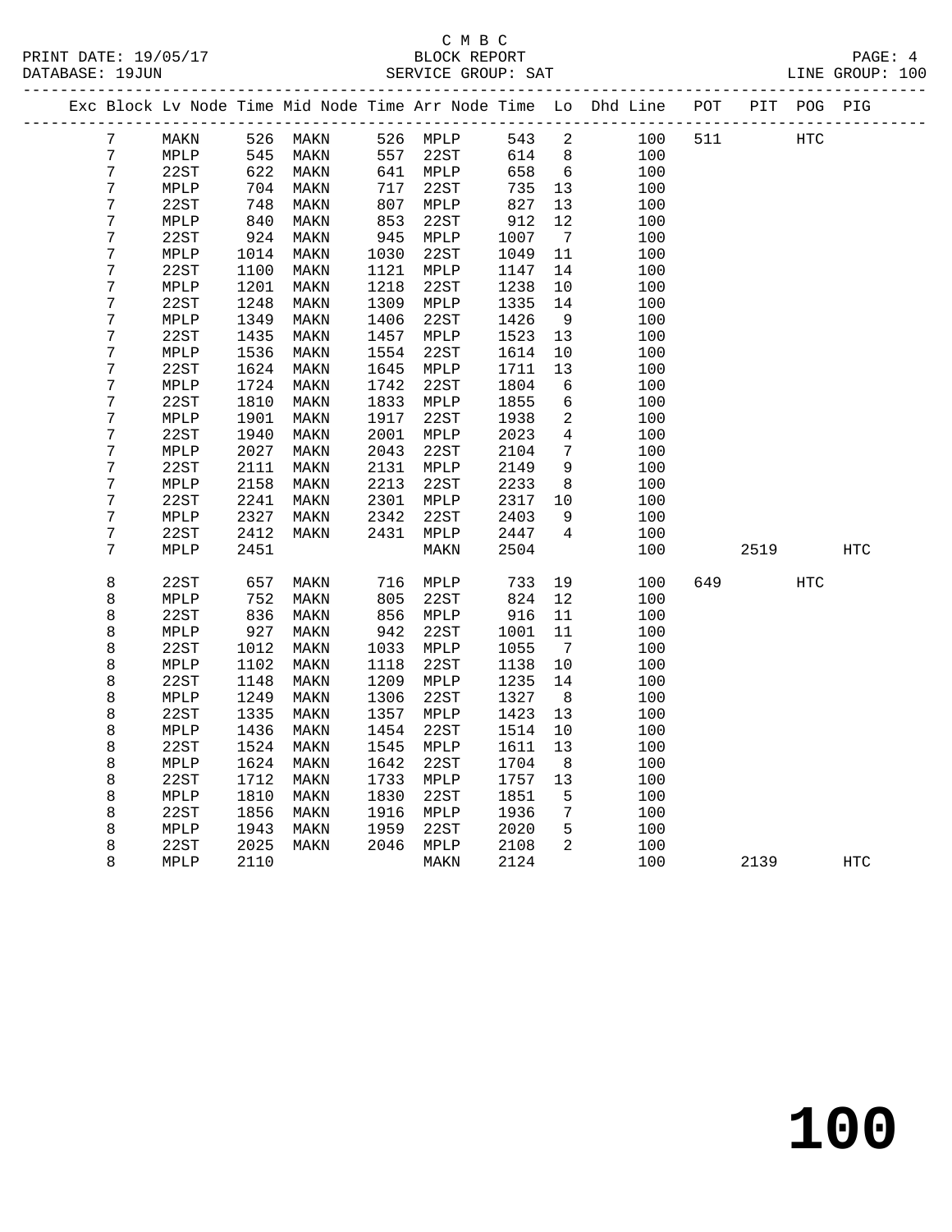C M B C

BLOCK REPORT

SERVICE GROUP: SAT

PRINT DATE: 19/05/17
DATABASE: 19JUN

LINE GROUP: 100

| Exc | Block | Lv | Node | Time | Mid Node | Time | Arr Node | Time | Lo | Dhd Line | POT | PIT | POG | PIG |
|---|---|---|---|---|---|---|---|---|---|---|---|---|---|---|
| | 7 | | MAKN | 526 | MAKN | 526 | MPLP | 543 | 2 | 100 | 511 | | HTC | |
| | 7 | | MPLP | 545 | MAKN | 557 | 22ST | 614 | 8 | 100 | | | | |
| | 7 | | 22ST | 622 | MAKN | 641 | MPLP | 658 | 6 | 100 | | | | |
| | 7 | | MPLP | 704 | MAKN | 717 | 22ST | 735 | 13 | 100 | | | | |
| | 7 | | 22ST | 748 | MAKN | 807 | MPLP | 827 | 13 | 100 | | | | |
| | 7 | | MPLP | 840 | MAKN | 853 | 22ST | 912 | 12 | 100 | | | | |
| | 7 | | 22ST | 924 | MAKN | 945 | MPLP | 1007 | 7 | 100 | | | | |
| | 7 | | MPLP | 1014 | MAKN | 1030 | 22ST | 1049 | 11 | 100 | | | | |
| | 7 | | 22ST | 1100 | MAKN | 1121 | MPLP | 1147 | 14 | 100 | | | | |
| | 7 | | MPLP | 1201 | MAKN | 1218 | 22ST | 1238 | 10 | 100 | | | | |
| | 7 | | 22ST | 1248 | MAKN | 1309 | MPLP | 1335 | 14 | 100 | | | | |
| | 7 | | MPLP | 1349 | MAKN | 1406 | 22ST | 1426 | 9 | 100 | | | | |
| | 7 | | 22ST | 1435 | MAKN | 1457 | MPLP | 1523 | 13 | 100 | | | | |
| | 7 | | MPLP | 1536 | MAKN | 1554 | 22ST | 1614 | 10 | 100 | | | | |
| | 7 | | 22ST | 1624 | MAKN | 1645 | MPLP | 1711 | 13 | 100 | | | | |
| | 7 | | MPLP | 1724 | MAKN | 1742 | 22ST | 1804 | 6 | 100 | | | | |
| | 7 | | 22ST | 1810 | MAKN | 1833 | MPLP | 1855 | 6 | 100 | | | | |
| | 7 | | MPLP | 1901 | MAKN | 1917 | 22ST | 1938 | 2 | 100 | | | | |
| | 7 | | 22ST | 1940 | MAKN | 2001 | MPLP | 2023 | 4 | 100 | | | | |
| | 7 | | MPLP | 2027 | MAKN | 2043 | 22ST | 2104 | 7 | 100 | | | | |
| | 7 | | 22ST | 2111 | MAKN | 2131 | MPLP | 2149 | 9 | 100 | | | | |
| | 7 | | MPLP | 2158 | MAKN | 2213 | 22ST | 2233 | 8 | 100 | | | | |
| | 7 | | 22ST | 2241 | MAKN | 2301 | MPLP | 2317 | 10 | 100 | | | | |
| | 7 | | MPLP | 2327 | MAKN | 2342 | 22ST | 2403 | 9 | 100 | | | | |
| | 7 | | 22ST | 2412 | MAKN | 2431 | MPLP | 2447 | 4 | 100 | | | | |
| | 7 | | MPLP | 2451 | | | MAKN | 2504 | | 100 | | 2519 | | HTC |
| | 8 | | 22ST | 657 | MAKN | 716 | MPLP | 733 | 19 | 100 | 649 | | HTC | |
| | 8 | | MPLP | 752 | MAKN | 805 | 22ST | 824 | 12 | 100 | | | | |
| | 8 | | 22ST | 836 | MAKN | 856 | MPLP | 916 | 11 | 100 | | | | |
| | 8 | | MPLP | 927 | MAKN | 942 | 22ST | 1001 | 11 | 100 | | | | |
| | 8 | | 22ST | 1012 | MAKN | 1033 | MPLP | 1055 | 7 | 100 | | | | |
| | 8 | | MPLP | 1102 | MAKN | 1118 | 22ST | 1138 | 10 | 100 | | | | |
| | 8 | | 22ST | 1148 | MAKN | 1209 | MPLP | 1235 | 14 | 100 | | | | |
| | 8 | | MPLP | 1249 | MAKN | 1306 | 22ST | 1327 | 8 | 100 | | | | |
| | 8 | | 22ST | 1335 | MAKN | 1357 | MPLP | 1423 | 13 | 100 | | | | |
| | 8 | | MPLP | 1436 | MAKN | 1454 | 22ST | 1514 | 10 | 100 | | | | |
| | 8 | | 22ST | 1524 | MAKN | 1545 | MPLP | 1611 | 13 | 100 | | | | |
| | 8 | | MPLP | 1624 | MAKN | 1642 | 22ST | 1704 | 8 | 100 | | | | |
| | 8 | | 22ST | 1712 | MAKN | 1733 | MPLP | 1757 | 13 | 100 | | | | |
| | 8 | | MPLP | 1810 | MAKN | 1830 | 22ST | 1851 | 5 | 100 | | | | |
| | 8 | | 22ST | 1856 | MAKN | 1916 | MPLP | 1936 | 7 | 100 | | | | |
| | 8 | | MPLP | 1943 | MAKN | 1959 | 22ST | 2020 | 5 | 100 | | | | |
| | 8 | | 22ST | 2025 | MAKN | 2046 | MPLP | 2108 | 2 | 100 | | | | |
| | 8 | | MPLP | 2110 | | | MAKN | 2124 | | 100 | | 2139 | | HTC |

# 100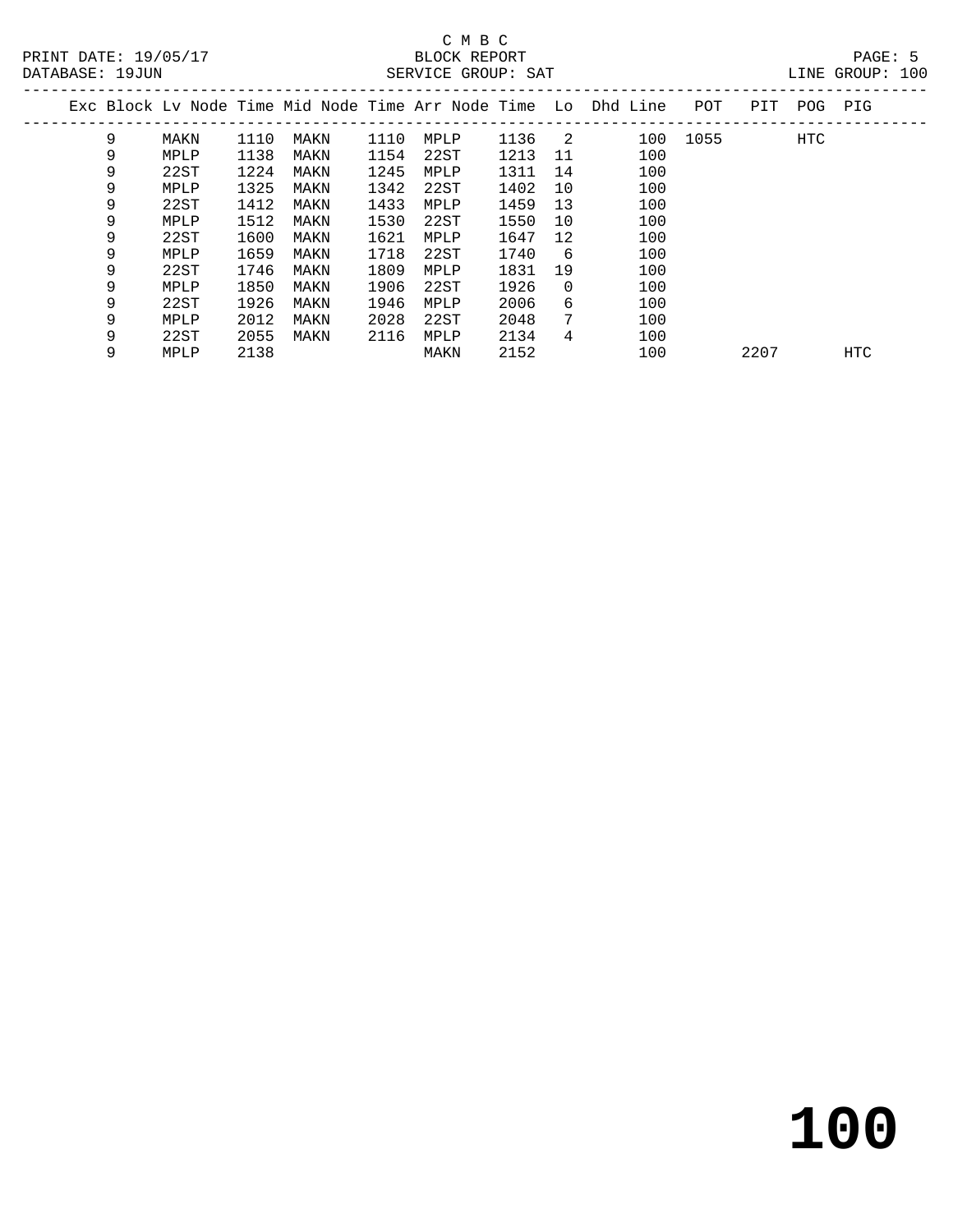C M B C

PRINT DATE: 19/05/17 BLOCK REPORT

DATABASE: 19JUN SERVICE GROUP: SAT LINE GROUP: 100

| Exc | Block | Lv | Node | Time | Mid Node | Time | Arr Node | Time | Lo | Dhd Line | POT | PIT | POG | PIG |
|---|---|---|---|---|---|---|---|---|---|---|---|---|---|---|
| | 9 | | MAKN | 1110 | MAKN | 1110 | MPLP | 1136 | 2 | 100 | 1055 | | HTC | |
| | 9 | | MPLP | 1138 | MAKN | 1154 | 22ST | 1213 | 11 | 100 | | | | |
| | 9 | | 22ST | 1224 | MAKN | 1245 | MPLP | 1311 | 14 | 100 | | | | |
| | 9 | | MPLP | 1325 | MAKN | 1342 | 22ST | 1402 | 10 | 100 | | | | |
| | 9 | | 22ST | 1412 | MAKN | 1433 | MPLP | 1459 | 13 | 100 | | | | |
| | 9 | | MPLP | 1512 | MAKN | 1530 | 22ST | 1550 | 10 | 100 | | | | |
| | 9 | | 22ST | 1600 | MAKN | 1621 | MPLP | 1647 | 12 | 100 | | | | |
| | 9 | | MPLP | 1659 | MAKN | 1718 | 22ST | 1740 | 6 | 100 | | | | |
| | 9 | | 22ST | 1746 | MAKN | 1809 | MPLP | 1831 | 19 | 100 | | | | |
| | 9 | | MPLP | 1850 | MAKN | 1906 | 22ST | 1926 | 0 | 100 | | | | |
| | 9 | | 22ST | 1926 | MAKN | 1946 | MPLP | 2006 | 6 | 100 | | | | |
| | 9 | | MPLP | 2012 | MAKN | 2028 | 22ST | 2048 | 7 | 100 | | | | |
| | 9 | | 22ST | 2055 | MAKN | 2116 | MPLP | 2134 | 4 | 100 | | | | |
| | 9 | | MPLP | 2138 | | | MAKN | 2152 | | 100 | | 2207 | | HTC |

**100**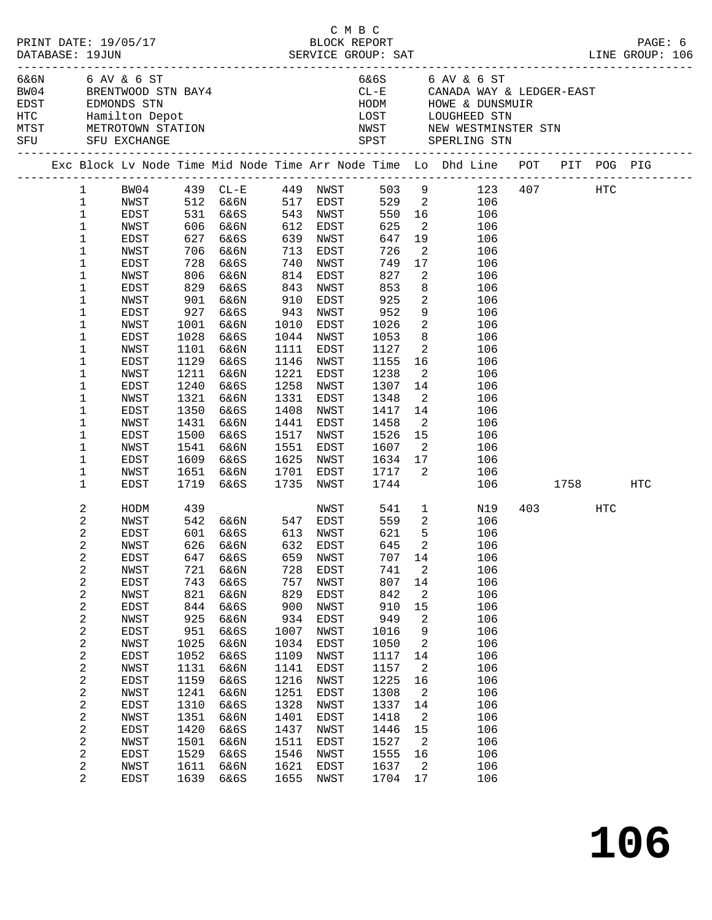C M B C

PRINT DATE: 19/05/17 BLOCK REPORT
DATABASE: 19JUN SERVICE GROUP: SAT LINE GROUP: 106

| Code | Name | Code | Name |
|---|---|---|---|
| 6&6N | 6 AV & 6 ST | 6&6S | 6 AV & 6 ST |
| BW04 | BRENTWOOD STN BAY4 | CL-E | CANADA WAY & LEDGER-EAST |
| EDST | EDMONDS STN | HODM | HOWE & DUNSMUIR |
| HTC | Hamilton Depot | LOST | LOUGHEED STN |
| MTST | METROTOWN STATION | NWST | NEW WESTMINSTER STN |
| SFU | SFU EXCHANGE | SPST | SPERLING STN |

| Exc | Block | Lv Node | Time | Mid Node | Time | Arr Node | Time | Lo | Dhd Line | POT | PIT | POG | PIG |
|---|---|---|---|---|---|---|---|---|---|---|---|---|---|
| | 1 | BW04 | 439 | CL-E | 449 | NWST | 503 | 9 | 123 | 407 | | HTC | |
| | 1 | NWST | 512 | 6&6N | 517 | EDST | 529 | 2 | 106 | | | | |
| | 1 | EDST | 531 | 6&6S | 543 | NWST | 550 | 16 | 106 | | | | |
| | 1 | NWST | 606 | 6&6N | 612 | EDST | 625 | 2 | 106 | | | | |
| | 1 | EDST | 627 | 6&6S | 639 | NWST | 647 | 19 | 106 | | | | |
| | 1 | NWST | 706 | 6&6N | 713 | EDST | 726 | 2 | 106 | | | | |
| | 1 | EDST | 728 | 6&6S | 740 | NWST | 749 | 17 | 106 | | | | |
| | 1 | NWST | 806 | 6&6N | 814 | EDST | 827 | 2 | 106 | | | | |
| | 1 | EDST | 829 | 6&6S | 843 | NWST | 853 | 8 | 106 | | | | |
| | 1 | NWST | 901 | 6&6N | 910 | EDST | 925 | 2 | 106 | | | | |
| | 1 | EDST | 927 | 6&6S | 943 | NWST | 952 | 9 | 106 | | | | |
| | 1 | NWST | 1001 | 6&6N | 1010 | EDST | 1026 | 2 | 106 | | | | |
| | 1 | EDST | 1028 | 6&6S | 1044 | NWST | 1053 | 8 | 106 | | | | |
| | 1 | NWST | 1101 | 6&6N | 1111 | EDST | 1127 | 2 | 106 | | | | |
| | 1 | EDST | 1129 | 6&6S | 1146 | NWST | 1155 | 16 | 106 | | | | |
| | 1 | NWST | 1211 | 6&6N | 1221 | EDST | 1238 | 2 | 106 | | | | |
| | 1 | EDST | 1240 | 6&6S | 1258 | NWST | 1307 | 14 | 106 | | | | |
| | 1 | NWST | 1321 | 6&6N | 1331 | EDST | 1348 | 2 | 106 | | | | |
| | 1 | EDST | 1350 | 6&6S | 1408 | NWST | 1417 | 14 | 106 | | | | |
| | 1 | NWST | 1431 | 6&6N | 1441 | EDST | 1458 | 2 | 106 | | | | |
| | 1 | EDST | 1500 | 6&6S | 1517 | NWST | 1526 | 15 | 106 | | | | |
| | 1 | NWST | 1541 | 6&6N | 1551 | EDST | 1607 | 2 | 106 | | | | |
| | 1 | EDST | 1609 | 6&6S | 1625 | NWST | 1634 | 17 | 106 | | | | |
| | 1 | NWST | 1651 | 6&6N | 1701 | EDST | 1717 | 2 | 106 | | | | |
| | 1 | EDST | 1719 | 6&6S | 1735 | NWST | 1744 | | 106 | | 1758 | | HTC |
| | 2 | HODM | 439 | | | NWST | 541 | 1 | N19 | 403 | | HTC | |
| | 2 | NWST | 542 | 6&6N | 547 | EDST | 559 | 2 | 106 | | | | |
| | 2 | EDST | 601 | 6&6S | 613 | NWST | 621 | 5 | 106 | | | | |
| | 2 | NWST | 626 | 6&6N | 632 | EDST | 645 | 2 | 106 | | | | |
| | 2 | EDST | 647 | 6&6S | 659 | NWST | 707 | 14 | 106 | | | | |
| | 2 | NWST | 721 | 6&6N | 728 | EDST | 741 | 2 | 106 | | | | |
| | 2 | EDST | 743 | 6&6S | 757 | NWST | 807 | 14 | 106 | | | | |
| | 2 | NWST | 821 | 6&6N | 829 | EDST | 842 | 2 | 106 | | | | |
| | 2 | EDST | 844 | 6&6S | 900 | NWST | 910 | 15 | 106 | | | | |
| | 2 | NWST | 925 | 6&6N | 934 | EDST | 949 | 2 | 106 | | | | |
| | 2 | EDST | 951 | 6&6S | 1007 | NWST | 1016 | 9 | 106 | | | | |
| | 2 | NWST | 1025 | 6&6N | 1034 | EDST | 1050 | 2 | 106 | | | | |
| | 2 | EDST | 1052 | 6&6S | 1109 | NWST | 1117 | 14 | 106 | | | | |
| | 2 | NWST | 1131 | 6&6N | 1141 | EDST | 1157 | 2 | 106 | | | | |
| | 2 | EDST | 1159 | 6&6S | 1216 | NWST | 1225 | 16 | 106 | | | | |
| | 2 | NWST | 1241 | 6&6N | 1251 | EDST | 1308 | 2 | 106 | | | | |
| | 2 | EDST | 1310 | 6&6S | 1328 | NWST | 1337 | 14 | 106 | | | | |
| | 2 | NWST | 1351 | 6&6N | 1401 | EDST | 1418 | 2 | 106 | | | | |
| | 2 | EDST | 1420 | 6&6S | 1437 | NWST | 1446 | 15 | 106 | | | | |
| | 2 | NWST | 1501 | 6&6N | 1511 | EDST | 1527 | 2 | 106 | | | | |
| | 2 | EDST | 1529 | 6&6S | 1546 | NWST | 1555 | 16 | 106 | | | | |
| | 2 | NWST | 1611 | 6&6N | 1621 | EDST | 1637 | 2 | 106 | | | | |
| | 2 | EDST | 1639 | 6&6S | 1655 | NWST | 1704 | 17 | 106 | | | | |

# 106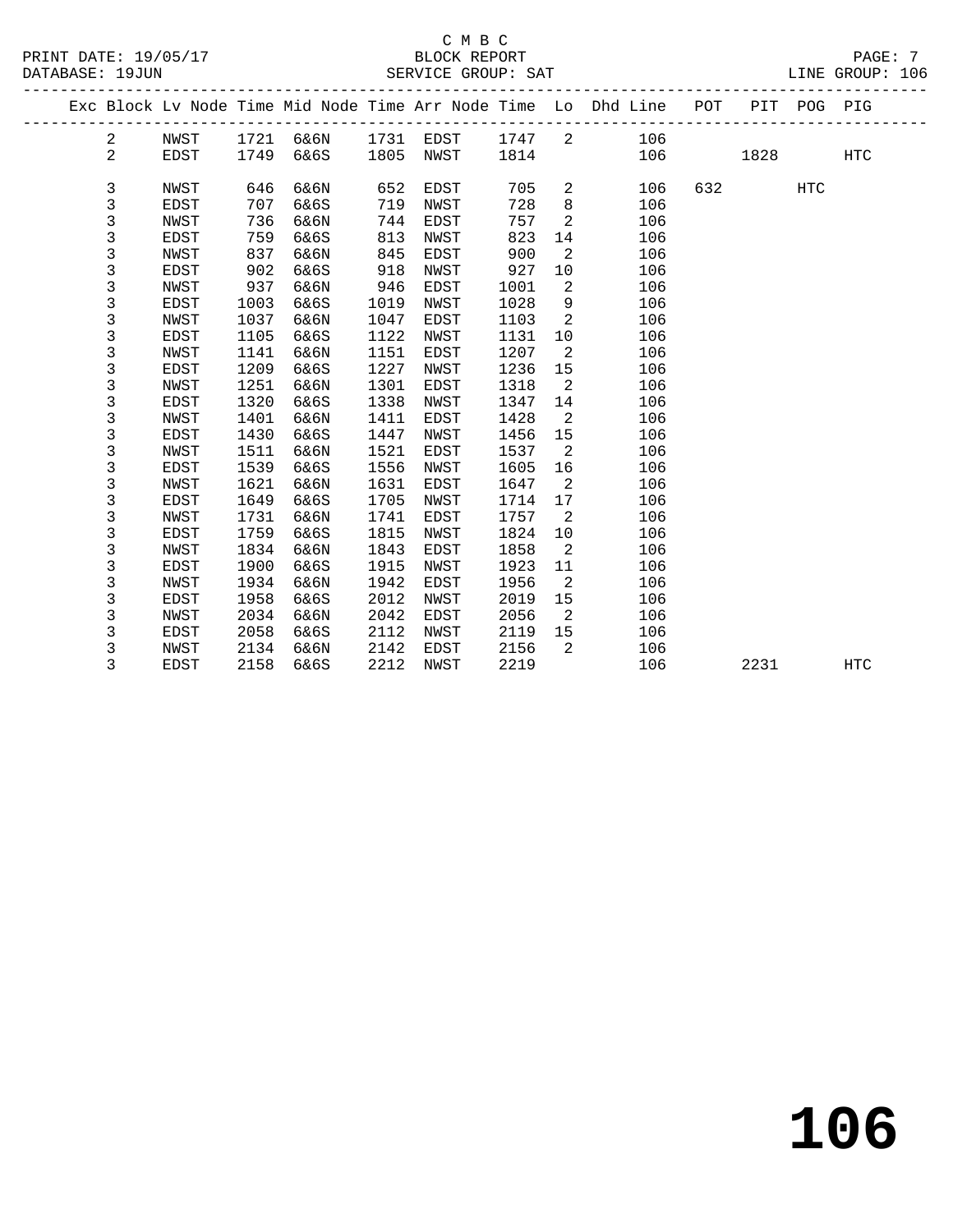C M B C

BLOCK REPORT

PRINT DATE: 19/05/17 DATABASE: 19JUN SERVICE GROUP: SAT LINE GROUP: 106

| Exc | Block | Lv Node | Time | Mid Node | Time | Arr Node | Time | Lo | Dhd Line | POT | PIT | POG | PIG |
|---|---|---|---|---|---|---|---|---|---|---|---|---|---|
| | 2 | NWST | 1721 | 6&6N | 1731 | EDST | 1747 | 2 | 106 | | | | |
| | 2 | EDST | 1749 | 6&6S | 1805 | NWST | 1814 | | 106 | | 1828 | | HTC |
| | 3 | NWST | 646 | 6&6N | 652 | EDST | 705 | 2 | 106 | 632 | | HTC | |
| | 3 | EDST | 707 | 6&6S | 719 | NWST | 728 | 8 | 106 | | | | |
| | 3 | NWST | 736 | 6&6N | 744 | EDST | 757 | 2 | 106 | | | | |
| | 3 | EDST | 759 | 6&6S | 813 | NWST | 823 | 14 | 106 | | | | |
| | 3 | NWST | 837 | 6&6N | 845 | EDST | 900 | 2 | 106 | | | | |
| | 3 | EDST | 902 | 6&6S | 918 | NWST | 927 | 10 | 106 | | | | |
| | 3 | NWST | 937 | 6&6N | 946 | EDST | 1001 | 2 | 106 | | | | |
| | 3 | EDST | 1003 | 6&6S | 1019 | NWST | 1028 | 9 | 106 | | | | |
| | 3 | NWST | 1037 | 6&6N | 1047 | EDST | 1103 | 2 | 106 | | | | |
| | 3 | EDST | 1105 | 6&6S | 1122 | NWST | 1131 | 10 | 106 | | | | |
| | 3 | NWST | 1141 | 6&6N | 1151 | EDST | 1207 | 2 | 106 | | | | |
| | 3 | EDST | 1209 | 6&6S | 1227 | NWST | 1236 | 15 | 106 | | | | |
| | 3 | NWST | 1251 | 6&6N | 1301 | EDST | 1318 | 2 | 106 | | | | |
| | 3 | EDST | 1320 | 6&6S | 1338 | NWST | 1347 | 14 | 106 | | | | |
| | 3 | NWST | 1401 | 6&6N | 1411 | EDST | 1428 | 2 | 106 | | | | |
| | 3 | EDST | 1430 | 6&6S | 1447 | NWST | 1456 | 15 | 106 | | | | |
| | 3 | NWST | 1511 | 6&6N | 1521 | EDST | 1537 | 2 | 106 | | | | |
| | 3 | EDST | 1539 | 6&6S | 1556 | NWST | 1605 | 16 | 106 | | | | |
| | 3 | NWST | 1621 | 6&6N | 1631 | EDST | 1647 | 2 | 106 | | | | |
| | 3 | EDST | 1649 | 6&6S | 1705 | NWST | 1714 | 17 | 106 | | | | |
| | 3 | NWST | 1731 | 6&6N | 1741 | EDST | 1757 | 2 | 106 | | | | |
| | 3 | EDST | 1759 | 6&6S | 1815 | NWST | 1824 | 10 | 106 | | | | |
| | 3 | NWST | 1834 | 6&6N | 1843 | EDST | 1858 | 2 | 106 | | | | |
| | 3 | EDST | 1900 | 6&6S | 1915 | NWST | 1923 | 11 | 106 | | | | |
| | 3 | NWST | 1934 | 6&6N | 1942 | EDST | 1956 | 2 | 106 | | | | |
| | 3 | EDST | 1958 | 6&6S | 2012 | NWST | 2019 | 15 | 106 | | | | |
| | 3 | NWST | 2034 | 6&6N | 2042 | EDST | 2056 | 2 | 106 | | | | |
| | 3 | EDST | 2058 | 6&6S | 2112 | NWST | 2119 | 15 | 106 | | | | |
| | 3 | NWST | 2134 | 6&6N | 2142 | EDST | 2156 | 2 | 106 | | | | |
| | 3 | EDST | 2158 | 6&6S | 2212 | NWST | 2219 | | 106 | | 2231 | | HTC |

# 106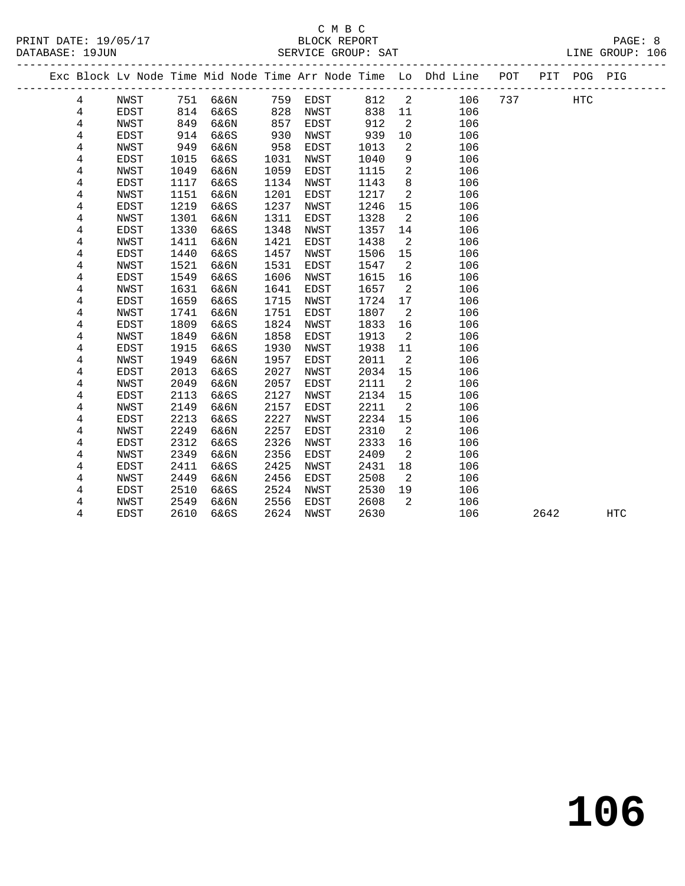C M B C

BLOCK REPORT

SERVICE GROUP: SAT

LINE GROUP: 106

| Exc | Block | Lv Node | Time | Mid Node | Time | Arr Node | Time | Lo | Dhd Line | POT | PIT | POG | PIG |
|---|---|---|---|---|---|---|---|---|---|---|---|---|---|
| | 4 | NWST | 751 | 6&6N | 759 | EDST | 812 | 2 | 106 | 737 | | HTC | |
| | 4 | EDST | 814 | 6&6S | 828 | NWST | 838 | 11 | 106 | | | | |
| | 4 | NWST | 849 | 6&6N | 857 | EDST | 912 | 2 | 106 | | | | |
| | 4 | EDST | 914 | 6&6S | 930 | NWST | 939 | 10 | 106 | | | | |
| | 4 | NWST | 949 | 6&6N | 958 | EDST | 1013 | 2 | 106 | | | | |
| | 4 | EDST | 1015 | 6&6S | 1031 | NWST | 1040 | 9 | 106 | | | | |
| | 4 | NWST | 1049 | 6&6N | 1059 | EDST | 1115 | 2 | 106 | | | | |
| | 4 | EDST | 1117 | 6&6S | 1134 | NWST | 1143 | 8 | 106 | | | | |
| | 4 | NWST | 1151 | 6&6N | 1201 | EDST | 1217 | 2 | 106 | | | | |
| | 4 | EDST | 1219 | 6&6S | 1237 | NWST | 1246 | 15 | 106 | | | | |
| | 4 | NWST | 1301 | 6&6N | 1311 | EDST | 1328 | 2 | 106 | | | | |
| | 4 | EDST | 1330 | 6&6S | 1348 | NWST | 1357 | 14 | 106 | | | | |
| | 4 | NWST | 1411 | 6&6N | 1421 | EDST | 1438 | 2 | 106 | | | | |
| | 4 | EDST | 1440 | 6&6S | 1457 | NWST | 1506 | 15 | 106 | | | | |
| | 4 | NWST | 1521 | 6&6N | 1531 | EDST | 1547 | 2 | 106 | | | | |
| | 4 | EDST | 1549 | 6&6S | 1606 | NWST | 1615 | 16 | 106 | | | | |
| | 4 | NWST | 1631 | 6&6N | 1641 | EDST | 1657 | 2 | 106 | | | | |
| | 4 | EDST | 1659 | 6&6S | 1715 | NWST | 1724 | 17 | 106 | | | | |
| | 4 | NWST | 1741 | 6&6N | 1751 | EDST | 1807 | 2 | 106 | | | | |
| | 4 | EDST | 1809 | 6&6S | 1824 | NWST | 1833 | 16 | 106 | | | | |
| | 4 | NWST | 1849 | 6&6N | 1858 | EDST | 1913 | 2 | 106 | | | | |
| | 4 | EDST | 1915 | 6&6S | 1930 | NWST | 1938 | 11 | 106 | | | | |
| | 4 | NWST | 1949 | 6&6N | 1957 | EDST | 2011 | 2 | 106 | | | | |
| | 4 | EDST | 2013 | 6&6S | 2027 | NWST | 2034 | 15 | 106 | | | | |
| | 4 | NWST | 2049 | 6&6N | 2057 | EDST | 2111 | 2 | 106 | | | | |
| | 4 | EDST | 2113 | 6&6S | 2127 | NWST | 2134 | 15 | 106 | | | | |
| | 4 | NWST | 2149 | 6&6N | 2157 | EDST | 2211 | 2 | 106 | | | | |
| | 4 | EDST | 2213 | 6&6S | 2227 | NWST | 2234 | 15 | 106 | | | | |
| | 4 | NWST | 2249 | 6&6N | 2257 | EDST | 2310 | 2 | 106 | | | | |
| | 4 | EDST | 2312 | 6&6S | 2326 | NWST | 2333 | 16 | 106 | | | | |
| | 4 | NWST | 2349 | 6&6N | 2356 | EDST | 2409 | 2 | 106 | | | | |
| | 4 | EDST | 2411 | 6&6S | 2425 | NWST | 2431 | 18 | 106 | | | | |
| | 4 | NWST | 2449 | 6&6N | 2456 | EDST | 2508 | 2 | 106 | | | | |
| | 4 | EDST | 2510 | 6&6S | 2524 | NWST | 2530 | 19 | 106 | | | | |
| | 4 | NWST | 2549 | 6&6N | 2556 | EDST | 2608 | 2 | 106 | | | | |
| | 4 | EDST | 2610 | 6&6S | 2624 | NWST | 2630 | | 106 | | 2642 | | HTC |

# 106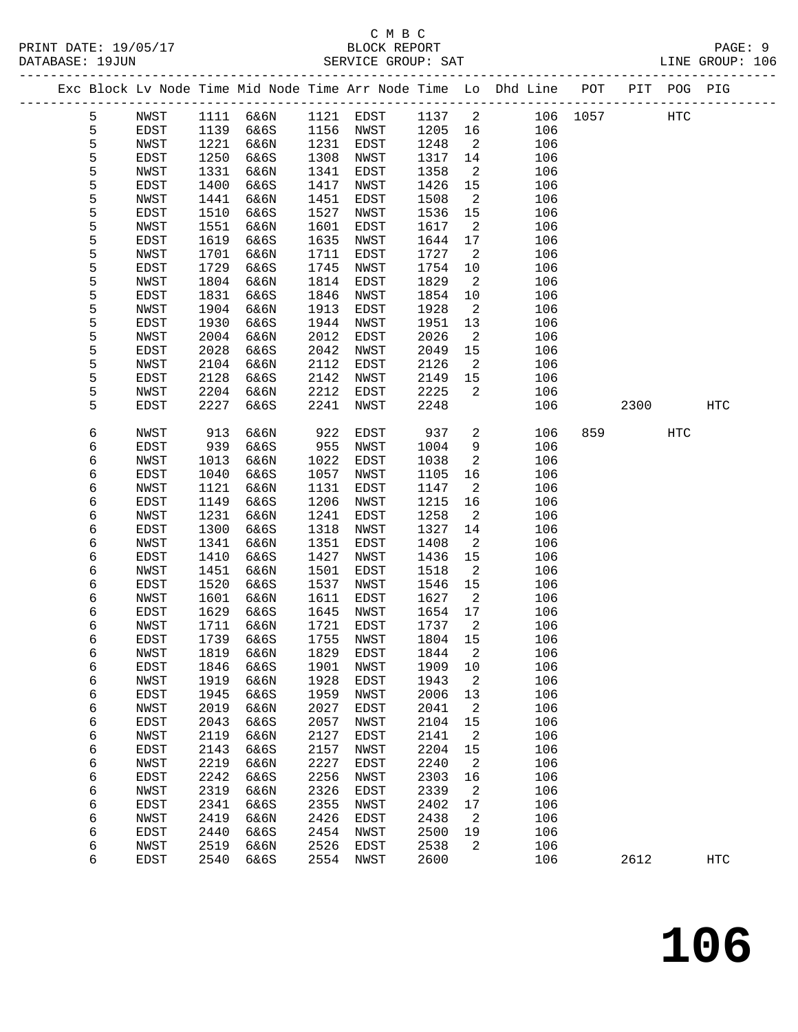C M B C
PRINT DATE: 19/05/17 BLOCK REPORT
DATABASE: 19JUN SERVICE GROUP: SAT LINE GROUP: 106

| Exc | Block | Lv Node | Time | Mid Node | Time | Arr Node | Time | Lo | Dhd Line | POT | PIT | POG | PIG |
|---|---|---|---|---|---|---|---|---|---|---|---|---|---|
| | 5 | NWST | 1111 | 6&6N | 1121 | EDST | 1137 | 2 | 106 | 1057 | | HTC | |
| | 5 | EDST | 1139 | 6&6S | 1156 | NWST | 1205 | 16 | 106 | | | | |
| | 5 | NWST | 1221 | 6&6N | 1231 | EDST | 1248 | 2 | 106 | | | | |
| | 5 | EDST | 1250 | 6&6S | 1308 | NWST | 1317 | 14 | 106 | | | | |
| | 5 | NWST | 1331 | 6&6N | 1341 | EDST | 1358 | 2 | 106 | | | | |
| | 5 | EDST | 1400 | 6&6S | 1417 | NWST | 1426 | 15 | 106 | | | | |
| | 5 | NWST | 1441 | 6&6N | 1451 | EDST | 1508 | 2 | 106 | | | | |
| | 5 | EDST | 1510 | 6&6S | 1527 | NWST | 1536 | 15 | 106 | | | | |
| | 5 | NWST | 1551 | 6&6N | 1601 | EDST | 1617 | 2 | 106 | | | | |
| | 5 | EDST | 1619 | 6&6S | 1635 | NWST | 1644 | 17 | 106 | | | | |
| | 5 | NWST | 1701 | 6&6N | 1711 | EDST | 1727 | 2 | 106 | | | | |
| | 5 | EDST | 1729 | 6&6S | 1745 | NWST | 1754 | 10 | 106 | | | | |
| | 5 | NWST | 1804 | 6&6N | 1814 | EDST | 1829 | 2 | 106 | | | | |
| | 5 | EDST | 1831 | 6&6S | 1846 | NWST | 1854 | 10 | 106 | | | | |
| | 5 | NWST | 1904 | 6&6N | 1913 | EDST | 1928 | 2 | 106 | | | | |
| | 5 | EDST | 1930 | 6&6S | 1944 | NWST | 1951 | 13 | 106 | | | | |
| | 5 | NWST | 2004 | 6&6N | 2012 | EDST | 2026 | 2 | 106 | | | | |
| | 5 | EDST | 2028 | 6&6S | 2042 | NWST | 2049 | 15 | 106 | | | | |
| | 5 | NWST | 2104 | 6&6N | 2112 | EDST | 2126 | 2 | 106 | | | | |
| | 5 | EDST | 2128 | 6&6S | 2142 | NWST | 2149 | 15 | 106 | | | | |
| | 5 | NWST | 2204 | 6&6N | 2212 | EDST | 2225 | 2 | 106 | | | | |
| | 5 | EDST | 2227 | 6&6S | 2241 | NWST | 2248 | | 106 | | 2300 | | HTC |
| | 6 | NWST | 913 | 6&6N | 922 | EDST | 937 | 2 | 106 | 859 | | HTC | |
| | 6 | EDST | 939 | 6&6S | 955 | NWST | 1004 | 9 | 106 | | | | |
| | 6 | NWST | 1013 | 6&6N | 1022 | EDST | 1038 | 2 | 106 | | | | |
| | 6 | EDST | 1040 | 6&6S | 1057 | NWST | 1105 | 16 | 106 | | | | |
| | 6 | NWST | 1121 | 6&6N | 1131 | EDST | 1147 | 2 | 106 | | | | |
| | 6 | EDST | 1149 | 6&6S | 1206 | NWST | 1215 | 16 | 106 | | | | |
| | 6 | NWST | 1231 | 6&6N | 1241 | EDST | 1258 | 2 | 106 | | | | |
| | 6 | EDST | 1300 | 6&6S | 1318 | NWST | 1327 | 14 | 106 | | | | |
| | 6 | NWST | 1341 | 6&6N | 1351 | EDST | 1408 | 2 | 106 | | | | |
| | 6 | EDST | 1410 | 6&6S | 1427 | NWST | 1436 | 15 | 106 | | | | |
| | 6 | NWST | 1451 | 6&6N | 1501 | EDST | 1518 | 2 | 106 | | | | |
| | 6 | EDST | 1520 | 6&6S | 1537 | NWST | 1546 | 15 | 106 | | | | |
| | 6 | NWST | 1601 | 6&6N | 1611 | EDST | 1627 | 2 | 106 | | | | |
| | 6 | EDST | 1629 | 6&6S | 1645 | NWST | 1654 | 17 | 106 | | | | |
| | 6 | NWST | 1711 | 6&6N | 1721 | EDST | 1737 | 2 | 106 | | | | |
| | 6 | EDST | 1739 | 6&6S | 1755 | NWST | 1804 | 15 | 106 | | | | |
| | 6 | NWST | 1819 | 6&6N | 1829 | EDST | 1844 | 2 | 106 | | | | |
| | 6 | EDST | 1846 | 6&6S | 1901 | NWST | 1909 | 10 | 106 | | | | |
| | 6 | NWST | 1919 | 6&6N | 1928 | EDST | 1943 | 2 | 106 | | | | |
| | 6 | EDST | 1945 | 6&6S | 1959 | NWST | 2006 | 13 | 106 | | | | |
| | 6 | NWST | 2019 | 6&6N | 2027 | EDST | 2041 | 2 | 106 | | | | |
| | 6 | EDST | 2043 | 6&6S | 2057 | NWST | 2104 | 15 | 106 | | | | |
| | 6 | NWST | 2119 | 6&6N | 2127 | EDST | 2141 | 2 | 106 | | | | |
| | 6 | EDST | 2143 | 6&6S | 2157 | NWST | 2204 | 15 | 106 | | | | |
| | 6 | NWST | 2219 | 6&6N | 2227 | EDST | 2240 | 2 | 106 | | | | |
| | 6 | EDST | 2242 | 6&6S | 2256 | NWST | 2303 | 16 | 106 | | | | |
| | 6 | NWST | 2319 | 6&6N | 2326 | EDST | 2339 | 2 | 106 | | | | |
| | 6 | EDST | 2341 | 6&6S | 2355 | NWST | 2402 | 17 | 106 | | | | |
| | 6 | NWST | 2419 | 6&6N | 2426 | EDST | 2438 | 2 | 106 | | | | |
| | 6 | EDST | 2440 | 6&6S | 2454 | NWST | 2500 | 19 | 106 | | | | |
| | 6 | NWST | 2519 | 6&6N | 2526 | EDST | 2538 | 2 | 106 | | | | |
| | 6 | EDST | 2540 | 6&6S | 2554 | NWST | 2600 | | 106 | | 2612 | | HTC |

# 106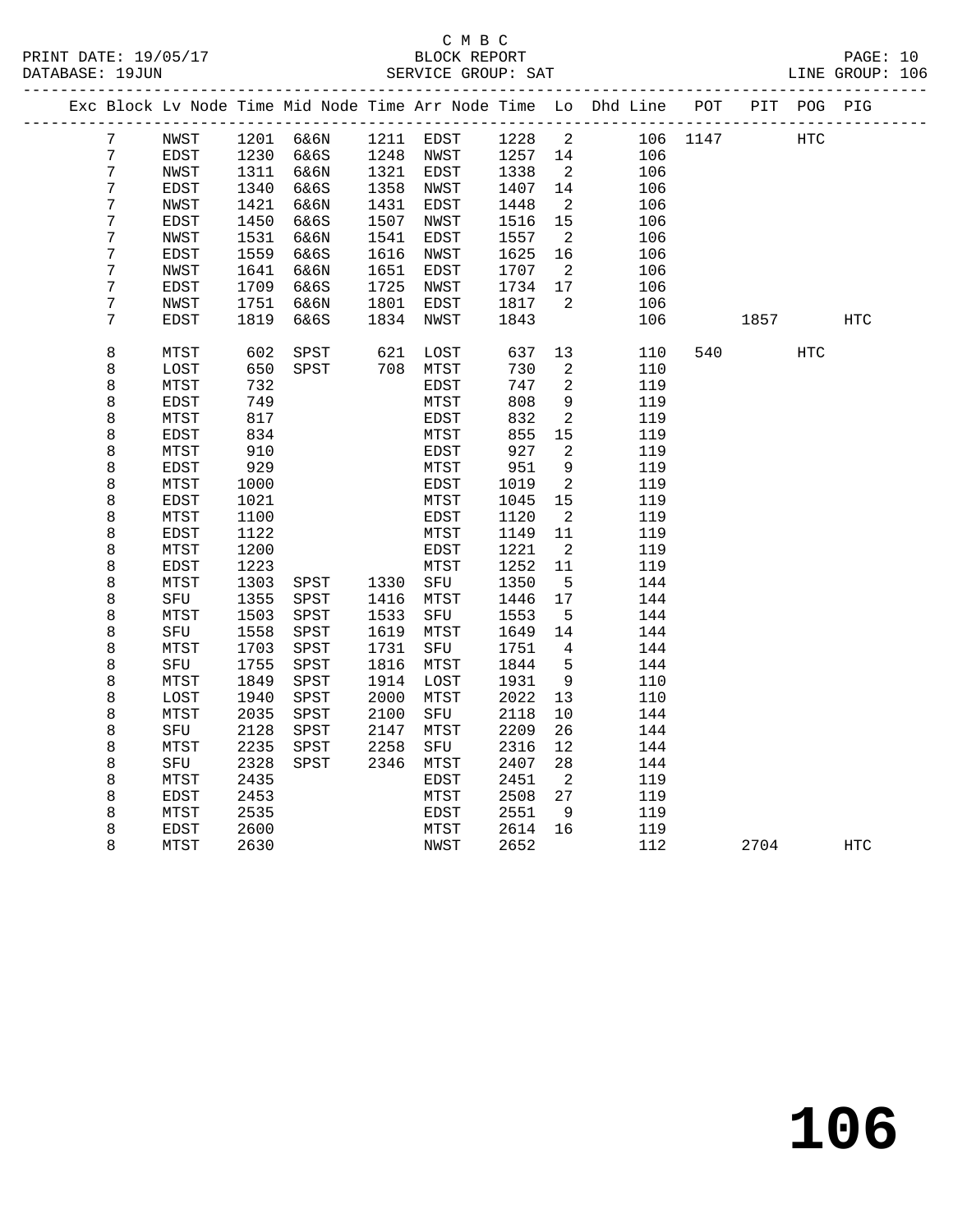C M B C

BLOCK REPORT

SERVICE GROUP: SAT

LINE GROUP: 106

PRINT DATE: 19/05/17

DATABASE: 19JUN

| Exc | Block | Lv | Node | Time | Mid Node | Time | Arr Node | Time | Lo | Dhd Line | POT | PIT | POG | PIG |
|---|---|---|---|---|---|---|---|---|---|---|---|---|---|---|
| | 7 | | NWST | 1201 | 6&6N | 1211 | EDST | 1228 | 2 | 106 | 1147 | | HTC | |
| | 7 | | EDST | 1230 | 6&6S | 1248 | NWST | 1257 | 14 | 106 | | | | |
| | 7 | | NWST | 1311 | 6&6N | 1321 | EDST | 1338 | 2 | 106 | | | | |
| | 7 | | EDST | 1340 | 6&6S | 1358 | NWST | 1407 | 14 | 106 | | | | |
| | 7 | | NWST | 1421 | 6&6N | 1431 | EDST | 1448 | 2 | 106 | | | | |
| | 7 | | EDST | 1450 | 6&6S | 1507 | NWST | 1516 | 15 | 106 | | | | |
| | 7 | | NWST | 1531 | 6&6N | 1541 | EDST | 1557 | 2 | 106 | | | | |
| | 7 | | EDST | 1559 | 6&6S | 1616 | NWST | 1625 | 16 | 106 | | | | |
| | 7 | | NWST | 1641 | 6&6N | 1651 | EDST | 1707 | 2 | 106 | | | | |
| | 7 | | EDST | 1709 | 6&6S | 1725 | NWST | 1734 | 17 | 106 | | | | |
| | 7 | | NWST | 1751 | 6&6N | 1801 | EDST | 1817 | 2 | 106 | | | | |
| | 7 | | EDST | 1819 | 6&6S | 1834 | NWST | 1843 | | 106 | | 1857 | | HTC |
| | 8 | | MTST | 602 | SPST | 621 | LOST | 637 | 13 | 110 | 540 | | HTC | |
| | 8 | | LOST | 650 | SPST | 708 | MTST | 730 | 2 | 110 | | | | |
| | 8 | | MTST | 732 | | | EDST | 747 | 2 | 119 | | | | |
| | 8 | | EDST | 749 | | | MTST | 808 | 9 | 119 | | | | |
| | 8 | | MTST | 817 | | | EDST | 832 | 2 | 119 | | | | |
| | 8 | | EDST | 834 | | | MTST | 855 | 15 | 119 | | | | |
| | 8 | | MTST | 910 | | | EDST | 927 | 2 | 119 | | | | |
| | 8 | | EDST | 929 | | | MTST | 951 | 9 | 119 | | | | |
| | 8 | | MTST | 1000 | | | EDST | 1019 | 2 | 119 | | | | |
| | 8 | | EDST | 1021 | | | MTST | 1045 | 15 | 119 | | | | |
| | 8 | | MTST | 1100 | | | EDST | 1120 | 2 | 119 | | | | |
| | 8 | | EDST | 1122 | | | MTST | 1149 | 11 | 119 | | | | |
| | 8 | | MTST | 1200 | | | EDST | 1221 | 2 | 119 | | | | |
| | 8 | | EDST | 1223 | | | MTST | 1252 | 11 | 119 | | | | |
| | 8 | | MTST | 1303 | SPST | 1330 | SFU | 1350 | 5 | 144 | | | | |
| | 8 | | SFU | 1355 | SPST | 1416 | MTST | 1446 | 17 | 144 | | | | |
| | 8 | | MTST | 1503 | SPST | 1533 | SFU | 1553 | 5 | 144 | | | | |
| | 8 | | SFU | 1558 | SPST | 1619 | MTST | 1649 | 14 | 144 | | | | |
| | 8 | | MTST | 1703 | SPST | 1731 | SFU | 1751 | 4 | 144 | | | | |
| | 8 | | SFU | 1755 | SPST | 1816 | MTST | 1844 | 5 | 144 | | | | |
| | 8 | | MTST | 1849 | SPST | 1914 | LOST | 1931 | 9 | 110 | | | | |
| | 8 | | LOST | 1940 | SPST | 2000 | MTST | 2022 | 13 | 110 | | | | |
| | 8 | | MTST | 2035 | SPST | 2100 | SFU | 2118 | 10 | 144 | | | | |
| | 8 | | SFU | 2128 | SPST | 2147 | MTST | 2209 | 26 | 144 | | | | |
| | 8 | | MTST | 2235 | SPST | 2258 | SFU | 2316 | 12 | 144 | | | | |
| | 8 | | SFU | 2328 | SPST | 2346 | MTST | 2407 | 28 | 144 | | | | |
| | 8 | | MTST | 2435 | | | EDST | 2451 | 2 | 119 | | | | |
| | 8 | | EDST | 2453 | | | MTST | 2508 | 27 | 119 | | | | |
| | 8 | | MTST | 2535 | | | EDST | 2551 | 9 | 119 | | | | |
| | 8 | | EDST | 2600 | | | MTST | 2614 | 16 | 119 | | | | |
| | 8 | | MTST | 2630 | | | NWST | 2652 | | 112 | | 2704 | | HTC |

106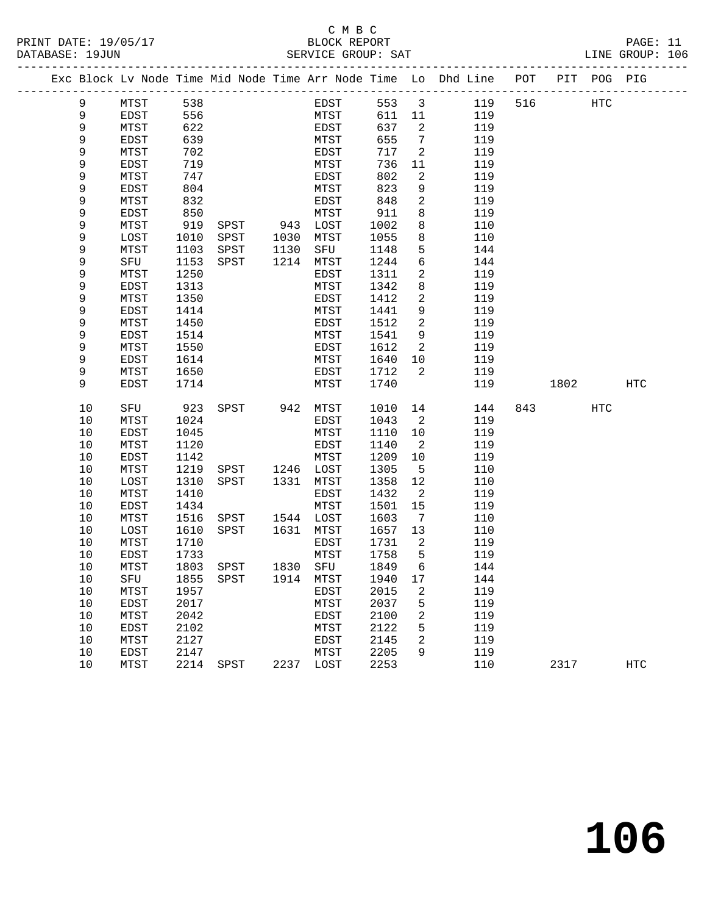C M B C

PRINT DATE: 19/05/17 BLOCK REPORT

DATABASE: 19JUN SERVICE GROUP: SAT LINE GROUP: 106

| Exc | Block | Lv | Node | Time | Mid Node | Time | Arr Node | Time | Lo | Dhd Line | POT | PIT | POG | PIG |
|---|---|---|---|---|---|---|---|---|---|---|---|---|---|---|
| | 9 | | MTST | 538 | | | EDST | 553 | 3 | 119 | 516 | | HTC | |
| | 9 | | EDST | 556 | | | MTST | 611 | 11 | 119 | | | | |
| | 9 | | MTST | 622 | | | EDST | 637 | 2 | 119 | | | | |
| | 9 | | EDST | 639 | | | MTST | 655 | 7 | 119 | | | | |
| | 9 | | MTST | 702 | | | EDST | 717 | 2 | 119 | | | | |
| | 9 | | EDST | 719 | | | MTST | 736 | 11 | 119 | | | | |
| | 9 | | MTST | 747 | | | EDST | 802 | 2 | 119 | | | | |
| | 9 | | EDST | 804 | | | MTST | 823 | 9 | 119 | | | | |
| | 9 | | MTST | 832 | | | EDST | 848 | 2 | 119 | | | | |
| | 9 | | EDST | 850 | | | MTST | 911 | 8 | 119 | | | | |
| | 9 | | MTST | 919 | SPST | 943 | LOST | 1002 | 8 | 110 | | | | |
| | 9 | | LOST | 1010 | SPST | 1030 | MTST | 1055 | 8 | 110 | | | | |
| | 9 | | MTST | 1103 | SPST | 1130 | SFU | 1148 | 5 | 144 | | | | |
| | 9 | | SFU | 1153 | SPST | 1214 | MTST | 1244 | 6 | 144 | | | | |
| | 9 | | MTST | 1250 | | | EDST | 1311 | 2 | 119 | | | | |
| | 9 | | EDST | 1313 | | | MTST | 1342 | 8 | 119 | | | | |
| | 9 | | MTST | 1350 | | | EDST | 1412 | 2 | 119 | | | | |
| | 9 | | EDST | 1414 | | | MTST | 1441 | 9 | 119 | | | | |
| | 9 | | MTST | 1450 | | | EDST | 1512 | 2 | 119 | | | | |
| | 9 | | EDST | 1514 | | | MTST | 1541 | 9 | 119 | | | | |
| | 9 | | MTST | 1550 | | | EDST | 1612 | 2 | 119 | | | | |
| | 9 | | EDST | 1614 | | | MTST | 1640 | 10 | 119 | | | | |
| | 9 | | MTST | 1650 | | | EDST | 1712 | 2 | 119 | | | | |
| | 9 | | EDST | 1714 | | | MTST | 1740 | | 119 | | 1802 | | HTC |
| | 10 | | SFU | 923 | SPST | 942 | MTST | 1010 | 14 | 144 | 843 | | HTC | |
| | 10 | | MTST | 1024 | | | EDST | 1043 | 2 | 119 | | | | |
| | 10 | | EDST | 1045 | | | MTST | 1110 | 10 | 119 | | | | |
| | 10 | | MTST | 1120 | | | EDST | 1140 | 2 | 119 | | | | |
| | 10 | | EDST | 1142 | | | MTST | 1209 | 10 | 119 | | | | |
| | 10 | | MTST | 1219 | SPST | 1246 | LOST | 1305 | 5 | 110 | | | | |
| | 10 | | LOST | 1310 | SPST | 1331 | MTST | 1358 | 12 | 110 | | | | |
| | 10 | | MTST | 1410 | | | EDST | 1432 | 2 | 119 | | | | |
| | 10 | | EDST | 1434 | | | MTST | 1501 | 15 | 119 | | | | |
| | 10 | | MTST | 1516 | SPST | 1544 | LOST | 1603 | 7 | 110 | | | | |
| | 10 | | LOST | 1610 | SPST | 1631 | MTST | 1657 | 13 | 110 | | | | |
| | 10 | | MTST | 1710 | | | EDST | 1731 | 2 | 119 | | | | |
| | 10 | | EDST | 1733 | | | MTST | 1758 | 5 | 119 | | | | |
| | 10 | | MTST | 1803 | SPST | 1830 | SFU | 1849 | 6 | 144 | | | | |
| | 10 | | SFU | 1855 | SPST | 1914 | MTST | 1940 | 17 | 144 | | | | |
| | 10 | | MTST | 1957 | | | EDST | 2015 | 2 | 119 | | | | |
| | 10 | | EDST | 2017 | | | MTST | 2037 | 5 | 119 | | | | |
| | 10 | | MTST | 2042 | | | EDST | 2100 | 2 | 119 | | | | |
| | 10 | | EDST | 2102 | | | MTST | 2122 | 5 | 119 | | | | |
| | 10 | | MTST | 2127 | | | EDST | 2145 | 2 | 119 | | | | |
| | 10 | | EDST | 2147 | | | MTST | 2205 | 9 | 119 | | | | |
| | 10 | | MTST | 2214 | SPST | 2237 | LOST | 2253 | | 110 | | 2317 | | HTC |

# 106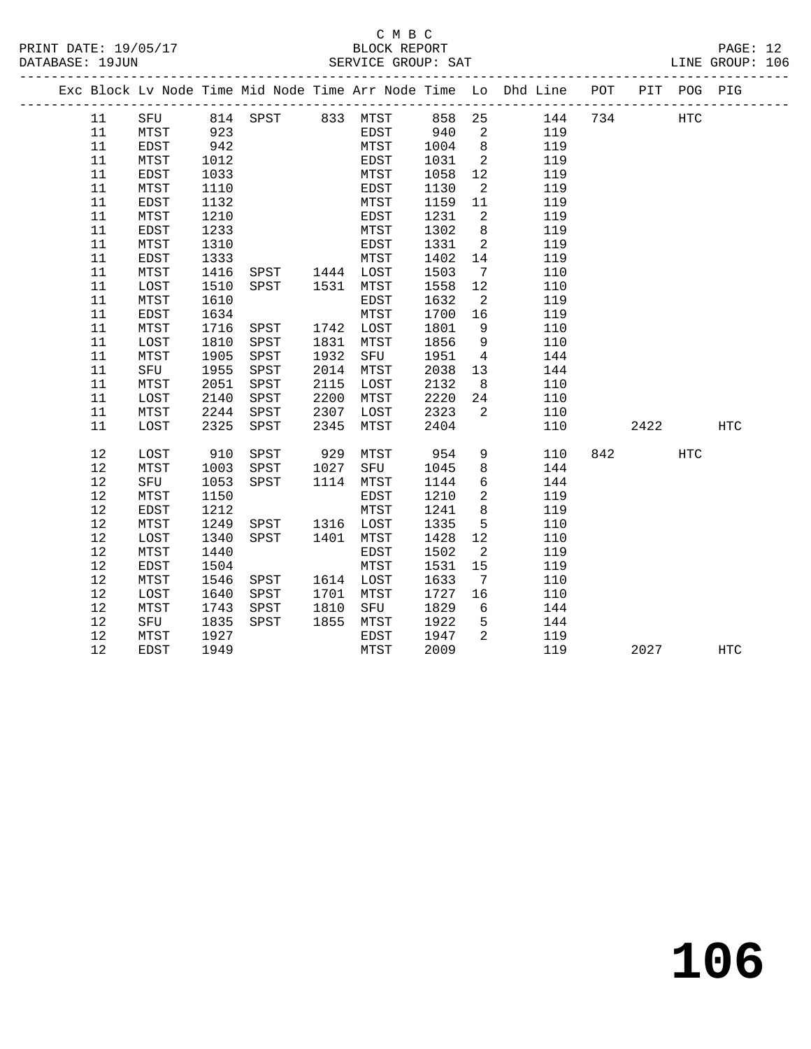C M B C
BLOCK REPORT
SERVICE GROUP: SAT

PRINT DATE: 19/05/17
DATABASE: 19JUN
LINE GROUP: 106

| Exc | Block | Lv Node | Time | Mid Node | Time | Arr Node | Time | Lo | Dhd Line | POT | PIT | POG | PIG |
|---|---|---|---|---|---|---|---|---|---|---|---|---|---|
| | 11 | SFU | 814 | SPST | 833 | MTST | 858 | 25 | 144 | 734 | | HTC | |
| | 11 | MTST | 923 | | | EDST | 940 | 2 | 119 | | | | |
| | 11 | EDST | 942 | | | MTST | 1004 | 8 | 119 | | | | |
| | 11 | MTST | 1012 | | | EDST | 1031 | 2 | 119 | | | | |
| | 11 | EDST | 1033 | | | MTST | 1058 | 12 | 119 | | | | |
| | 11 | MTST | 1110 | | | EDST | 1130 | 2 | 119 | | | | |
| | 11 | EDST | 1132 | | | MTST | 1159 | 11 | 119 | | | | |
| | 11 | MTST | 1210 | | | EDST | 1231 | 2 | 119 | | | | |
| | 11 | EDST | 1233 | | | MTST | 1302 | 8 | 119 | | | | |
| | 11 | MTST | 1310 | | | EDST | 1331 | 2 | 119 | | | | |
| | 11 | EDST | 1333 | | | MTST | 1402 | 14 | 119 | | | | |
| | 11 | MTST | 1416 | SPST | 1444 | LOST | 1503 | 7 | 110 | | | | |
| | 11 | LOST | 1510 | SPST | 1531 | MTST | 1558 | 12 | 110 | | | | |
| | 11 | MTST | 1610 | | | EDST | 1632 | 2 | 119 | | | | |
| | 11 | EDST | 1634 | | | MTST | 1700 | 16 | 119 | | | | |
| | 11 | MTST | 1716 | SPST | 1742 | LOST | 1801 | 9 | 110 | | | | |
| | 11 | LOST | 1810 | SPST | 1831 | MTST | 1856 | 9 | 110 | | | | |
| | 11 | MTST | 1905 | SPST | 1932 | SFU | 1951 | 4 | 144 | | | | |
| | 11 | SFU | 1955 | SPST | 2014 | MTST | 2038 | 13 | 144 | | | | |
| | 11 | MTST | 2051 | SPST | 2115 | LOST | 2132 | 8 | 110 | | | | |
| | 11 | LOST | 2140 | SPST | 2200 | MTST | 2220 | 24 | 110 | | | | |
| | 11 | MTST | 2244 | SPST | 2307 | LOST | 2323 | 2 | 110 | | | | |
| | 11 | LOST | 2325 | SPST | 2345 | MTST | 2404 | | 110 | | 2422 | | HTC |
| | 12 | LOST | 910 | SPST | 929 | MTST | 954 | 9 | 110 | 842 | | HTC | |
| | 12 | MTST | 1003 | SPST | 1027 | SFU | 1045 | 8 | 144 | | | | |
| | 12 | SFU | 1053 | SPST | 1114 | MTST | 1144 | 6 | 144 | | | | |
| | 12 | MTST | 1150 | | | EDST | 1210 | 2 | 119 | | | | |
| | 12 | EDST | 1212 | | | MTST | 1241 | 8 | 119 | | | | |
| | 12 | MTST | 1249 | SPST | 1316 | LOST | 1335 | 5 | 110 | | | | |
| | 12 | LOST | 1340 | SPST | 1401 | MTST | 1428 | 12 | 110 | | | | |
| | 12 | MTST | 1440 | | | EDST | 1502 | 2 | 119 | | | | |
| | 12 | EDST | 1504 | | | MTST | 1531 | 15 | 119 | | | | |
| | 12 | MTST | 1546 | SPST | 1614 | LOST | 1633 | 7 | 110 | | | | |
| | 12 | LOST | 1640 | SPST | 1701 | MTST | 1727 | 16 | 110 | | | | |
| | 12 | MTST | 1743 | SPST | 1810 | SFU | 1829 | 6 | 144 | | | | |
| | 12 | SFU | 1835 | SPST | 1855 | MTST | 1922 | 5 | 144 | | | | |
| | 12 | MTST | 1927 | | | EDST | 1947 | 2 | 119 | | | | |
| | 12 | EDST | 1949 | | | MTST | 2009 | | 119 | | 2027 | | HTC |

**106**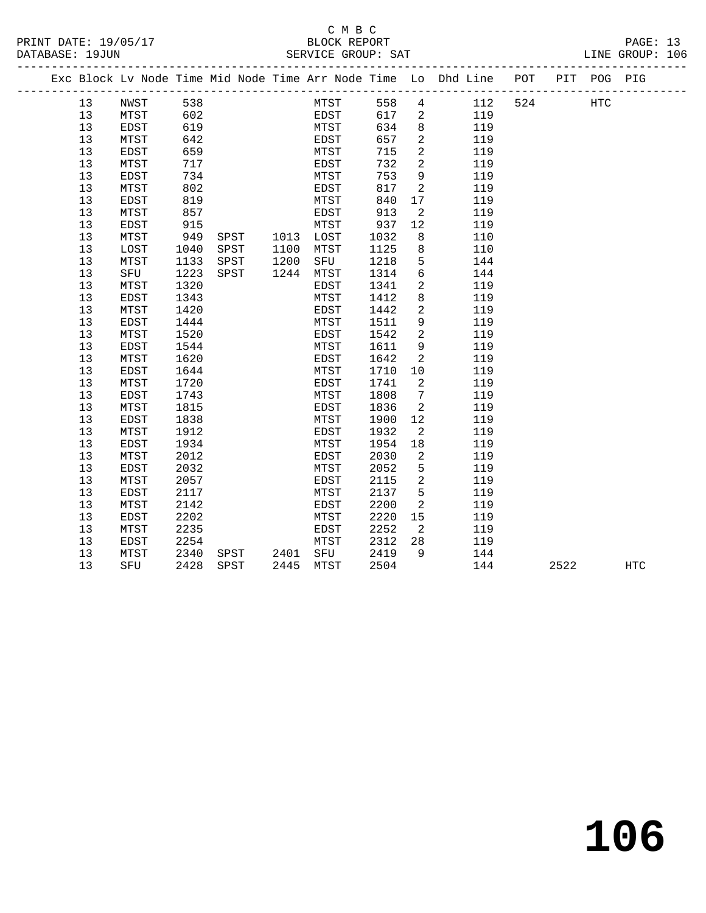C M B C

PRINT DATE: 19/05/17 BLOCK REPORT

DATABASE: 19JUN SERVICE GROUP: SAT LINE GROUP: 106

| Exc | Block | Lv Node | Time | Mid Node | Time | Arr Node | Time | Lo | Dhd Line | POT | PIT | POG | PIG |
|---|---|---|---|---|---|---|---|---|---|---|---|---|---|
| | 13 | NWST | 538 | | | MTST | 558 | 4 | 112 | 524 | | HTC | |
| | 13 | MTST | 602 | | | EDST | 617 | 2 | 119 | | | | |
| | 13 | EDST | 619 | | | MTST | 634 | 8 | 119 | | | | |
| | 13 | MTST | 642 | | | EDST | 657 | 2 | 119 | | | | |
| | 13 | EDST | 659 | | | MTST | 715 | 2 | 119 | | | | |
| | 13 | MTST | 717 | | | EDST | 732 | 2 | 119 | | | | |
| | 13 | EDST | 734 | | | MTST | 753 | 9 | 119 | | | | |
| | 13 | MTST | 802 | | | EDST | 817 | 2 | 119 | | | | |
| | 13 | EDST | 819 | | | MTST | 840 | 17 | 119 | | | | |
| | 13 | MTST | 857 | | | EDST | 913 | 2 | 119 | | | | |
| | 13 | EDST | 915 | | | MTST | 937 | 12 | 119 | | | | |
| | 13 | MTST | 949 | SPST | 1013 | LOST | 1032 | 8 | 110 | | | | |
| | 13 | LOST | 1040 | SPST | 1100 | MTST | 1125 | 8 | 110 | | | | |
| | 13 | MTST | 1133 | SPST | 1200 | SFU | 1218 | 5 | 144 | | | | |
| | 13 | SFU | 1223 | SPST | 1244 | MTST | 1314 | 6 | 144 | | | | |
| | 13 | MTST | 1320 | | | EDST | 1341 | 2 | 119 | | | | |
| | 13 | EDST | 1343 | | | MTST | 1412 | 8 | 119 | | | | |
| | 13 | MTST | 1420 | | | EDST | 1442 | 2 | 119 | | | | |
| | 13 | EDST | 1444 | | | MTST | 1511 | 9 | 119 | | | | |
| | 13 | MTST | 1520 | | | EDST | 1542 | 2 | 119 | | | | |
| | 13 | EDST | 1544 | | | MTST | 1611 | 9 | 119 | | | | |
| | 13 | MTST | 1620 | | | EDST | 1642 | 2 | 119 | | | | |
| | 13 | EDST | 1644 | | | MTST | 1710 | 10 | 119 | | | | |
| | 13 | MTST | 1720 | | | EDST | 1741 | 2 | 119 | | | | |
| | 13 | EDST | 1743 | | | MTST | 1808 | 7 | 119 | | | | |
| | 13 | MTST | 1815 | | | EDST | 1836 | 2 | 119 | | | | |
| | 13 | EDST | 1838 | | | MTST | 1900 | 12 | 119 | | | | |
| | 13 | MTST | 1912 | | | EDST | 1932 | 2 | 119 | | | | |
| | 13 | EDST | 1934 | | | MTST | 1954 | 18 | 119 | | | | |
| | 13 | MTST | 2012 | | | EDST | 2030 | 2 | 119 | | | | |
| | 13 | EDST | 2032 | | | MTST | 2052 | 5 | 119 | | | | |
| | 13 | MTST | 2057 | | | EDST | 2115 | 2 | 119 | | | | |
| | 13 | EDST | 2117 | | | MTST | 2137 | 5 | 119 | | | | |
| | 13 | MTST | 2142 | | | EDST | 2200 | 2 | 119 | | | | |
| | 13 | EDST | 2202 | | | MTST | 2220 | 15 | 119 | | | | |
| | 13 | MTST | 2235 | | | EDST | 2252 | 2 | 119 | | | | |
| | 13 | EDST | 2254 | | | MTST | 2312 | 28 | 119 | | | | |
| | 13 | MTST | 2340 | SPST | 2401 | SFU | 2419 | 9 | 144 | | | | |
| | 13 | SFU | 2428 | SPST | 2445 | MTST | 2504 | | 144 | | 2522 | | HTC |

# 106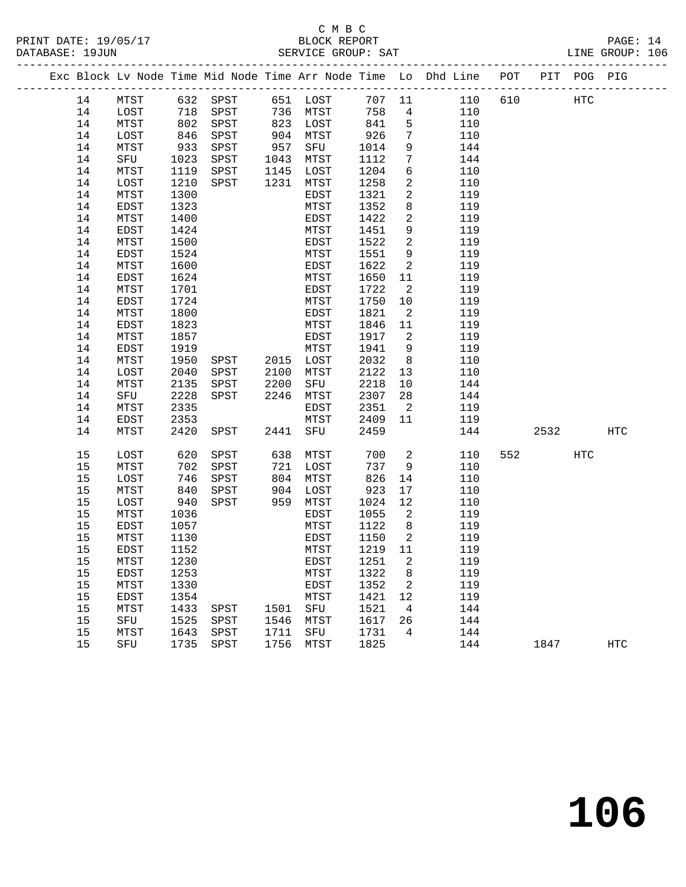C M B C
BLOCK REPORT
SERVICE GROUP: SAT

PRINT DATE: 19/05/17
DATABASE: 19JUN
LINE GROUP: 106

| Exc | Block | Lv Node | Time | Mid Node | Time | Arr Node | Time | Lo | Dhd Line | POT | PIT | POG | PIG |
|---|---|---|---|---|---|---|---|---|---|---|---|---|---|
| | 14 | MTST | 632 | SPST | 651 | LOST | 707 | 11 | 110 | 610 | | HTC | |
| | 14 | LOST | 718 | SPST | 736 | MTST | 758 | 4 | 110 | | | | |
| | 14 | MTST | 802 | SPST | 823 | LOST | 841 | 5 | 110 | | | | |
| | 14 | LOST | 846 | SPST | 904 | MTST | 926 | 7 | 110 | | | | |
| | 14 | MTST | 933 | SPST | 957 | SFU | 1014 | 9 | 144 | | | | |
| | 14 | SFU | 1023 | SPST | 1043 | MTST | 1112 | 7 | 144 | | | | |
| | 14 | MTST | 1119 | SPST | 1145 | LOST | 1204 | 6 | 110 | | | | |
| | 14 | LOST | 1210 | SPST | 1231 | MTST | 1258 | 2 | 110 | | | | |
| | 14 | MTST | 1300 | | | EDST | 1321 | 2 | 119 | | | | |
| | 14 | EDST | 1323 | | | MTST | 1352 | 8 | 119 | | | | |
| | 14 | MTST | 1400 | | | EDST | 1422 | 2 | 119 | | | | |
| | 14 | EDST | 1424 | | | MTST | 1451 | 9 | 119 | | | | |
| | 14 | MTST | 1500 | | | EDST | 1522 | 2 | 119 | | | | |
| | 14 | EDST | 1524 | | | MTST | 1551 | 9 | 119 | | | | |
| | 14 | MTST | 1600 | | | EDST | 1622 | 2 | 119 | | | | |
| | 14 | EDST | 1624 | | | MTST | 1650 | 11 | 119 | | | | |
| | 14 | MTST | 1701 | | | EDST | 1722 | 2 | 119 | | | | |
| | 14 | EDST | 1724 | | | MTST | 1750 | 10 | 119 | | | | |
| | 14 | MTST | 1800 | | | EDST | 1821 | 2 | 119 | | | | |
| | 14 | EDST | 1823 | | | MTST | 1846 | 11 | 119 | | | | |
| | 14 | MTST | 1857 | | | EDST | 1917 | 2 | 119 | | | | |
| | 14 | EDST | 1919 | | | MTST | 1941 | 9 | 119 | | | | |
| | 14 | MTST | 1950 | SPST | 2015 | LOST | 2032 | 8 | 110 | | | | |
| | 14 | LOST | 2040 | SPST | 2100 | MTST | 2122 | 13 | 110 | | | | |
| | 14 | MTST | 2135 | SPST | 2200 | SFU | 2218 | 10 | 144 | | | | |
| | 14 | SFU | 2228 | SPST | 2246 | MTST | 2307 | 28 | 144 | | | | |
| | 14 | MTST | 2335 | | | EDST | 2351 | 2 | 119 | | | | |
| | 14 | EDST | 2353 | | | MTST | 2409 | 11 | 119 | | | | |
| | 14 | MTST | 2420 | SPST | 2441 | SFU | 2459 | | 144 | | 2532 | | HTC |
| | 15 | LOST | 620 | SPST | 638 | MTST | 700 | 2 | 110 | 552 | | HTC | |
| | 15 | MTST | 702 | SPST | 721 | LOST | 737 | 9 | 110 | | | | |
| | 15 | LOST | 746 | SPST | 804 | MTST | 826 | 14 | 110 | | | | |
| | 15 | MTST | 840 | SPST | 904 | LOST | 923 | 17 | 110 | | | | |
| | 15 | LOST | 940 | SPST | 959 | MTST | 1024 | 12 | 110 | | | | |
| | 15 | MTST | 1036 | | | EDST | 1055 | 2 | 119 | | | | |
| | 15 | EDST | 1057 | | | MTST | 1122 | 8 | 119 | | | | |
| | 15 | MTST | 1130 | | | EDST | 1150 | 2 | 119 | | | | |
| | 15 | EDST | 1152 | | | MTST | 1219 | 11 | 119 | | | | |
| | 15 | MTST | 1230 | | | EDST | 1251 | 2 | 119 | | | | |
| | 15 | EDST | 1253 | | | MTST | 1322 | 8 | 119 | | | | |
| | 15 | MTST | 1330 | | | EDST | 1352 | 2 | 119 | | | | |
| | 15 | EDST | 1354 | | | MTST | 1421 | 12 | 119 | | | | |
| | 15 | MTST | 1433 | SPST | 1501 | SFU | 1521 | 4 | 144 | | | | |
| | 15 | SFU | 1525 | SPST | 1546 | MTST | 1617 | 26 | 144 | | | | |
| | 15 | MTST | 1643 | SPST | 1711 | SFU | 1731 | 4 | 144 | | | | |
| | 15 | SFU | 1735 | SPST | 1756 | MTST | 1825 | | 144 | | 1847 | | HTC |

# 106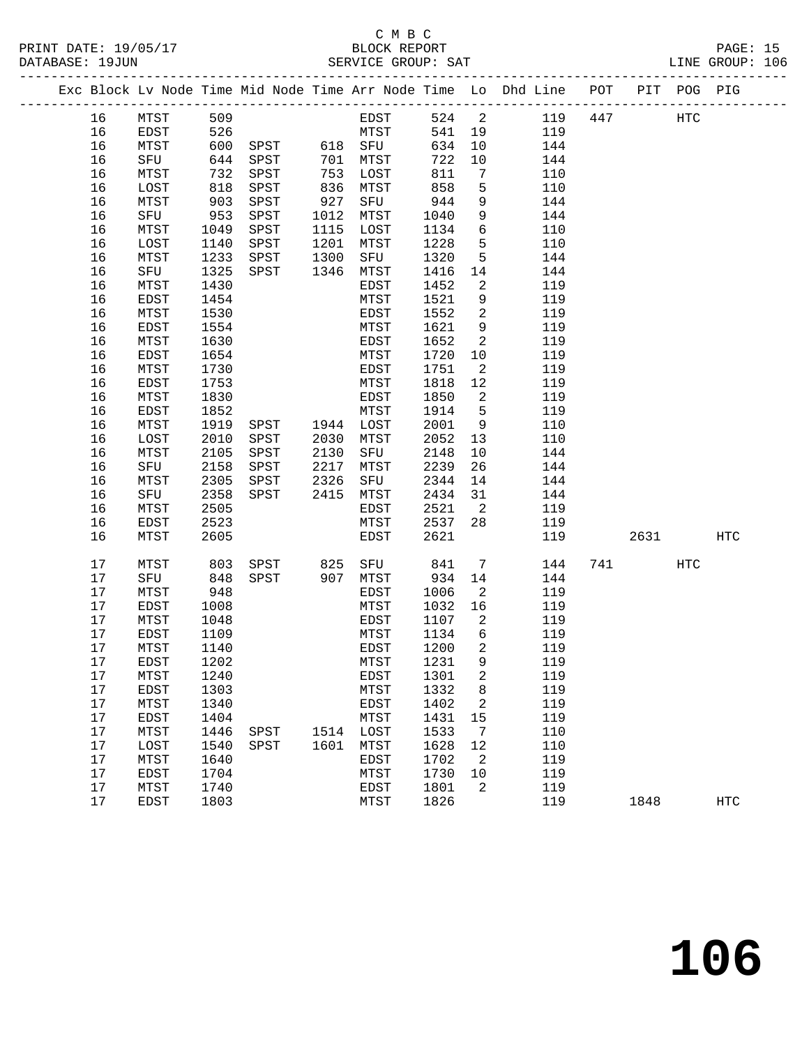C M B C
PRINT DATE: 19/05/17 BLOCK REPORT
DATABASE: 19JUN SERVICE GROUP: SAT LINE GROUP: 106

| Exc | Block | Lv | Node | Time | Mid Node | Time | Arr Node | Time | Lo | Dhd Line | POT | PIT | POG | PIG |
|---|---|---|---|---|---|---|---|---|---|---|---|---|---|---|
| | 16 | | MTST | 509 | | | EDST | 524 | 2 | 119 | 447 | | HTC | |
| | 16 | | EDST | 526 | | | MTST | 541 | 19 | 119 | | | | |
| | 16 | | MTST | 600 | SPST | 618 | SFU | 634 | 10 | 144 | | | | |
| | 16 | | SFU | 644 | SPST | 701 | MTST | 722 | 10 | 144 | | | | |
| | 16 | | MTST | 732 | SPST | 753 | LOST | 811 | 7 | 110 | | | | |
| | 16 | | LOST | 818 | SPST | 836 | MTST | 858 | 5 | 110 | | | | |
| | 16 | | MTST | 903 | SPST | 927 | SFU | 944 | 9 | 144 | | | | |
| | 16 | | SFU | 953 | SPST | 1012 | MTST | 1040 | 9 | 144 | | | | |
| | 16 | | MTST | 1049 | SPST | 1115 | LOST | 1134 | 6 | 110 | | | | |
| | 16 | | LOST | 1140 | SPST | 1201 | MTST | 1228 | 5 | 110 | | | | |
| | 16 | | MTST | 1233 | SPST | 1300 | SFU | 1320 | 5 | 144 | | | | |
| | 16 | | SFU | 1325 | SPST | 1346 | MTST | 1416 | 14 | 144 | | | | |
| | 16 | | MTST | 1430 | | | EDST | 1452 | 2 | 119 | | | | |
| | 16 | | EDST | 1454 | | | MTST | 1521 | 9 | 119 | | | | |
| | 16 | | MTST | 1530 | | | EDST | 1552 | 2 | 119 | | | | |
| | 16 | | EDST | 1554 | | | MTST | 1621 | 9 | 119 | | | | |
| | 16 | | MTST | 1630 | | | EDST | 1652 | 2 | 119 | | | | |
| | 16 | | EDST | 1654 | | | MTST | 1720 | 10 | 119 | | | | |
| | 16 | | MTST | 1730 | | | EDST | 1751 | 2 | 119 | | | | |
| | 16 | | EDST | 1753 | | | MTST | 1818 | 12 | 119 | | | | |
| | 16 | | MTST | 1830 | | | EDST | 1850 | 2 | 119 | | | | |
| | 16 | | EDST | 1852 | | | MTST | 1914 | 5 | 119 | | | | |
| | 16 | | MTST | 1919 | SPST | 1944 | LOST | 2001 | 9 | 110 | | | | |
| | 16 | | LOST | 2010 | SPST | 2030 | MTST | 2052 | 13 | 110 | | | | |
| | 16 | | MTST | 2105 | SPST | 2130 | SFU | 2148 | 10 | 144 | | | | |
| | 16 | | SFU | 2158 | SPST | 2217 | MTST | 2239 | 26 | 144 | | | | |
| | 16 | | MTST | 2305 | SPST | 2326 | SFU | 2344 | 14 | 144 | | | | |
| | 16 | | SFU | 2358 | SPST | 2415 | MTST | 2434 | 31 | 144 | | | | |
| | 16 | | MTST | 2505 | | | EDST | 2521 | 2 | 119 | | | | |
| | 16 | | EDST | 2523 | | | MTST | 2537 | 28 | 119 | | | | |
| | 16 | | MTST | 2605 | | | EDST | 2621 | | 119 | | 2631 | | HTC |
| | 17 | | MTST | 803 | SPST | 825 | SFU | 841 | 7 | 144 | 741 | | HTC | |
| | 17 | | SFU | 848 | SPST | 907 | MTST | 934 | 14 | 144 | | | | |
| | 17 | | MTST | 948 | | | EDST | 1006 | 2 | 119 | | | | |
| | 17 | | EDST | 1008 | | | MTST | 1032 | 16 | 119 | | | | |
| | 17 | | MTST | 1048 | | | EDST | 1107 | 2 | 119 | | | | |
| | 17 | | EDST | 1109 | | | MTST | 1134 | 6 | 119 | | | | |
| | 17 | | MTST | 1140 | | | EDST | 1200 | 2 | 119 | | | | |
| | 17 | | EDST | 1202 | | | MTST | 1231 | 9 | 119 | | | | |
| | 17 | | MTST | 1240 | | | EDST | 1301 | 2 | 119 | | | | |
| | 17 | | EDST | 1303 | | | MTST | 1332 | 8 | 119 | | | | |
| | 17 | | MTST | 1340 | | | EDST | 1402 | 2 | 119 | | | | |
| | 17 | | EDST | 1404 | | | MTST | 1431 | 15 | 119 | | | | |
| | 17 | | MTST | 1446 | SPST | 1514 | LOST | 1533 | 7 | 110 | | | | |
| | 17 | | LOST | 1540 | SPST | 1601 | MTST | 1628 | 12 | 110 | | | | |
| | 17 | | MTST | 1640 | | | EDST | 1702 | 2 | 119 | | | | |
| | 17 | | EDST | 1704 | | | MTST | 1730 | 10 | 119 | | | | |
| | 17 | | MTST | 1740 | | | EDST | 1801 | 2 | 119 | | | | |
| | 17 | | EDST | 1803 | | | MTST | 1826 | | 119 | | 1848 | | HTC |

# 106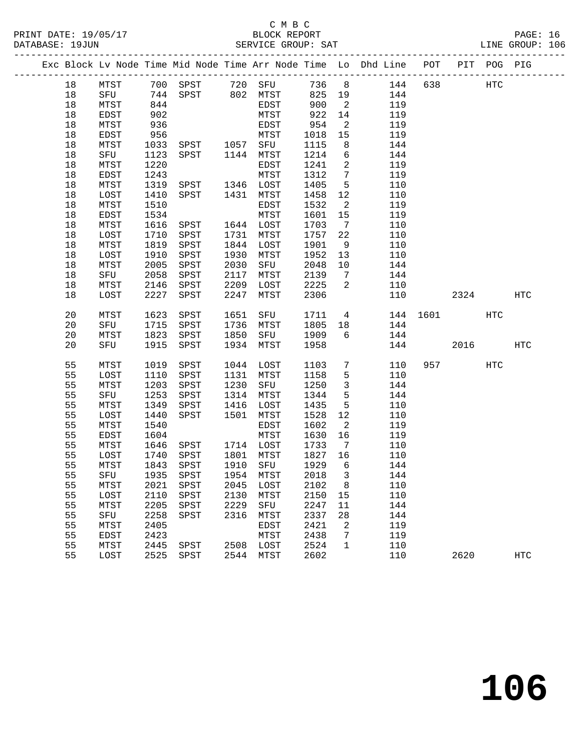C M B C

BLOCK REPORT

SERVICE GROUP: SAT

| Exc | Block | Lv | Node | Time | Mid Node | Time | Arr Node | Time | Lo | Dhd Line | POT | PIT | POG | PIG |
|---|---|---|---|---|---|---|---|---|---|---|---|---|---|---|
| | 18 | | MTST | 700 | SPST | 720 | SFU | 736 | 8 | 144 | 638 | | HTC | |
| | 18 | | SFU | 744 | SPST | 802 | MTST | 825 | 19 | 144 | | | | |
| | 18 | | MTST | 844 | | | EDST | 900 | 2 | 119 | | | | |
| | 18 | | EDST | 902 | | | MTST | 922 | 14 | 119 | | | | |
| | 18 | | MTST | 936 | | | EDST | 954 | 2 | 119 | | | | |
| | 18 | | EDST | 956 | | | MTST | 1018 | 15 | 119 | | | | |
| | 18 | | MTST | 1033 | SPST | 1057 | SFU | 1115 | 8 | 144 | | | | |
| | 18 | | SFU | 1123 | SPST | 1144 | MTST | 1214 | 6 | 144 | | | | |
| | 18 | | MTST | 1220 | | | EDST | 1241 | 2 | 119 | | | | |
| | 18 | | EDST | 1243 | | | MTST | 1312 | 7 | 119 | | | | |
| | 18 | | MTST | 1319 | SPST | 1346 | LOST | 1405 | 5 | 110 | | | | |
| | 18 | | LOST | 1410 | SPST | 1431 | MTST | 1458 | 12 | 110 | | | | |
| | 18 | | MTST | 1510 | | | EDST | 1532 | 2 | 119 | | | | |
| | 18 | | EDST | 1534 | | | MTST | 1601 | 15 | 119 | | | | |
| | 18 | | MTST | 1616 | SPST | 1644 | LOST | 1703 | 7 | 110 | | | | |
| | 18 | | LOST | 1710 | SPST | 1731 | MTST | 1757 | 22 | 110 | | | | |
| | 18 | | MTST | 1819 | SPST | 1844 | LOST | 1901 | 9 | 110 | | | | |
| | 18 | | LOST | 1910 | SPST | 1930 | MTST | 1952 | 13 | 110 | | | | |
| | 18 | | MTST | 2005 | SPST | 2030 | SFU | 2048 | 10 | 144 | | | | |
| | 18 | | SFU | 2058 | SPST | 2117 | MTST | 2139 | 7 | 144 | | | | |
| | 18 | | MTST | 2146 | SPST | 2209 | LOST | 2225 | 2 | 110 | | | | |
| | 18 | | LOST | 2227 | SPST | 2247 | MTST | 2306 | | 110 | | 2324 | | HTC |
| | 20 | | MTST | 1623 | SPST | 1651 | SFU | 1711 | 4 | 144 | 1601 | | HTC | |
| | 20 | | SFU | 1715 | SPST | 1736 | MTST | 1805 | 18 | 144 | | | | |
| | 20 | | MTST | 1823 | SPST | 1850 | SFU | 1909 | 6 | 144 | | | | |
| | 20 | | SFU | 1915 | SPST | 1934 | MTST | 1958 | | 144 | | 2016 | | HTC |
| | 55 | | MTST | 1019 | SPST | 1044 | LOST | 1103 | 7 | 110 | 957 | | HTC | |
| | 55 | | LOST | 1110 | SPST | 1131 | MTST | 1158 | 5 | 110 | | | | |
| | 55 | | MTST | 1203 | SPST | 1230 | SFU | 1250 | 3 | 144 | | | | |
| | 55 | | SFU | 1253 | SPST | 1314 | MTST | 1344 | 5 | 144 | | | | |
| | 55 | | MTST | 1349 | SPST | 1416 | LOST | 1435 | 5 | 110 | | | | |
| | 55 | | LOST | 1440 | SPST | 1501 | MTST | 1528 | 12 | 110 | | | | |
| | 55 | | MTST | 1540 | | | EDST | 1602 | 2 | 119 | | | | |
| | 55 | | EDST | 1604 | | | MTST | 1630 | 16 | 119 | | | | |
| | 55 | | MTST | 1646 | SPST | 1714 | LOST | 1733 | 7 | 110 | | | | |
| | 55 | | LOST | 1740 | SPST | 1801 | MTST | 1827 | 16 | 110 | | | | |
| | 55 | | MTST | 1843 | SPST | 1910 | SFU | 1929 | 6 | 144 | | | | |
| | 55 | | SFU | 1935 | SPST | 1954 | MTST | 2018 | 3 | 144 | | | | |
| | 55 | | MTST | 2021 | SPST | 2045 | LOST | 2102 | 8 | 110 | | | | |
| | 55 | | LOST | 2110 | SPST | 2130 | MTST | 2150 | 15 | 110 | | | | |
| | 55 | | MTST | 2205 | SPST | 2229 | SFU | 2247 | 11 | 144 | | | | |
| | 55 | | SFU | 2258 | SPST | 2316 | MTST | 2337 | 28 | 144 | | | | |
| | 55 | | MTST | 2405 | | | EDST | 2421 | 2 | 119 | | | | |
| | 55 | | EDST | 2423 | | | MTST | 2438 | 7 | 119 | | | | |
| | 55 | | MTST | 2445 | SPST | 2508 | LOST | 2524 | 1 | 110 | | | | |
| | 55 | | LOST | 2525 | SPST | 2544 | MTST | 2602 | | 110 | | 2620 | | HTC |

# 106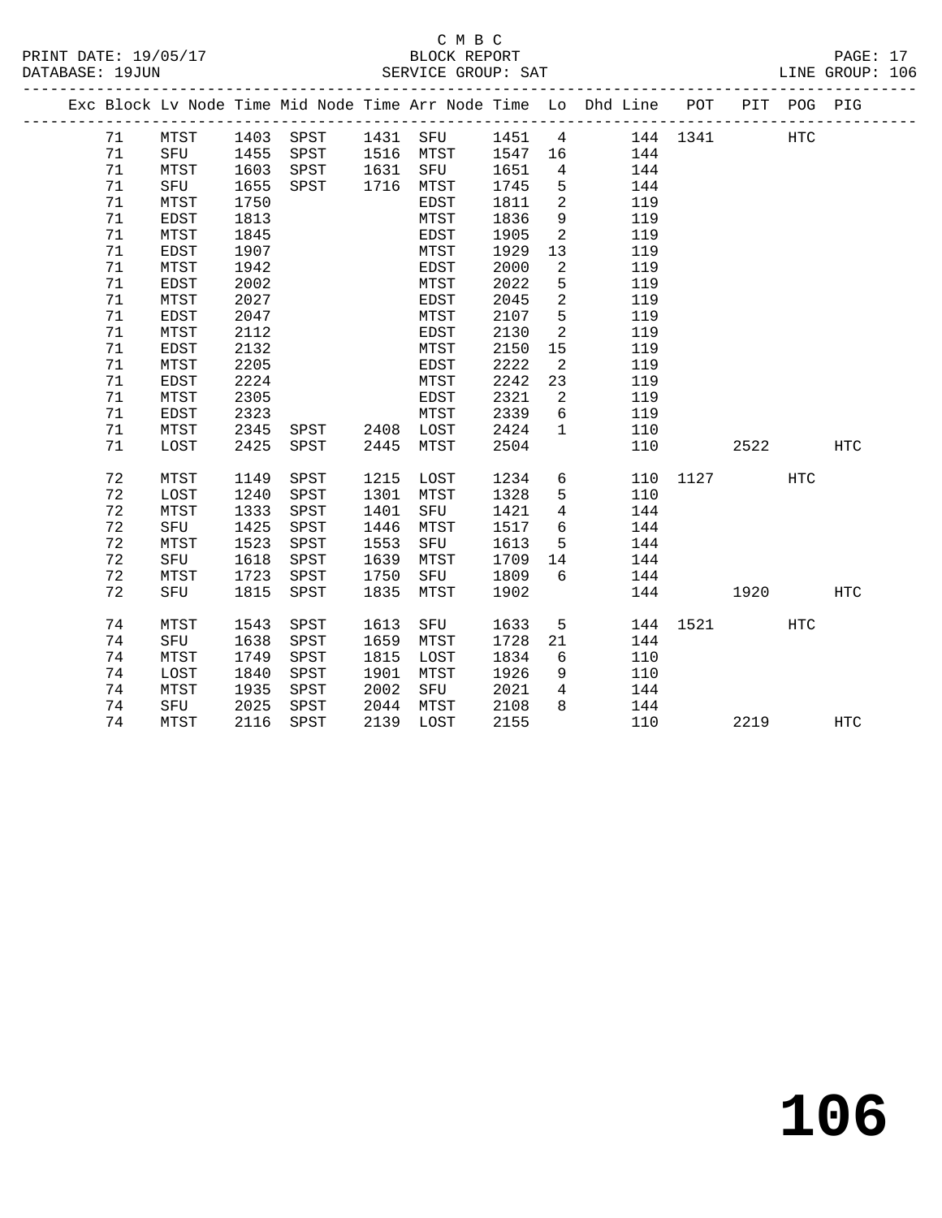C M B C

BLOCK REPORT

SERVICE GROUP: SAT

LINE GROUP: 106

| Exc | Block | Lv Node | Time | Mid Node | Time | Arr Node | Time | Lo | Dhd Line | POT | PIT | POG | PIG |
|---|---|---|---|---|---|---|---|---|---|---|---|---|---|
| | 71 | MTST | 1403 | SPST | 1431 | SFU | 1451 | 4 | 144 | 1341 | | HTC | |
| | 71 | SFU | 1455 | SPST | 1516 | MTST | 1547 | 16 | 144 | | | | |
| | 71 | MTST | 1603 | SPST | 1631 | SFU | 1651 | 4 | 144 | | | | |
| | 71 | SFU | 1655 | SPST | 1716 | MTST | 1745 | 5 | 144 | | | | |
| | 71 | MTST | 1750 | | | EDST | 1811 | 2 | 119 | | | | |
| | 71 | EDST | 1813 | | | MTST | 1836 | 9 | 119 | | | | |
| | 71 | MTST | 1845 | | | EDST | 1905 | 2 | 119 | | | | |
| | 71 | EDST | 1907 | | | MTST | 1929 | 13 | 119 | | | | |
| | 71 | MTST | 1942 | | | EDST | 2000 | 2 | 119 | | | | |
| | 71 | EDST | 2002 | | | MTST | 2022 | 5 | 119 | | | | |
| | 71 | MTST | 2027 | | | EDST | 2045 | 2 | 119 | | | | |
| | 71 | EDST | 2047 | | | MTST | 2107 | 5 | 119 | | | | |
| | 71 | MTST | 2112 | | | EDST | 2130 | 2 | 119 | | | | |
| | 71 | EDST | 2132 | | | MTST | 2150 | 15 | 119 | | | | |
| | 71 | MTST | 2205 | | | EDST | 2222 | 2 | 119 | | | | |
| | 71 | EDST | 2224 | | | MTST | 2242 | 23 | 119 | | | | |
| | 71 | MTST | 2305 | | | EDST | 2321 | 2 | 119 | | | | |
| | 71 | EDST | 2323 | | | MTST | 2339 | 6 | 119 | | | | |
| | 71 | MTST | 2345 | SPST | 2408 | LOST | 2424 | 1 | 110 | | | | |
| | 71 | LOST | 2425 | SPST | 2445 | MTST | 2504 | | 110 | | 2522 | | HTC |
| | 72 | MTST | 1149 | SPST | 1215 | LOST | 1234 | 6 | 110 | 1127 | | HTC | |
| | 72 | LOST | 1240 | SPST | 1301 | MTST | 1328 | 5 | 110 | | | | |
| | 72 | MTST | 1333 | SPST | 1401 | SFU | 1421 | 4 | 144 | | | | |
| | 72 | SFU | 1425 | SPST | 1446 | MTST | 1517 | 6 | 144 | | | | |
| | 72 | MTST | 1523 | SPST | 1553 | SFU | 1613 | 5 | 144 | | | | |
| | 72 | SFU | 1618 | SPST | 1639 | MTST | 1709 | 14 | 144 | | | | |
| | 72 | MTST | 1723 | SPST | 1750 | SFU | 1809 | 6 | 144 | | | | |
| | 72 | SFU | 1815 | SPST | 1835 | MTST | 1902 | | 144 | | 1920 | | HTC |
| | 74 | MTST | 1543 | SPST | 1613 | SFU | 1633 | 5 | 144 | 1521 | | HTC | |
| | 74 | SFU | 1638 | SPST | 1659 | MTST | 1728 | 21 | 144 | | | | |
| | 74 | MTST | 1749 | SPST | 1815 | LOST | 1834 | 6 | 110 | | | | |
| | 74 | LOST | 1840 | SPST | 1901 | MTST | 1926 | 9 | 110 | | | | |
| | 74 | MTST | 1935 | SPST | 2002 | SFU | 2021 | 4 | 144 | | | | |
| | 74 | SFU | 2025 | SPST | 2044 | MTST | 2108 | 8 | 144 | | | | |
| | 74 | MTST | 2116 | SPST | 2139 | LOST | 2155 | | 110 | | 2219 | | HTC |

# 106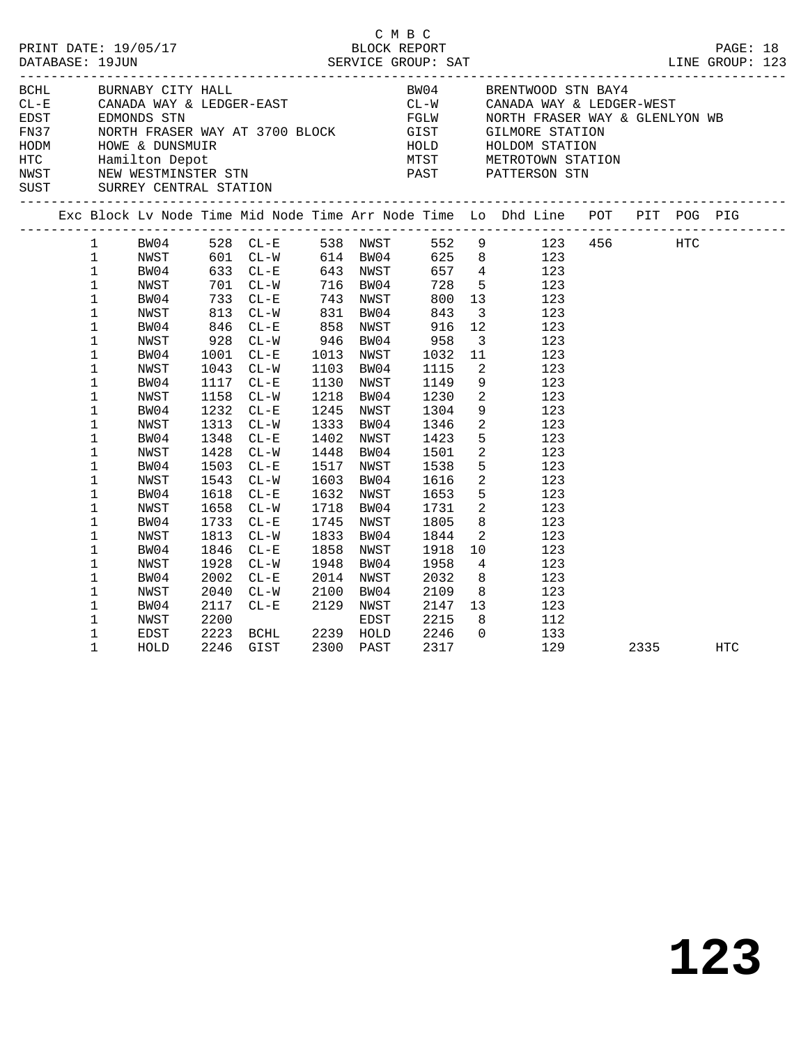C M B C

PRINT DATE: 19/05/17 BLOCK REPORT PAGE: 18
DATABASE: 19JUN SERVICE GROUP: SAT LINE GROUP: 123

| | | | |
|---|---|---|---|
| BCHL | BURNABY CITY HALL | BW04 | BRENTWOOD STN BAY4 |
| CL-E | CANADA WAY & LEDGER-EAST | CL-W | CANADA WAY & LEDGER-WEST |
| EDST | EDMONDS STN | FGLW | NORTH FRASER WAY & GLENLYON WB |
| FN37 | NORTH FRASER WAY AT 3700 BLOCK | GIST | GILMORE STATION |
| HODM | HOWE & DUNSMUIR | HOLD | HOLDOM STATION |
| HTC | Hamilton Depot | MTST | METROTOWN STATION |
| NWST | NEW WESTMINSTER STN | PAST | PATTERSON STN |
| SUST | SURREY CENTRAL STATION | | |

| Exc | Block | Lv Node | Time | Mid Node | Time | Arr Node | Time | Lo | Dhd Line | POT | PIT | POG | PIG |
|---|---|---|---|---|---|---|---|---|---|---|---|---|---|
| | 1 | BW04 | 528 | CL-E | 538 | NWST | 552 | 9 | 123 | 456 | | HTC | |
| | 1 | NWST | 601 | CL-W | 614 | BW04 | 625 | 8 | 123 | | | | |
| | 1 | BW04 | 633 | CL-E | 643 | NWST | 657 | 4 | 123 | | | | |
| | 1 | NWST | 701 | CL-W | 716 | BW04 | 728 | 5 | 123 | | | | |
| | 1 | BW04 | 733 | CL-E | 743 | NWST | 800 | 13 | 123 | | | | |
| | 1 | NWST | 813 | CL-W | 831 | BW04 | 843 | 3 | 123 | | | | |
| | 1 | BW04 | 846 | CL-E | 858 | NWST | 916 | 12 | 123 | | | | |
| | 1 | NWST | 928 | CL-W | 946 | BW04 | 958 | 3 | 123 | | | | |
| | 1 | BW04 | 1001 | CL-E | 1013 | NWST | 1032 | 11 | 123 | | | | |
| | 1 | NWST | 1043 | CL-W | 1103 | BW04 | 1115 | 2 | 123 | | | | |
| | 1 | BW04 | 1117 | CL-E | 1130 | NWST | 1149 | 9 | 123 | | | | |
| | 1 | NWST | 1158 | CL-W | 1218 | BW04 | 1230 | 2 | 123 | | | | |
| | 1 | BW04 | 1232 | CL-E | 1245 | NWST | 1304 | 9 | 123 | | | | |
| | 1 | NWST | 1313 | CL-W | 1333 | BW04 | 1346 | 2 | 123 | | | | |
| | 1 | BW04 | 1348 | CL-E | 1402 | NWST | 1423 | 5 | 123 | | | | |
| | 1 | NWST | 1428 | CL-W | 1448 | BW04 | 1501 | 2 | 123 | | | | |
| | 1 | BW04 | 1503 | CL-E | 1517 | NWST | 1538 | 5 | 123 | | | | |
| | 1 | NWST | 1543 | CL-W | 1603 | BW04 | 1616 | 2 | 123 | | | | |
| | 1 | BW04 | 1618 | CL-E | 1632 | NWST | 1653 | 5 | 123 | | | | |
| | 1 | NWST | 1658 | CL-W | 1718 | BW04 | 1731 | 2 | 123 | | | | |
| | 1 | BW04 | 1733 | CL-E | 1745 | NWST | 1805 | 8 | 123 | | | | |
| | 1 | NWST | 1813 | CL-W | 1833 | BW04 | 1844 | 2 | 123 | | | | |
| | 1 | BW04 | 1846 | CL-E | 1858 | NWST | 1918 | 10 | 123 | | | | |
| | 1 | NWST | 1928 | CL-W | 1948 | BW04 | 1958 | 4 | 123 | | | | |
| | 1 | BW04 | 2002 | CL-E | 2014 | NWST | 2032 | 8 | 123 | | | | |
| | 1 | NWST | 2040 | CL-W | 2100 | BW04 | 2109 | 8 | 123 | | | | |
| | 1 | BW04 | 2117 | CL-E | 2129 | NWST | 2147 | 13 | 123 | | | | |
| | 1 | NWST | 2200 | | | EDST | 2215 | 8 | 112 | | | | |
| | 1 | EDST | 2223 | BCHL | 2239 | HOLD | 2246 | 0 | 133 | | | | |
| | 1 | HOLD | 2246 | GIST | 2300 | PAST | 2317 | | 129 | | 2335 | | HTC |

# 123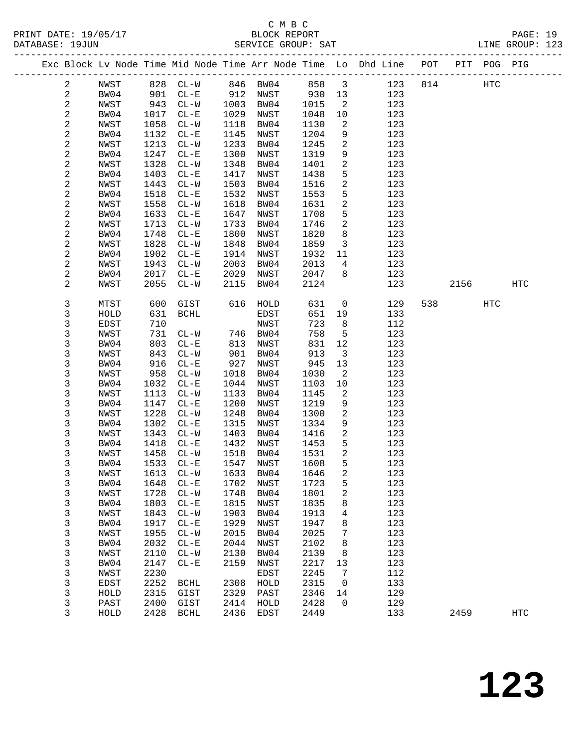C M B C
PRINT DATE: 19/05/17 BLOCK REPORT
DATABASE: 19JUN SERVICE GROUP: SAT LINE GROUP: 123

| Exc | Block | Lv | Node | Time | Mid Node | Time | Arr Node | Time | Lo | Dhd Line | POT | PIT | POG | PIG |
|---|---|---|---|---|---|---|---|---|---|---|---|---|---|---|
| | 2 | | NWST | 828 | CL-W | 846 | BW04 | 858 | 3 | 123 | 814 | | HTC | |
| | 2 | | BW04 | 901 | CL-E | 912 | NWST | 930 | 13 | 123 | | | | |
| | 2 | | NWST | 943 | CL-W | 1003 | BW04 | 1015 | 2 | 123 | | | | |
| | 2 | | BW04 | 1017 | CL-E | 1029 | NWST | 1048 | 10 | 123 | | | | |
| | 2 | | NWST | 1058 | CL-W | 1118 | BW04 | 1130 | 2 | 123 | | | | |
| | 2 | | BW04 | 1132 | CL-E | 1145 | NWST | 1204 | 9 | 123 | | | | |
| | 2 | | NWST | 1213 | CL-W | 1233 | BW04 | 1245 | 2 | 123 | | | | |
| | 2 | | BW04 | 1247 | CL-E | 1300 | NWST | 1319 | 9 | 123 | | | | |
| | 2 | | NWST | 1328 | CL-W | 1348 | BW04 | 1401 | 2 | 123 | | | | |
| | 2 | | BW04 | 1403 | CL-E | 1417 | NWST | 1438 | 5 | 123 | | | | |
| | 2 | | NWST | 1443 | CL-W | 1503 | BW04 | 1516 | 2 | 123 | | | | |
| | 2 | | BW04 | 1518 | CL-E | 1532 | NWST | 1553 | 5 | 123 | | | | |
| | 2 | | NWST | 1558 | CL-W | 1618 | BW04 | 1631 | 2 | 123 | | | | |
| | 2 | | BW04 | 1633 | CL-E | 1647 | NWST | 1708 | 5 | 123 | | | | |
| | 2 | | NWST | 1713 | CL-W | 1733 | BW04 | 1746 | 2 | 123 | | | | |
| | 2 | | BW04 | 1748 | CL-E | 1800 | NWST | 1820 | 8 | 123 | | | | |
| | 2 | | NWST | 1828 | CL-W | 1848 | BW04 | 1859 | 3 | 123 | | | | |
| | 2 | | BW04 | 1902 | CL-E | 1914 | NWST | 1932 | 11 | 123 | | | | |
| | 2 | | NWST | 1943 | CL-W | 2003 | BW04 | 2013 | 4 | 123 | | | | |
| | 2 | | BW04 | 2017 | CL-E | 2029 | NWST | 2047 | 8 | 123 | | | | |
| | 2 | | NWST | 2055 | CL-W | 2115 | BW04 | 2124 | | 123 | | 2156 | | HTC |
| | 3 | | MTST | 600 | GIST | 616 | HOLD | 631 | 0 | 129 | 538 | | HTC | |
| | 3 | | HOLD | 631 | BCHL | | EDST | 651 | 19 | 133 | | | | |
| | 3 | | EDST | 710 | | | NWST | 723 | 8 | 112 | | | | |
| | 3 | | NWST | 731 | CL-W | 746 | BW04 | 758 | 5 | 123 | | | | |
| | 3 | | BW04 | 803 | CL-E | 813 | NWST | 831 | 12 | 123 | | | | |
| | 3 | | NWST | 843 | CL-W | 901 | BW04 | 913 | 3 | 123 | | | | |
| | 3 | | BW04 | 916 | CL-E | 927 | NWST | 945 | 13 | 123 | | | | |
| | 3 | | NWST | 958 | CL-W | 1018 | BW04 | 1030 | 2 | 123 | | | | |
| | 3 | | BW04 | 1032 | CL-E | 1044 | NWST | 1103 | 10 | 123 | | | | |
| | 3 | | NWST | 1113 | CL-W | 1133 | BW04 | 1145 | 2 | 123 | | | | |
| | 3 | | BW04 | 1147 | CL-E | 1200 | NWST | 1219 | 9 | 123 | | | | |
| | 3 | | NWST | 1228 | CL-W | 1248 | BW04 | 1300 | 2 | 123 | | | | |
| | 3 | | BW04 | 1302 | CL-E | 1315 | NWST | 1334 | 9 | 123 | | | | |
| | 3 | | NWST | 1343 | CL-W | 1403 | BW04 | 1416 | 2 | 123 | | | | |
| | 3 | | BW04 | 1418 | CL-E | 1432 | NWST | 1453 | 5 | 123 | | | | |
| | 3 | | NWST | 1458 | CL-W | 1518 | BW04 | 1531 | 2 | 123 | | | | |
| | 3 | | BW04 | 1533 | CL-E | 1547 | NWST | 1608 | 5 | 123 | | | | |
| | 3 | | NWST | 1613 | CL-W | 1633 | BW04 | 1646 | 2 | 123 | | | | |
| | 3 | | BW04 | 1648 | CL-E | 1702 | NWST | 1723 | 5 | 123 | | | | |
| | 3 | | NWST | 1728 | CL-W | 1748 | BW04 | 1801 | 2 | 123 | | | | |
| | 3 | | BW04 | 1803 | CL-E | 1815 | NWST | 1835 | 8 | 123 | | | | |
| | 3 | | NWST | 1843 | CL-W | 1903 | BW04 | 1913 | 4 | 123 | | | | |
| | 3 | | BW04 | 1917 | CL-E | 1929 | NWST | 1947 | 8 | 123 | | | | |
| | 3 | | NWST | 1955 | CL-W | 2015 | BW04 | 2025 | 7 | 123 | | | | |
| | 3 | | BW04 | 2032 | CL-E | 2044 | NWST | 2102 | 8 | 123 | | | | |
| | 3 | | NWST | 2110 | CL-W | 2130 | BW04 | 2139 | 8 | 123 | | | | |
| | 3 | | BW04 | 2147 | CL-E | 2159 | NWST | 2217 | 13 | 123 | | | | |
| | 3 | | NWST | 2230 | | | EDST | 2245 | 7 | 112 | | | | |
| | 3 | | EDST | 2252 | BCHL | 2308 | HOLD | 2315 | 0 | 133 | | | | |
| | 3 | | HOLD | 2315 | GIST | 2329 | PAST | 2346 | 14 | 129 | | | | |
| | 3 | | PAST | 2400 | GIST | 2414 | HOLD | 2428 | 0 | 129 | | | | |
| | 3 | | HOLD | 2428 | BCHL | 2436 | EDST | 2449 | | 133 | | 2459 | | HTC |

# 123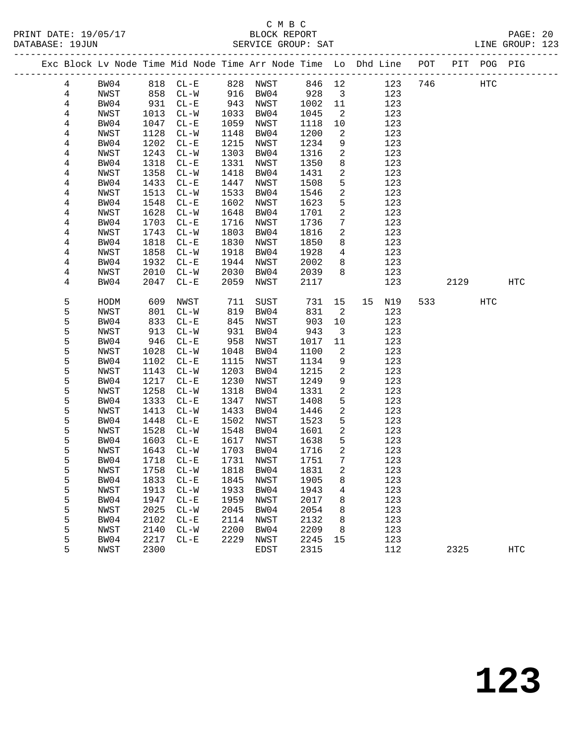C M B C

BLOCK REPORT

SERVICE GROUP: SAT

PRINT DATE: 19/05/17

DATABASE: 19JUN

LINE GROUP: 123

| Exc | Block | Lv | Node | Time | Mid Node | Time | Arr Node | Time | Lo | Dhd | Line | POT | PIT | POG | PIG |
|---|---|---|---|---|---|---|---|---|---|---|---|---|---|---|---|
| | 4 | | BW04 | 818 | CL-E | 828 | NWST | 846 | 12 | | 123 | 746 | | HTC | |
| | 4 | | NWST | 858 | CL-W | 916 | BW04 | 928 | 3 | | 123 | | | | |
| | 4 | | BW04 | 931 | CL-E | 943 | NWST | 1002 | 11 | | 123 | | | | |
| | 4 | | NWST | 1013 | CL-W | 1033 | BW04 | 1045 | 2 | | 123 | | | | |
| | 4 | | BW04 | 1047 | CL-E | 1059 | NWST | 1118 | 10 | | 123 | | | | |
| | 4 | | NWST | 1128 | CL-W | 1148 | BW04 | 1200 | 2 | | 123 | | | | |
| | 4 | | BW04 | 1202 | CL-E | 1215 | NWST | 1234 | 9 | | 123 | | | | |
| | 4 | | NWST | 1243 | CL-W | 1303 | BW04 | 1316 | 2 | | 123 | | | | |
| | 4 | | BW04 | 1318 | CL-E | 1331 | NWST | 1350 | 8 | | 123 | | | | |
| | 4 | | NWST | 1358 | CL-W | 1418 | BW04 | 1431 | 2 | | 123 | | | | |
| | 4 | | BW04 | 1433 | CL-E | 1447 | NWST | 1508 | 5 | | 123 | | | | |
| | 4 | | NWST | 1513 | CL-W | 1533 | BW04 | 1546 | 2 | | 123 | | | | |
| | 4 | | BW04 | 1548 | CL-E | 1602 | NWST | 1623 | 5 | | 123 | | | | |
| | 4 | | NWST | 1628 | CL-W | 1648 | BW04 | 1701 | 2 | | 123 | | | | |
| | 4 | | BW04 | 1703 | CL-E | 1716 | NWST | 1736 | 7 | | 123 | | | | |
| | 4 | | NWST | 1743 | CL-W | 1803 | BW04 | 1816 | 2 | | 123 | | | | |
| | 4 | | BW04 | 1818 | CL-E | 1830 | NWST | 1850 | 8 | | 123 | | | | |
| | 4 | | NWST | 1858 | CL-W | 1918 | BW04 | 1928 | 4 | | 123 | | | | |
| | 4 | | BW04 | 1932 | CL-E | 1944 | NWST | 2002 | 8 | | 123 | | | | |
| | 4 | | NWST | 2010 | CL-W | 2030 | BW04 | 2039 | 8 | | 123 | | | | |
| | 4 | | BW04 | 2047 | CL-E | 2059 | NWST | 2117 | | | 123 | | 2129 | | HTC |
| | 5 | | HODM | 609 | NWST | 711 | SUST | 731 | 15 | 15 | N19 | 533 | | HTC | |
| | 5 | | NWST | 801 | CL-W | 819 | BW04 | 831 | 2 | | 123 | | | | |
| | 5 | | BW04 | 833 | CL-E | 845 | NWST | 903 | 10 | | 123 | | | | |
| | 5 | | NWST | 913 | CL-W | 931 | BW04 | 943 | 3 | | 123 | | | | |
| | 5 | | BW04 | 946 | CL-E | 958 | NWST | 1017 | 11 | | 123 | | | | |
| | 5 | | NWST | 1028 | CL-W | 1048 | BW04 | 1100 | 2 | | 123 | | | | |
| | 5 | | BW04 | 1102 | CL-E | 1115 | NWST | 1134 | 9 | | 123 | | | | |
| | 5 | | NWST | 1143 | CL-W | 1203 | BW04 | 1215 | 2 | | 123 | | | | |
| | 5 | | BW04 | 1217 | CL-E | 1230 | NWST | 1249 | 9 | | 123 | | | | |
| | 5 | | NWST | 1258 | CL-W | 1318 | BW04 | 1331 | 2 | | 123 | | | | |
| | 5 | | BW04 | 1333 | CL-E | 1347 | NWST | 1408 | 5 | | 123 | | | | |
| | 5 | | NWST | 1413 | CL-W | 1433 | BW04 | 1446 | 2 | | 123 | | | | |
| | 5 | | BW04 | 1448 | CL-E | 1502 | NWST | 1523 | 5 | | 123 | | | | |
| | 5 | | NWST | 1528 | CL-W | 1548 | BW04 | 1601 | 2 | | 123 | | | | |
| | 5 | | BW04 | 1603 | CL-E | 1617 | NWST | 1638 | 5 | | 123 | | | | |
| | 5 | | NWST | 1643 | CL-W | 1703 | BW04 | 1716 | 2 | | 123 | | | | |
| | 5 | | BW04 | 1718 | CL-E | 1731 | NWST | 1751 | 7 | | 123 | | | | |
| | 5 | | NWST | 1758 | CL-W | 1818 | BW04 | 1831 | 2 | | 123 | | | | |
| | 5 | | BW04 | 1833 | CL-E | 1845 | NWST | 1905 | 8 | | 123 | | | | |
| | 5 | | NWST | 1913 | CL-W | 1933 | BW04 | 1943 | 4 | | 123 | | | | |
| | 5 | | BW04 | 1947 | CL-E | 1959 | NWST | 2017 | 8 | | 123 | | | | |
| | 5 | | NWST | 2025 | CL-W | 2045 | BW04 | 2054 | 8 | | 123 | | | | |
| | 5 | | BW04 | 2102 | CL-E | 2114 | NWST | 2132 | 8 | | 123 | | | | |
| | 5 | | NWST | 2140 | CL-W | 2200 | BW04 | 2209 | 8 | | 123 | | | | |
| | 5 | | BW04 | 2217 | CL-E | 2229 | NWST | 2245 | 15 | | 123 | | | | |
| | 5 | | NWST | 2300 | | | EDST | 2315 | | | 112 | | 2325 | | HTC |

# 123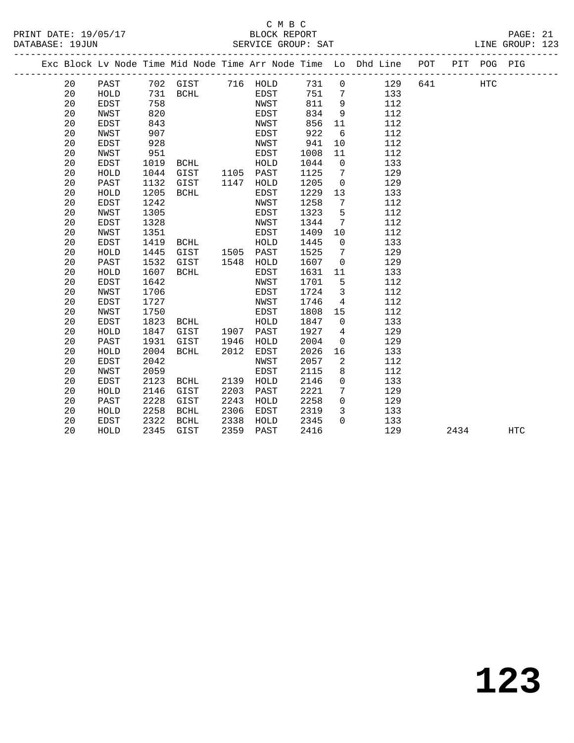C M B C
BLOCK REPORT
SERVICE GROUP: SAT

PRINT DATE: 19/05/17
DATABASE: 19JUN
LINE GROUP: 123

| Exc | Block | Lv | Node | Time | Mid Node | Time | Arr Node | Time | Lo | Dhd Line | POT | PIT | POG | PIG |
|---|---|---|---|---|---|---|---|---|---|---|---|---|---|---|
| | 20 | | PAST | 702 | GIST | 716 | HOLD | 731 | 0 | 129 | 641 | | HTC | |
| | 20 | | HOLD | 731 | BCHL | | EDST | 751 | 7 | 133 | | | | |
| | 20 | | EDST | 758 | | | NWST | 811 | 9 | 112 | | | | |
| | 20 | | NWST | 820 | | | EDST | 834 | 9 | 112 | | | | |
| | 20 | | EDST | 843 | | | NWST | 856 | 11 | 112 | | | | |
| | 20 | | NWST | 907 | | | EDST | 922 | 6 | 112 | | | | |
| | 20 | | EDST | 928 | | | NWST | 941 | 10 | 112 | | | | |
| | 20 | | NWST | 951 | | | EDST | 1008 | 11 | 112 | | | | |
| | 20 | | EDST | 1019 | BCHL | | HOLD | 1044 | 0 | 133 | | | | |
| | 20 | | HOLD | 1044 | GIST | 1105 | PAST | 1125 | 7 | 129 | | | | |
| | 20 | | PAST | 1132 | GIST | 1147 | HOLD | 1205 | 0 | 129 | | | | |
| | 20 | | HOLD | 1205 | BCHL | | EDST | 1229 | 13 | 133 | | | | |
| | 20 | | EDST | 1242 | | | NWST | 1258 | 7 | 112 | | | | |
| | 20 | | NWST | 1305 | | | EDST | 1323 | 5 | 112 | | | | |
| | 20 | | EDST | 1328 | | | NWST | 1344 | 7 | 112 | | | | |
| | 20 | | NWST | 1351 | | | EDST | 1409 | 10 | 112 | | | | |
| | 20 | | EDST | 1419 | BCHL | | HOLD | 1445 | 0 | 133 | | | | |
| | 20 | | HOLD | 1445 | GIST | 1505 | PAST | 1525 | 7 | 129 | | | | |
| | 20 | | PAST | 1532 | GIST | 1548 | HOLD | 1607 | 0 | 129 | | | | |
| | 20 | | HOLD | 1607 | BCHL | | EDST | 1631 | 11 | 133 | | | | |
| | 20 | | EDST | 1642 | | | NWST | 1701 | 5 | 112 | | | | |
| | 20 | | NWST | 1706 | | | EDST | 1724 | 3 | 112 | | | | |
| | 20 | | EDST | 1727 | | | NWST | 1746 | 4 | 112 | | | | |
| | 20 | | NWST | 1750 | | | EDST | 1808 | 15 | 112 | | | | |
| | 20 | | EDST | 1823 | BCHL | | HOLD | 1847 | 0 | 133 | | | | |
| | 20 | | HOLD | 1847 | GIST | 1907 | PAST | 1927 | 4 | 129 | | | | |
| | 20 | | PAST | 1931 | GIST | 1946 | HOLD | 2004 | 0 | 129 | | | | |
| | 20 | | HOLD | 2004 | BCHL | 2012 | EDST | 2026 | 16 | 133 | | | | |
| | 20 | | EDST | 2042 | | | NWST | 2057 | 2 | 112 | | | | |
| | 20 | | NWST | 2059 | | | EDST | 2115 | 8 | 112 | | | | |
| | 20 | | EDST | 2123 | BCHL | 2139 | HOLD | 2146 | 0 | 133 | | | | |
| | 20 | | HOLD | 2146 | GIST | 2203 | PAST | 2221 | 7 | 129 | | | | |
| | 20 | | PAST | 2228 | GIST | 2243 | HOLD | 2258 | 0 | 129 | | | | |
| | 20 | | HOLD | 2258 | BCHL | 2306 | EDST | 2319 | 3 | 133 | | | | |
| | 20 | | EDST | 2322 | BCHL | 2338 | HOLD | 2345 | 0 | 133 | | | | |
| | 20 | | HOLD | 2345 | GIST | 2359 | PAST | 2416 | | 129 | | 2434 | | HTC |

# 123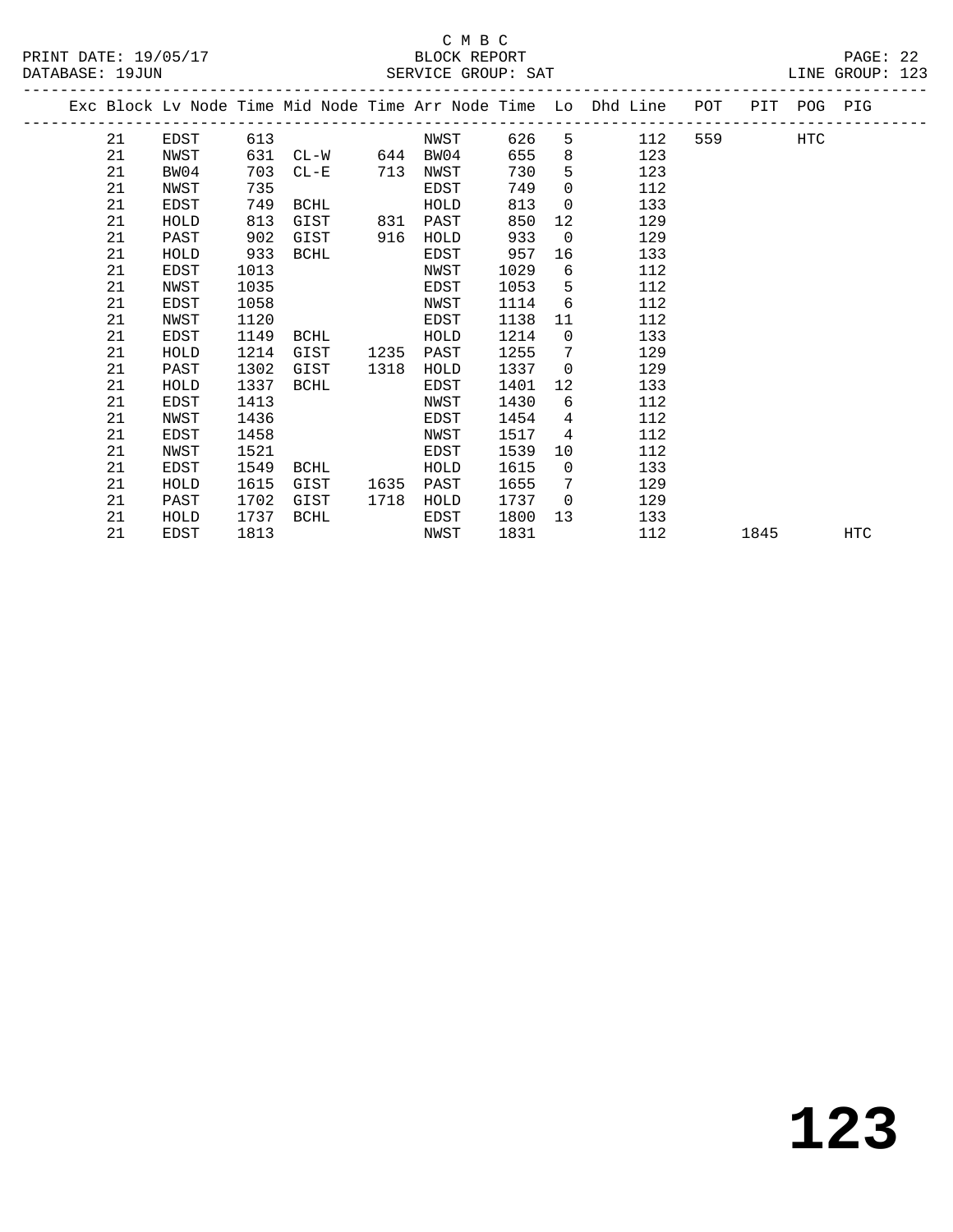C M B C

BLOCK REPORT

SERVICE GROUP: SAT

LINE GROUP: 123

| Exc | Block | Lv Node | Time | Mid Node | Time | Arr Node | Time | Lo | Dhd Line | POT | PIT | POG | PIG |
|---|---|---|---|---|---|---|---|---|---|---|---|---|---|
| | 21 | EDST | 613 | | | NWST | 626 | 5 | 112 | 559 | | HTC | |
| | 21 | NWST | 631 | CL-W | 644 | BW04 | 655 | 8 | 123 | | | | |
| | 21 | BW04 | 703 | CL-E | 713 | NWST | 730 | 5 | 123 | | | | |
| | 21 | NWST | 735 | | | EDST | 749 | 0 | 112 | | | | |
| | 21 | EDST | 749 | BCHL | | HOLD | 813 | 0 | 133 | | | | |
| | 21 | HOLD | 813 | GIST | 831 | PAST | 850 | 12 | 129 | | | | |
| | 21 | PAST | 902 | GIST | 916 | HOLD | 933 | 0 | 129 | | | | |
| | 21 | HOLD | 933 | BCHL | | EDST | 957 | 16 | 133 | | | | |
| | 21 | EDST | 1013 | | | NWST | 1029 | 6 | 112 | | | | |
| | 21 | NWST | 1035 | | | EDST | 1053 | 5 | 112 | | | | |
| | 21 | EDST | 1058 | | | NWST | 1114 | 6 | 112 | | | | |
| | 21 | NWST | 1120 | | | EDST | 1138 | 11 | 112 | | | | |
| | 21 | EDST | 1149 | BCHL | | HOLD | 1214 | 0 | 133 | | | | |
| | 21 | HOLD | 1214 | GIST | 1235 | PAST | 1255 | 7 | 129 | | | | |
| | 21 | PAST | 1302 | GIST | 1318 | HOLD | 1337 | 0 | 129 | | | | |
| | 21 | HOLD | 1337 | BCHL | | EDST | 1401 | 12 | 133 | | | | |
| | 21 | EDST | 1413 | | | NWST | 1430 | 6 | 112 | | | | |
| | 21 | NWST | 1436 | | | EDST | 1454 | 4 | 112 | | | | |
| | 21 | EDST | 1458 | | | NWST | 1517 | 4 | 112 | | | | |
| | 21 | NWST | 1521 | | | EDST | 1539 | 10 | 112 | | | | |
| | 21 | EDST | 1549 | BCHL | | HOLD | 1615 | 0 | 133 | | | | |
| | 21 | HOLD | 1615 | GIST | 1635 | PAST | 1655 | 7 | 129 | | | | |
| | 21 | PAST | 1702 | GIST | 1718 | HOLD | 1737 | 0 | 129 | | | | |
| | 21 | HOLD | 1737 | BCHL | | EDST | 1800 | 13 | 133 | | | | |
| | 21 | EDST | 1813 | | | NWST | 1831 | | 112 | | 1845 | | HTC |

# 123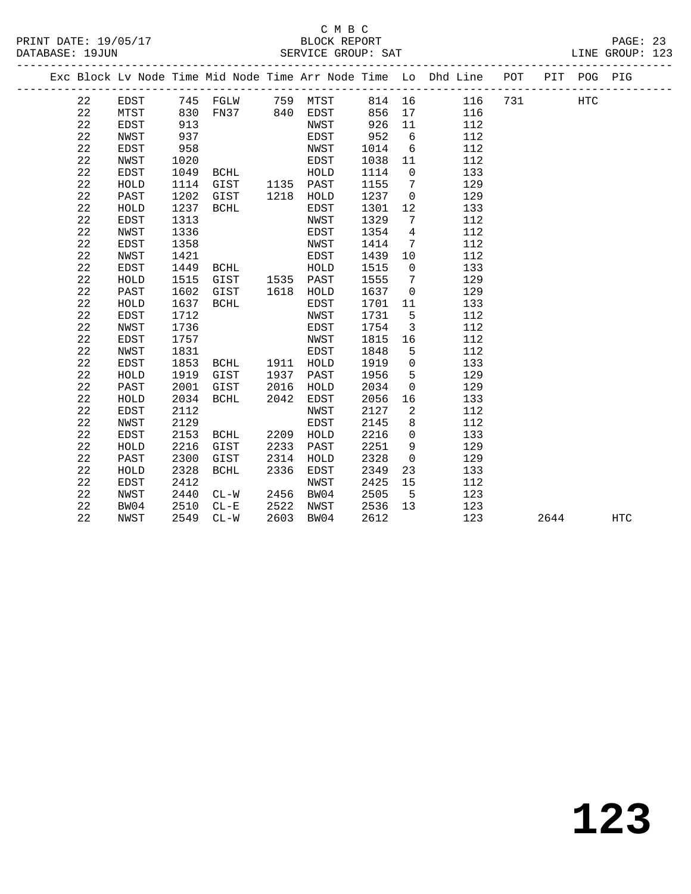C M B C

BLOCK REPORT

PRINT DATE: 19/05/17 DATABASE: 19JUN SERVICE GROUP: SAT LINE GROUP: 123

| Exc | Block | Lv | Node | Time | Mid Node | Time | Arr Node | Time | Lo | Dhd Line | POT | PIT | POG | PIG |
|---|---|---|---|---|---|---|---|---|---|---|---|---|---|---|
| | 22 | | EDST | 745 | FGLW | 759 | MTST | 814 | 16 | 116 | 731 | | HTC | |
| | 22 | | MTST | 830 | FN37 | 840 | EDST | 856 | 17 | 116 | | | | |
| | 22 | | EDST | 913 | | | NWST | 926 | 11 | 112 | | | | |
| | 22 | | NWST | 937 | | | EDST | 952 | 6 | 112 | | | | |
| | 22 | | EDST | 958 | | | NWST | 1014 | 6 | 112 | | | | |
| | 22 | | NWST | 1020 | | | EDST | 1038 | 11 | 112 | | | | |
| | 22 | | EDST | 1049 | BCHL | | HOLD | 1114 | 0 | 133 | | | | |
| | 22 | | HOLD | 1114 | GIST | 1135 | PAST | 1155 | 7 | 129 | | | | |
| | 22 | | PAST | 1202 | GIST | 1218 | HOLD | 1237 | 0 | 129 | | | | |
| | 22 | | HOLD | 1237 | BCHL | | EDST | 1301 | 12 | 133 | | | | |
| | 22 | | EDST | 1313 | | | NWST | 1329 | 7 | 112 | | | | |
| | 22 | | NWST | 1336 | | | EDST | 1354 | 4 | 112 | | | | |
| | 22 | | EDST | 1358 | | | NWST | 1414 | 7 | 112 | | | | |
| | 22 | | NWST | 1421 | | | EDST | 1439 | 10 | 112 | | | | |
| | 22 | | EDST | 1449 | BCHL | | HOLD | 1515 | 0 | 133 | | | | |
| | 22 | | HOLD | 1515 | GIST | 1535 | PAST | 1555 | 7 | 129 | | | | |
| | 22 | | PAST | 1602 | GIST | 1618 | HOLD | 1637 | 0 | 129 | | | | |
| | 22 | | HOLD | 1637 | BCHL | | EDST | 1701 | 11 | 133 | | | | |
| | 22 | | EDST | 1712 | | | NWST | 1731 | 5 | 112 | | | | |
| | 22 | | NWST | 1736 | | | EDST | 1754 | 3 | 112 | | | | |
| | 22 | | EDST | 1757 | | | NWST | 1815 | 16 | 112 | | | | |
| | 22 | | NWST | 1831 | | | EDST | 1848 | 5 | 112 | | | | |
| | 22 | | EDST | 1853 | BCHL | 1911 | HOLD | 1919 | 0 | 133 | | | | |
| | 22 | | HOLD | 1919 | GIST | 1937 | PAST | 1956 | 5 | 129 | | | | |
| | 22 | | PAST | 2001 | GIST | 2016 | HOLD | 2034 | 0 | 129 | | | | |
| | 22 | | HOLD | 2034 | BCHL | 2042 | EDST | 2056 | 16 | 133 | | | | |
| | 22 | | EDST | 2112 | | | NWST | 2127 | 2 | 112 | | | | |
| | 22 | | NWST | 2129 | | | EDST | 2145 | 8 | 112 | | | | |
| | 22 | | EDST | 2153 | BCHL | 2209 | HOLD | 2216 | 0 | 133 | | | | |
| | 22 | | HOLD | 2216 | GIST | 2233 | PAST | 2251 | 9 | 129 | | | | |
| | 22 | | PAST | 2300 | GIST | 2314 | HOLD | 2328 | 0 | 129 | | | | |
| | 22 | | HOLD | 2328 | BCHL | 2336 | EDST | 2349 | 23 | 133 | | | | |
| | 22 | | EDST | 2412 | | | NWST | 2425 | 15 | 112 | | | | |
| | 22 | | NWST | 2440 | CL-W | 2456 | BW04 | 2505 | 5 | 123 | | | | |
| | 22 | | BW04 | 2510 | CL-E | 2522 | NWST | 2536 | 13 | 123 | | | | |
| | 22 | | NWST | 2549 | CL-W | 2603 | BW04 | 2612 | | 123 | | 2644 | | HTC |

# 123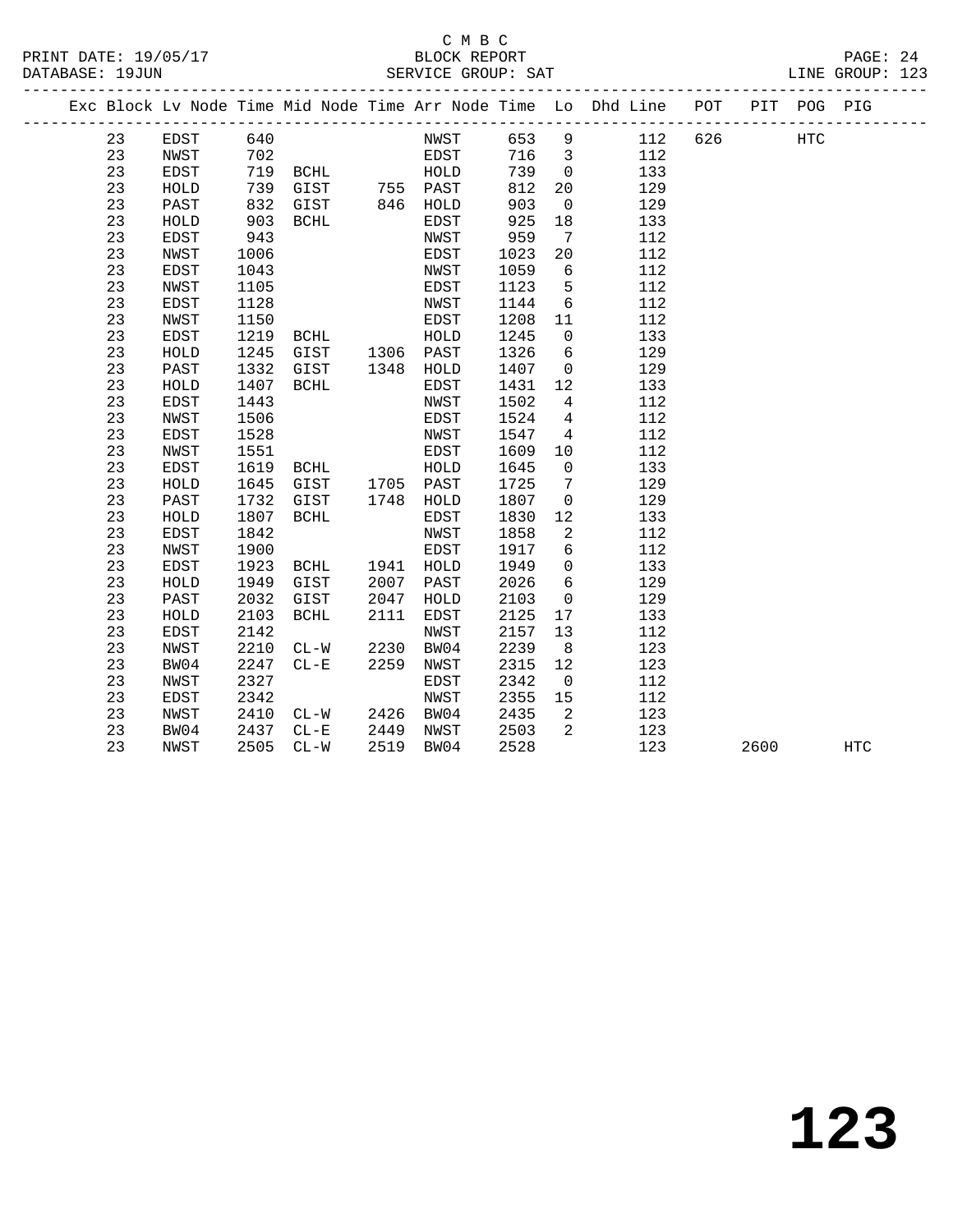C M B C
PRINT DATE: 19/05/17 BLOCK REPORT
DATABASE: 19JUN SERVICE GROUP: SAT LINE GROUP: 123

| Exc | Block | Lv | Node | Time | Mid Node | Time | Arr Node | Time | Lo | Dhd Line | POT | PIT | POG | PIG |
|---|---|---|---|---|---|---|---|---|---|---|---|---|---|---|
| | 23 | | EDST | 640 | | | NWST | 653 | 9 | 112 | 626 | | HTC | |
| | 23 | | NWST | 702 | | | EDST | 716 | 3 | 112 | | | | |
| | 23 | | EDST | 719 | BCHL | | HOLD | 739 | 0 | 133 | | | | |
| | 23 | | HOLD | 739 | GIST | 755 | PAST | 812 | 20 | 129 | | | | |
| | 23 | | PAST | 832 | GIST | 846 | HOLD | 903 | 0 | 129 | | | | |
| | 23 | | HOLD | 903 | BCHL | | EDST | 925 | 18 | 133 | | | | |
| | 23 | | EDST | 943 | | | NWST | 959 | 7 | 112 | | | | |
| | 23 | | NWST | 1006 | | | EDST | 1023 | 20 | 112 | | | | |
| | 23 | | EDST | 1043 | | | NWST | 1059 | 6 | 112 | | | | |
| | 23 | | NWST | 1105 | | | EDST | 1123 | 5 | 112 | | | | |
| | 23 | | EDST | 1128 | | | NWST | 1144 | 6 | 112 | | | | |
| | 23 | | NWST | 1150 | | | EDST | 1208 | 11 | 112 | | | | |
| | 23 | | EDST | 1219 | BCHL | | HOLD | 1245 | 0 | 133 | | | | |
| | 23 | | HOLD | 1245 | GIST | 1306 | PAST | 1326 | 6 | 129 | | | | |
| | 23 | | PAST | 1332 | GIST | 1348 | HOLD | 1407 | 0 | 129 | | | | |
| | 23 | | HOLD | 1407 | BCHL | | EDST | 1431 | 12 | 133 | | | | |
| | 23 | | EDST | 1443 | | | NWST | 1502 | 4 | 112 | | | | |
| | 23 | | NWST | 1506 | | | EDST | 1524 | 4 | 112 | | | | |
| | 23 | | EDST | 1528 | | | NWST | 1547 | 4 | 112 | | | | |
| | 23 | | NWST | 1551 | | | EDST | 1609 | 10 | 112 | | | | |
| | 23 | | EDST | 1619 | BCHL | | HOLD | 1645 | 0 | 133 | | | | |
| | 23 | | HOLD | 1645 | GIST | 1705 | PAST | 1725 | 7 | 129 | | | | |
| | 23 | | PAST | 1732 | GIST | 1748 | HOLD | 1807 | 0 | 129 | | | | |
| | 23 | | HOLD | 1807 | BCHL | | EDST | 1830 | 12 | 133 | | | | |
| | 23 | | EDST | 1842 | | | NWST | 1858 | 2 | 112 | | | | |
| | 23 | | NWST | 1900 | | | EDST | 1917 | 6 | 112 | | | | |
| | 23 | | EDST | 1923 | BCHL | 1941 | HOLD | 1949 | 0 | 133 | | | | |
| | 23 | | HOLD | 1949 | GIST | 2007 | PAST | 2026 | 6 | 129 | | | | |
| | 23 | | PAST | 2032 | GIST | 2047 | HOLD | 2103 | 0 | 129 | | | | |
| | 23 | | HOLD | 2103 | BCHL | 2111 | EDST | 2125 | 17 | 133 | | | | |
| | 23 | | EDST | 2142 | | | NWST | 2157 | 13 | 112 | | | | |
| | 23 | | NWST | 2210 | CL-W | 2230 | BW04 | 2239 | 8 | 123 | | | | |
| | 23 | | BW04 | 2247 | CL-E | 2259 | NWST | 2315 | 12 | 123 | | | | |
| | 23 | | NWST | 2327 | | | EDST | 2342 | 0 | 112 | | | | |
| | 23 | | EDST | 2342 | | | NWST | 2355 | 15 | 112 | | | | |
| | 23 | | NWST | 2410 | CL-W | 2426 | BW04 | 2435 | 2 | 123 | | | | |
| | 23 | | BW04 | 2437 | CL-E | 2449 | NWST | 2503 | 2 | 123 | | | | |
| | 23 | | NWST | 2505 | CL-W | 2519 | BW04 | 2528 | | 123 | | 2600 | | HTC |

# 123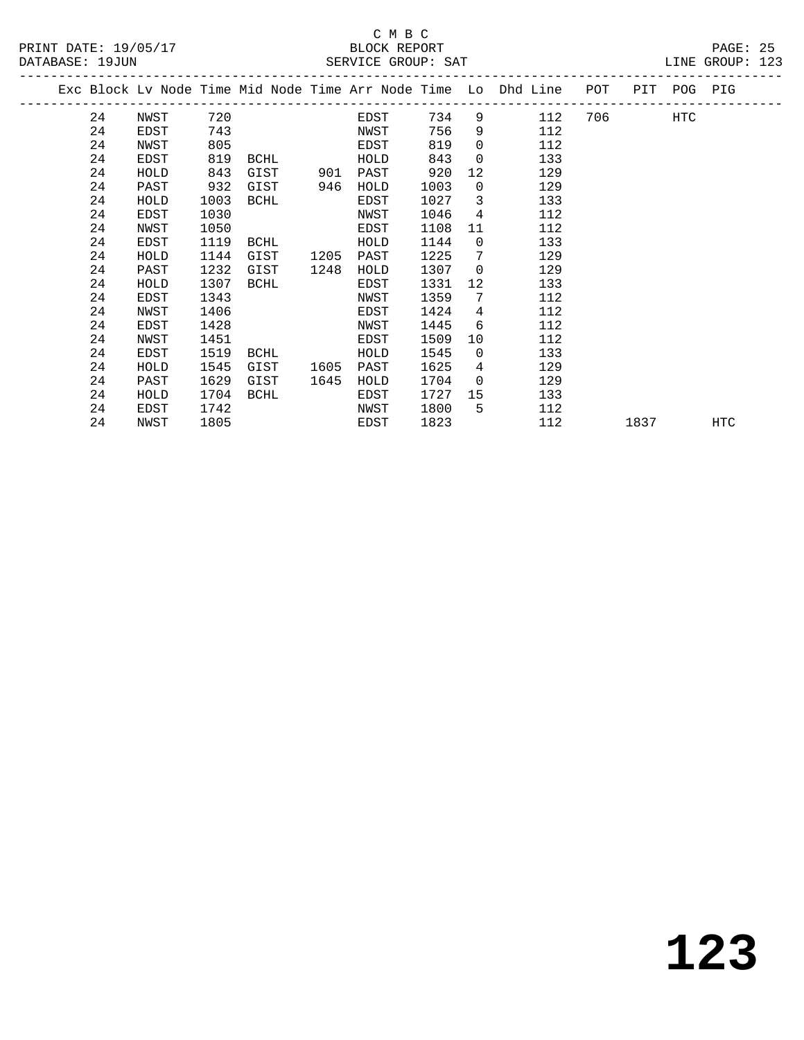C M B C
PRINT DATE: 19/05/17 BLOCK REPORT
DATABASE: 19JUN SERVICE GROUP: SAT LINE GROUP: 123

| Exc | Block | Lv | Node | Time | Mid Node | Time | Arr Node | Time | Lo | Dhd Line | POT | PIT | POG | PIG |
|---|---|---|---|---|---|---|---|---|---|---|---|---|---|---|
| | 24 | | NWST | 720 | | | EDST | 734 | 9 | 112 | 706 | | HTC | |
| | 24 | | EDST | 743 | | | NWST | 756 | 9 | 112 | | | | |
| | 24 | | NWST | 805 | | | EDST | 819 | 0 | 112 | | | | |
| | 24 | | EDST | 819 | BCHL | | HOLD | 843 | 0 | 133 | | | | |
| | 24 | | HOLD | 843 | GIST | 901 | PAST | 920 | 12 | 129 | | | | |
| | 24 | | PAST | 932 | GIST | 946 | HOLD | 1003 | 0 | 129 | | | | |
| | 24 | | HOLD | 1003 | BCHL | | EDST | 1027 | 3 | 133 | | | | |
| | 24 | | EDST | 1030 | | | NWST | 1046 | 4 | 112 | | | | |
| | 24 | | NWST | 1050 | | | EDST | 1108 | 11 | 112 | | | | |
| | 24 | | EDST | 1119 | BCHL | | HOLD | 1144 | 0 | 133 | | | | |
| | 24 | | HOLD | 1144 | GIST | 1205 | PAST | 1225 | 7 | 129 | | | | |
| | 24 | | PAST | 1232 | GIST | 1248 | HOLD | 1307 | 0 | 129 | | | | |
| | 24 | | HOLD | 1307 | BCHL | | EDST | 1331 | 12 | 133 | | | | |
| | 24 | | EDST | 1343 | | | NWST | 1359 | 7 | 112 | | | | |
| | 24 | | NWST | 1406 | | | EDST | 1424 | 4 | 112 | | | | |
| | 24 | | EDST | 1428 | | | NWST | 1445 | 6 | 112 | | | | |
| | 24 | | NWST | 1451 | | | EDST | 1509 | 10 | 112 | | | | |
| | 24 | | EDST | 1519 | BCHL | | HOLD | 1545 | 0 | 133 | | | | |
| | 24 | | HOLD | 1545 | GIST | 1605 | PAST | 1625 | 4 | 129 | | | | |
| | 24 | | PAST | 1629 | GIST | 1645 | HOLD | 1704 | 0 | 129 | | | | |
| | 24 | | HOLD | 1704 | BCHL | | EDST | 1727 | 15 | 133 | | | | |
| | 24 | | EDST | 1742 | | | NWST | 1800 | 5 | 112 | | | | |
| | 24 | | NWST | 1805 | | | EDST | 1823 | | 112 | | 1837 | | HTC |

# 123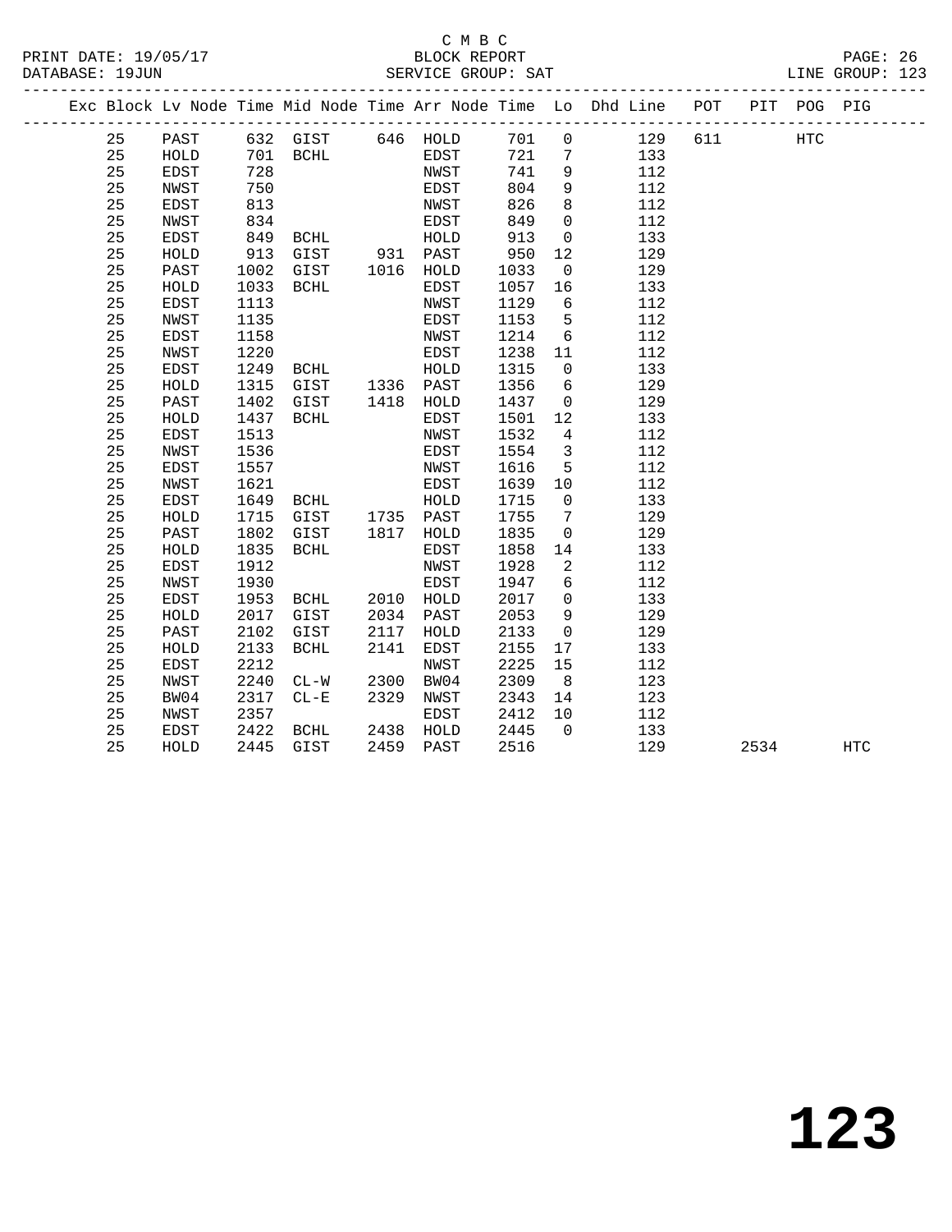C M B C
PRINT DATE: 19/05/17 BLOCK REPORT
DATABASE: 19JUN SERVICE GROUP: SAT LINE GROUP: 123

| Exc | Block | Lv | Node | Time | Mid Node | Time | Arr Node | Time | Lo | Dhd Line | POT | PIT | POG | PIG |
|---|---|---|---|---|---|---|---|---|---|---|---|---|---|---|
| | 25 | | PAST | 632 | GIST | 646 | HOLD | 701 | 0 | 129 | 611 | | HTC | |
| | 25 | | HOLD | 701 | BCHL | | EDST | 721 | 7 | 133 | | | | |
| | 25 | | EDST | 728 | | | NWST | 741 | 9 | 112 | | | | |
| | 25 | | NWST | 750 | | | EDST | 804 | 9 | 112 | | | | |
| | 25 | | EDST | 813 | | | NWST | 826 | 8 | 112 | | | | |
| | 25 | | NWST | 834 | | | EDST | 849 | 0 | 112 | | | | |
| | 25 | | EDST | 849 | BCHL | | HOLD | 913 | 0 | 133 | | | | |
| | 25 | | HOLD | 913 | GIST | 931 | PAST | 950 | 12 | 129 | | | | |
| | 25 | | PAST | 1002 | GIST | 1016 | HOLD | 1033 | 0 | 129 | | | | |
| | 25 | | HOLD | 1033 | BCHL | | EDST | 1057 | 16 | 133 | | | | |
| | 25 | | EDST | 1113 | | | NWST | 1129 | 6 | 112 | | | | |
| | 25 | | NWST | 1135 | | | EDST | 1153 | 5 | 112 | | | | |
| | 25 | | EDST | 1158 | | | NWST | 1214 | 6 | 112 | | | | |
| | 25 | | NWST | 1220 | | | EDST | 1238 | 11 | 112 | | | | |
| | 25 | | EDST | 1249 | BCHL | | HOLD | 1315 | 0 | 133 | | | | |
| | 25 | | HOLD | 1315 | GIST | 1336 | PAST | 1356 | 6 | 129 | | | | |
| | 25 | | PAST | 1402 | GIST | 1418 | HOLD | 1437 | 0 | 129 | | | | |
| | 25 | | HOLD | 1437 | BCHL | | EDST | 1501 | 12 | 133 | | | | |
| | 25 | | EDST | 1513 | | | NWST | 1532 | 4 | 112 | | | | |
| | 25 | | NWST | 1536 | | | EDST | 1554 | 3 | 112 | | | | |
| | 25 | | EDST | 1557 | | | NWST | 1616 | 5 | 112 | | | | |
| | 25 | | NWST | 1621 | | | EDST | 1639 | 10 | 112 | | | | |
| | 25 | | EDST | 1649 | BCHL | | HOLD | 1715 | 0 | 133 | | | | |
| | 25 | | HOLD | 1715 | GIST | 1735 | PAST | 1755 | 7 | 129 | | | | |
| | 25 | | PAST | 1802 | GIST | 1817 | HOLD | 1835 | 0 | 129 | | | | |
| | 25 | | HOLD | 1835 | BCHL | | EDST | 1858 | 14 | 133 | | | | |
| | 25 | | EDST | 1912 | | | NWST | 1928 | 2 | 112 | | | | |
| | 25 | | NWST | 1930 | | | EDST | 1947 | 6 | 112 | | | | |
| | 25 | | EDST | 1953 | BCHL | 2010 | HOLD | 2017 | 0 | 133 | | | | |
| | 25 | | HOLD | 2017 | GIST | 2034 | PAST | 2053 | 9 | 129 | | | | |
| | 25 | | PAST | 2102 | GIST | 2117 | HOLD | 2133 | 0 | 129 | | | | |
| | 25 | | HOLD | 2133 | BCHL | 2141 | EDST | 2155 | 17 | 133 | | | | |
| | 25 | | EDST | 2212 | | | NWST | 2225 | 15 | 112 | | | | |
| | 25 | | NWST | 2240 | CL-W | 2300 | BW04 | 2309 | 8 | 123 | | | | |
| | 25 | | BW04 | 2317 | CL-E | 2329 | NWST | 2343 | 14 | 123 | | | | |
| | 25 | | NWST | 2357 | | | EDST | 2412 | 10 | 112 | | | | |
| | 25 | | EDST | 2422 | BCHL | 2438 | HOLD | 2445 | 0 | 133 | | | | |
| | 25 | | HOLD | 2445 | GIST | 2459 | PAST | 2516 | | 129 | | 2534 | | HTC |

# 123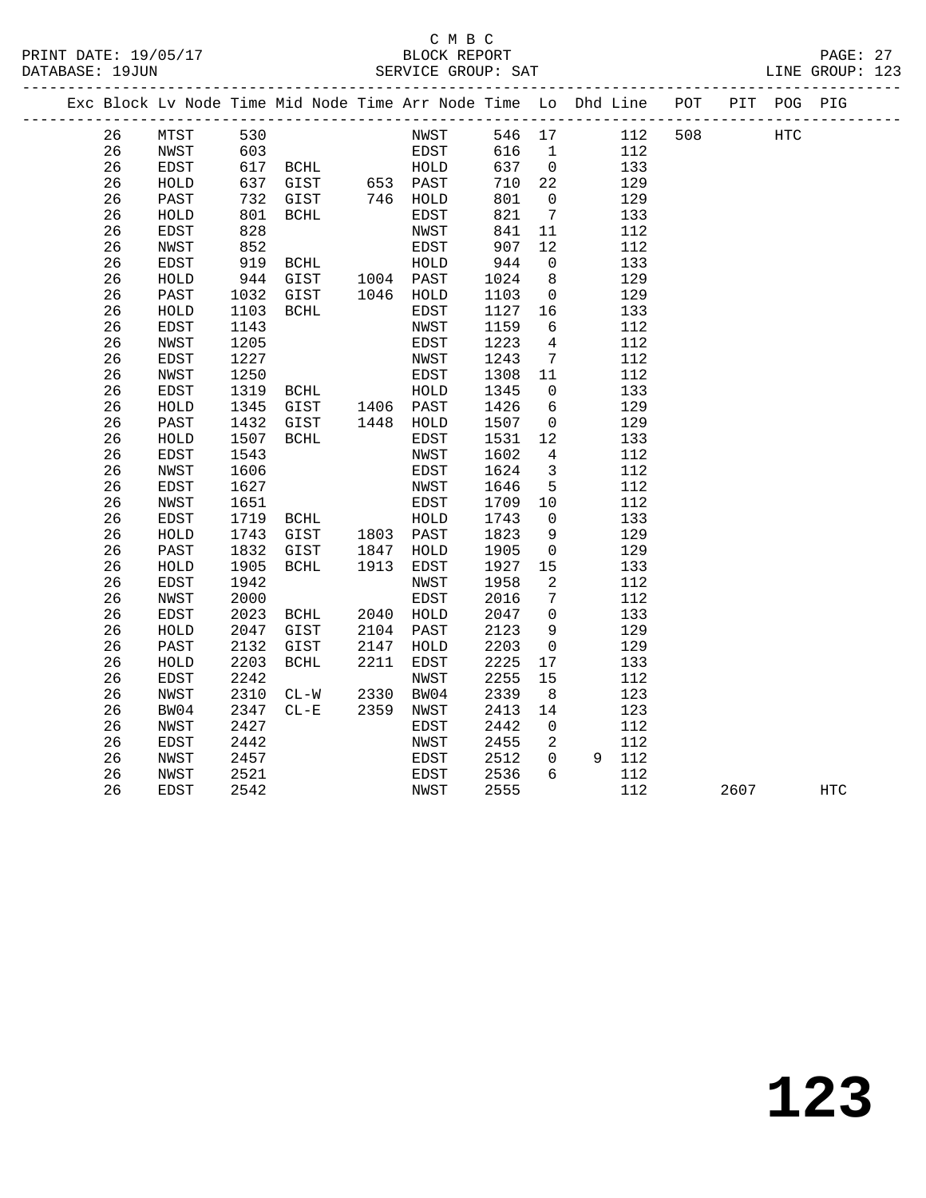C M B C
BLOCK REPORT
SERVICE GROUP: SAT

PRINT DATE: 19/05/17
DATABASE: 19JUN
LINE GROUP: 123

| Exc | Block | Lv Node | Time | Mid Node | Time | Arr Node | Time | Lo | Dhd | Line | POT | PIT | POG | PIG |
|---|---|---|---|---|---|---|---|---|---|---|---|---|---|---|
| | 26 | MTST | 530 | | | NWST | 546 | 17 | | 112 | 508 | | HTC | |
| | 26 | NWST | 603 | | | EDST | 616 | 1 | | 112 | | | | |
| | 26 | EDST | 617 | BCHL | | HOLD | 637 | 0 | | 133 | | | | |
| | 26 | HOLD | 637 | GIST | 653 | PAST | 710 | 22 | | 129 | | | | |
| | 26 | PAST | 732 | GIST | 746 | HOLD | 801 | 0 | | 129 | | | | |
| | 26 | HOLD | 801 | BCHL | | EDST | 821 | 7 | | 133 | | | | |
| | 26 | EDST | 828 | | | NWST | 841 | 11 | | 112 | | | | |
| | 26 | NWST | 852 | | | EDST | 907 | 12 | | 112 | | | | |
| | 26 | EDST | 919 | BCHL | | HOLD | 944 | 0 | | 133 | | | | |
| | 26 | HOLD | 944 | GIST | 1004 | PAST | 1024 | 8 | | 129 | | | | |
| | 26 | PAST | 1032 | GIST | 1046 | HOLD | 1103 | 0 | | 129 | | | | |
| | 26 | HOLD | 1103 | BCHL | | EDST | 1127 | 16 | | 133 | | | | |
| | 26 | EDST | 1143 | | | NWST | 1159 | 6 | | 112 | | | | |
| | 26 | NWST | 1205 | | | EDST | 1223 | 4 | | 112 | | | | |
| | 26 | EDST | 1227 | | | NWST | 1243 | 7 | | 112 | | | | |
| | 26 | NWST | 1250 | | | EDST | 1308 | 11 | | 112 | | | | |
| | 26 | EDST | 1319 | BCHL | | HOLD | 1345 | 0 | | 133 | | | | |
| | 26 | HOLD | 1345 | GIST | 1406 | PAST | 1426 | 6 | | 129 | | | | |
| | 26 | PAST | 1432 | GIST | 1448 | HOLD | 1507 | 0 | | 129 | | | | |
| | 26 | HOLD | 1507 | BCHL | | EDST | 1531 | 12 | | 133 | | | | |
| | 26 | EDST | 1543 | | | NWST | 1602 | 4 | | 112 | | | | |
| | 26 | NWST | 1606 | | | EDST | 1624 | 3 | | 112 | | | | |
| | 26 | EDST | 1627 | | | NWST | 1646 | 5 | | 112 | | | | |
| | 26 | NWST | 1651 | | | EDST | 1709 | 10 | | 112 | | | | |
| | 26 | EDST | 1719 | BCHL | | HOLD | 1743 | 0 | | 133 | | | | |
| | 26 | HOLD | 1743 | GIST | 1803 | PAST | 1823 | 9 | | 129 | | | | |
| | 26 | PAST | 1832 | GIST | 1847 | HOLD | 1905 | 0 | | 129 | | | | |
| | 26 | HOLD | 1905 | BCHL | 1913 | EDST | 1927 | 15 | | 133 | | | | |
| | 26 | EDST | 1942 | | | NWST | 1958 | 2 | | 112 | | | | |
| | 26 | NWST | 2000 | | | EDST | 2016 | 7 | | 112 | | | | |
| | 26 | EDST | 2023 | BCHL | 2040 | HOLD | 2047 | 0 | | 133 | | | | |
| | 26 | HOLD | 2047 | GIST | 2104 | PAST | 2123 | 9 | | 129 | | | | |
| | 26 | PAST | 2132 | GIST | 2147 | HOLD | 2203 | 0 | | 129 | | | | |
| | 26 | HOLD | 2203 | BCHL | 2211 | EDST | 2225 | 17 | | 133 | | | | |
| | 26 | EDST | 2242 | | | NWST | 2255 | 15 | | 112 | | | | |
| | 26 | NWST | 2310 | CL-W | 2330 | BW04 | 2339 | 8 | | 123 | | | | |
| | 26 | BW04 | 2347 | CL-E | 2359 | NWST | 2413 | 14 | | 123 | | | | |
| | 26 | NWST | 2427 | | | EDST | 2442 | 0 | | 112 | | | | |
| | 26 | EDST | 2442 | | | NWST | 2455 | 2 | | 112 | | | | |
| | 26 | NWST | 2457 | | | EDST | 2512 | 0 | 9 | 112 | | | | |
| | 26 | NWST | 2521 | | | EDST | 2536 | 6 | | 112 | | | | |
| | 26 | EDST | 2542 | | | NWST | 2555 | | | 112 | | 2607 | | HTC |

123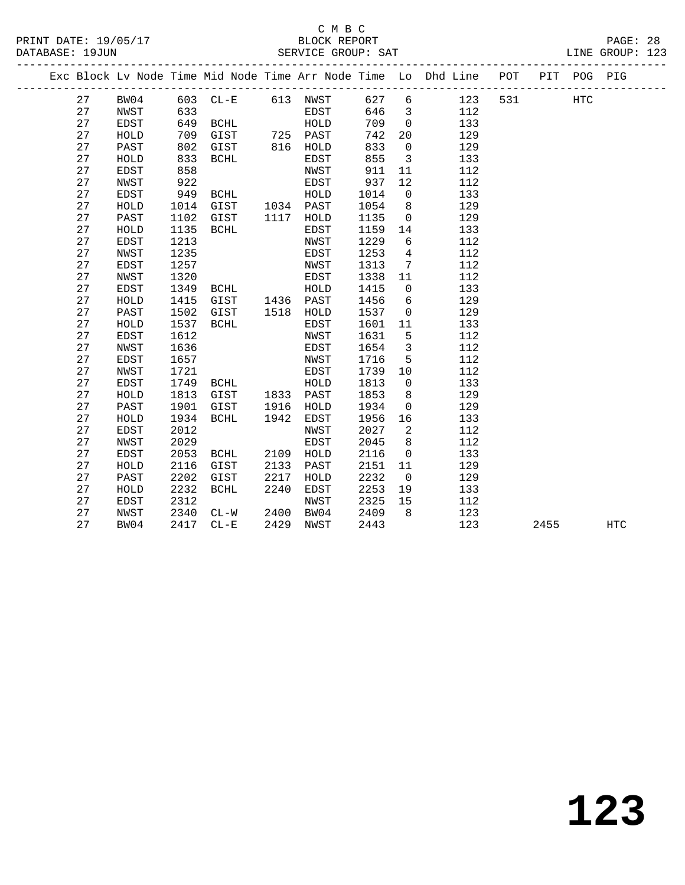C M B C

BLOCK REPORT

SERVICE GROUP: SAT

LINE GROUP: 123

| Exc | Block | Lv | Node | Time | Mid Node | Time | Arr Node | Time | Lo | Dhd Line | POT | PIT | POG | PIG |
|---|---|---|---|---|---|---|---|---|---|---|---|---|---|---|
| | 27 | | BW04 | 603 | CL-E | 613 | NWST | 627 | 6 | 123 | 531 | | HTC | |
| | 27 | | NWST | 633 | | | EDST | 646 | 3 | 112 | | | | |
| | 27 | | EDST | 649 | BCHL | | HOLD | 709 | 0 | 133 | | | | |
| | 27 | | HOLD | 709 | GIST | 725 | PAST | 742 | 20 | 129 | | | | |
| | 27 | | PAST | 802 | GIST | 816 | HOLD | 833 | 0 | 129 | | | | |
| | 27 | | HOLD | 833 | BCHL | | EDST | 855 | 3 | 133 | | | | |
| | 27 | | EDST | 858 | | | NWST | 911 | 11 | 112 | | | | |
| | 27 | | NWST | 922 | | | EDST | 937 | 12 | 112 | | | | |
| | 27 | | EDST | 949 | BCHL | | HOLD | 1014 | 0 | 133 | | | | |
| | 27 | | HOLD | 1014 | GIST | 1034 | PAST | 1054 | 8 | 129 | | | | |
| | 27 | | PAST | 1102 | GIST | 1117 | HOLD | 1135 | 0 | 129 | | | | |
| | 27 | | HOLD | 1135 | BCHL | | EDST | 1159 | 14 | 133 | | | | |
| | 27 | | EDST | 1213 | | | NWST | 1229 | 6 | 112 | | | | |
| | 27 | | NWST | 1235 | | | EDST | 1253 | 4 | 112 | | | | |
| | 27 | | EDST | 1257 | | | NWST | 1313 | 7 | 112 | | | | |
| | 27 | | NWST | 1320 | | | EDST | 1338 | 11 | 112 | | | | |
| | 27 | | EDST | 1349 | BCHL | | HOLD | 1415 | 0 | 133 | | | | |
| | 27 | | HOLD | 1415 | GIST | 1436 | PAST | 1456 | 6 | 129 | | | | |
| | 27 | | PAST | 1502 | GIST | 1518 | HOLD | 1537 | 0 | 129 | | | | |
| | 27 | | HOLD | 1537 | BCHL | | EDST | 1601 | 11 | 133 | | | | |
| | 27 | | EDST | 1612 | | | NWST | 1631 | 5 | 112 | | | | |
| | 27 | | NWST | 1636 | | | EDST | 1654 | 3 | 112 | | | | |
| | 27 | | EDST | 1657 | | | NWST | 1716 | 5 | 112 | | | | |
| | 27 | | NWST | 1721 | | | EDST | 1739 | 10 | 112 | | | | |
| | 27 | | EDST | 1749 | BCHL | | HOLD | 1813 | 0 | 133 | | | | |
| | 27 | | HOLD | 1813 | GIST | 1833 | PAST | 1853 | 8 | 129 | | | | |
| | 27 | | PAST | 1901 | GIST | 1916 | HOLD | 1934 | 0 | 129 | | | | |
| | 27 | | HOLD | 1934 | BCHL | 1942 | EDST | 1956 | 16 | 133 | | | | |
| | 27 | | EDST | 2012 | | | NWST | 2027 | 2 | 112 | | | | |
| | 27 | | NWST | 2029 | | | EDST | 2045 | 8 | 112 | | | | |
| | 27 | | EDST | 2053 | BCHL | 2109 | HOLD | 2116 | 0 | 133 | | | | |
| | 27 | | HOLD | 2116 | GIST | 2133 | PAST | 2151 | 11 | 129 | | | | |
| | 27 | | PAST | 2202 | GIST | 2217 | HOLD | 2232 | 0 | 129 | | | | |
| | 27 | | HOLD | 2232 | BCHL | 2240 | EDST | 2253 | 19 | 133 | | | | |
| | 27 | | EDST | 2312 | | | NWST | 2325 | 15 | 112 | | | | |
| | 27 | | NWST | 2340 | CL-W | 2400 | BW04 | 2409 | 8 | 123 | | | | |
| | 27 | | BW04 | 2417 | CL-E | 2429 | NWST | 2443 | | 123 | | 2455 | | HTC |

# 123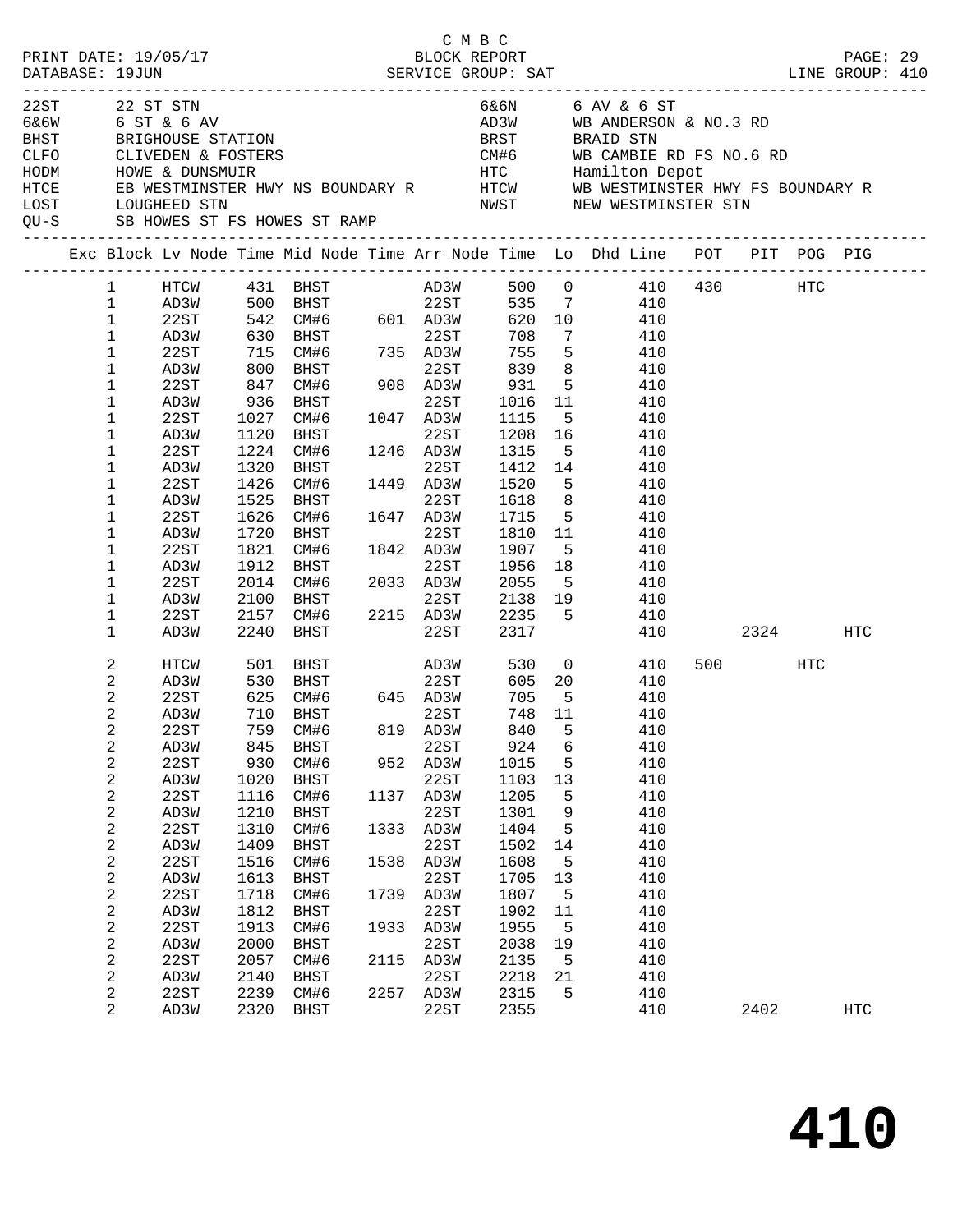C M B C
PRINT DATE: 19/05/17 BLOCK REPORT
DATABASE: 19JUN SERVICE GROUP: SAT LINE GROUP: 410

| Code | Description | Code | Description |
|---|---|---|---|
| 22ST | 22 ST STN | 6&6N | 6 AV & 6 ST |
| 6&6W | 6 ST & 6 AV | AD3W | WB ANDERSON & NO.3 RD |
| BHST | BRIGHOUSE STATION | BRST | BRAID STN |
| CLFO | CLIVEDEN & FOSTERS | CM#6 | WB CAMBIE RD FS NO.6 RD |
| HODM | HOWE & DUNSMUIR | HTC | Hamilton Depot |
| HTCE | EB WESTMINSTER HWY NS BOUNDARY R | HTCW | WB WESTMINSTER HWY FS BOUNDARY R |
| LOST | LOUGHEED STN | NWST | NEW WESTMINSTER STN |
| QU-S | SB HOWES ST FS HOWES ST RAMP | | |

| Exc | Block | Lv Node | Time | Mid Node | Time | Arr Node | Time | Lo | Dhd Line | POT | PIT | POG | PIG |
|---|---|---|---|---|---|---|---|---|---|---|---|---|---|
| | 1 | HTCW | 431 | BHST | | AD3W | 500 | 0 | 410 | 430 | | HTC | |
| | 1 | AD3W | 500 | BHST | | 22ST | 535 | 7 | 410 | | | | |
| | 1 | 22ST | 542 | CM#6 | 601 | AD3W | 620 | 10 | 410 | | | | |
| | 1 | AD3W | 630 | BHST | | 22ST | 708 | 7 | 410 | | | | |
| | 1 | 22ST | 715 | CM#6 | 735 | AD3W | 755 | 5 | 410 | | | | |
| | 1 | AD3W | 800 | BHST | | 22ST | 839 | 8 | 410 | | | | |
| | 1 | 22ST | 847 | CM#6 | 908 | AD3W | 931 | 5 | 410 | | | | |
| | 1 | AD3W | 936 | BHST | | 22ST | 1016 | 11 | 410 | | | | |
| | 1 | 22ST | 1027 | CM#6 | 1047 | AD3W | 1115 | 5 | 410 | | | | |
| | 1 | AD3W | 1120 | BHST | | 22ST | 1208 | 16 | 410 | | | | |
| | 1 | 22ST | 1224 | CM#6 | 1246 | AD3W | 1315 | 5 | 410 | | | | |
| | 1 | AD3W | 1320 | BHST | | 22ST | 1412 | 14 | 410 | | | | |
| | 1 | 22ST | 1426 | CM#6 | 1449 | AD3W | 1520 | 5 | 410 | | | | |
| | 1 | AD3W | 1525 | BHST | | 22ST | 1618 | 8 | 410 | | | | |
| | 1 | 22ST | 1626 | CM#6 | 1647 | AD3W | 1715 | 5 | 410 | | | | |
| | 1 | AD3W | 1720 | BHST | | 22ST | 1810 | 11 | 410 | | | | |
| | 1 | 22ST | 1821 | CM#6 | 1842 | AD3W | 1907 | 5 | 410 | | | | |
| | 1 | AD3W | 1912 | BHST | | 22ST | 1956 | 18 | 410 | | | | |
| | 1 | 22ST | 2014 | CM#6 | 2033 | AD3W | 2055 | 5 | 410 | | | | |
| | 1 | AD3W | 2100 | BHST | | 22ST | 2138 | 19 | 410 | | | | |
| | 1 | 22ST | 2157 | CM#6 | 2215 | AD3W | 2235 | 5 | 410 | | | | |
| | 1 | AD3W | 2240 | BHST | | 22ST | 2317 | | 410 | | 2324 | | HTC |
| | 2 | HTCW | 501 | BHST | | AD3W | 530 | 0 | 410 | 500 | | HTC | |
| | 2 | AD3W | 530 | BHST | | 22ST | 605 | 20 | 410 | | | | |
| | 2 | 22ST | 625 | CM#6 | 645 | AD3W | 705 | 5 | 410 | | | | |
| | 2 | AD3W | 710 | BHST | | 22ST | 748 | 11 | 410 | | | | |
| | 2 | 22ST | 759 | CM#6 | 819 | AD3W | 840 | 5 | 410 | | | | |
| | 2 | AD3W | 845 | BHST | | 22ST | 924 | 6 | 410 | | | | |
| | 2 | 22ST | 930 | CM#6 | 952 | AD3W | 1015 | 5 | 410 | | | | |
| | 2 | AD3W | 1020 | BHST | | 22ST | 1103 | 13 | 410 | | | | |
| | 2 | 22ST | 1116 | CM#6 | 1137 | AD3W | 1205 | 5 | 410 | | | | |
| | 2 | AD3W | 1210 | BHST | | 22ST | 1301 | 9 | 410 | | | | |
| | 2 | 22ST | 1310 | CM#6 | 1333 | AD3W | 1404 | 5 | 410 | | | | |
| | 2 | AD3W | 1409 | BHST | | 22ST | 1502 | 14 | 410 | | | | |
| | 2 | 22ST | 1516 | CM#6 | 1538 | AD3W | 1608 | 5 | 410 | | | | |
| | 2 | AD3W | 1613 | BHST | | 22ST | 1705 | 13 | 410 | | | | |
| | 2 | 22ST | 1718 | CM#6 | 1739 | AD3W | 1807 | 5 | 410 | | | | |
| | 2 | AD3W | 1812 | BHST | | 22ST | 1902 | 11 | 410 | | | | |
| | 2 | 22ST | 1913 | CM#6 | 1933 | AD3W | 1955 | 5 | 410 | | | | |
| | 2 | AD3W | 2000 | BHST | | 22ST | 2038 | 19 | 410 | | | | |
| | 2 | 22ST | 2057 | CM#6 | 2115 | AD3W | 2135 | 5 | 410 | | | | |
| | 2 | AD3W | 2140 | BHST | | 22ST | 2218 | 21 | 410 | | | | |
| | 2 | 22ST | 2239 | CM#6 | 2257 | AD3W | 2315 | 5 | 410 | | | | |
| | 2 | AD3W | 2320 | BHST | | 22ST | 2355 | | 410 | | 2402 | | HTC |

**410**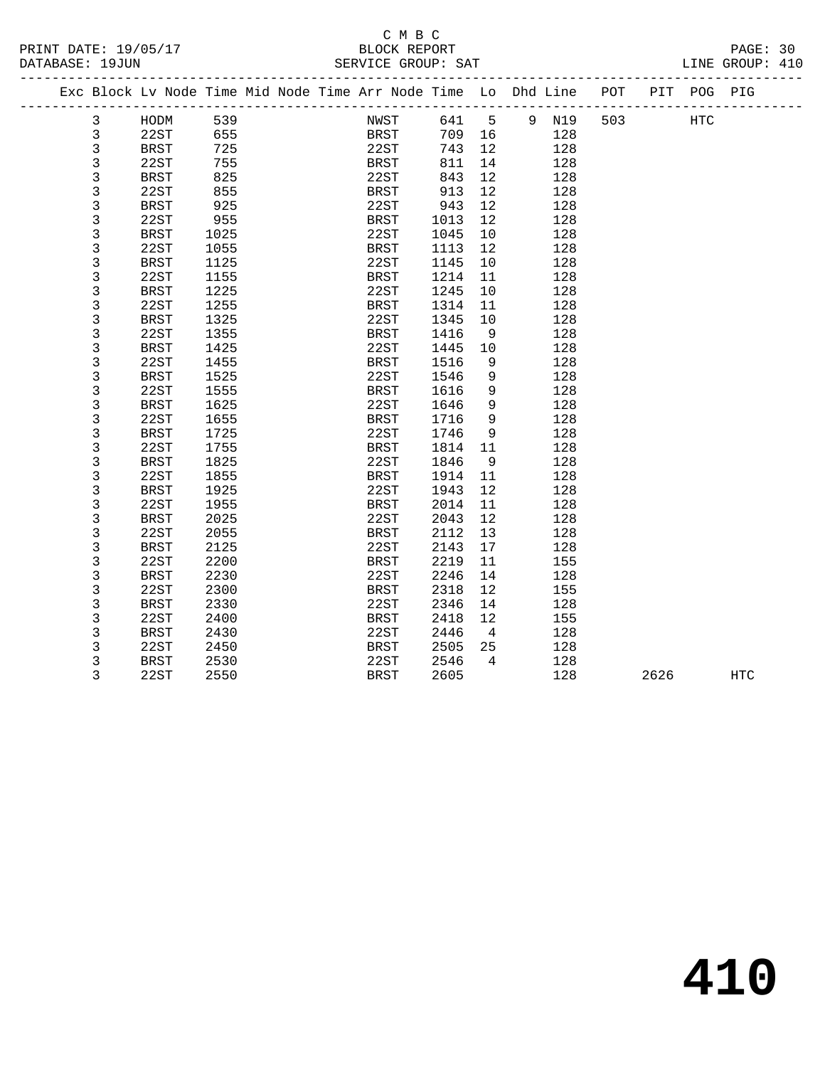C M B C

PRINT DATE: 19/05/17 BLOCK REPORT

DATABASE: 19JUN SERVICE GROUP: SAT LINE GROUP: 410

| Exc | Block | Lv Node | Time | Mid Node | Time | Arr Node | Time | Lo | Dhd | Line | POT | PIT | POG | PIG |
|---|---|---|---|---|---|---|---|---|---|---|---|---|---|---|
| | 3 | HODM | 539 | | | NWST | 641 | 5 | 9 | N19 | 503 | | HTC | |
| | 3 | 22ST | 655 | | | BRST | 709 | 16 | | 128 | | | | |
| | 3 | BRST | 725 | | | 22ST | 743 | 12 | | 128 | | | | |
| | 3 | 22ST | 755 | | | BRST | 811 | 14 | | 128 | | | | |
| | 3 | BRST | 825 | | | 22ST | 843 | 12 | | 128 | | | | |
| | 3 | 22ST | 855 | | | BRST | 913 | 12 | | 128 | | | | |
| | 3 | BRST | 925 | | | 22ST | 943 | 12 | | 128 | | | | |
| | 3 | 22ST | 955 | | | BRST | 1013 | 12 | | 128 | | | | |
| | 3 | BRST | 1025 | | | 22ST | 1045 | 10 | | 128 | | | | |
| | 3 | 22ST | 1055 | | | BRST | 1113 | 12 | | 128 | | | | |
| | 3 | BRST | 1125 | | | 22ST | 1145 | 10 | | 128 | | | | |
| | 3 | 22ST | 1155 | | | BRST | 1214 | 11 | | 128 | | | | |
| | 3 | BRST | 1225 | | | 22ST | 1245 | 10 | | 128 | | | | |
| | 3 | 22ST | 1255 | | | BRST | 1314 | 11 | | 128 | | | | |
| | 3 | BRST | 1325 | | | 22ST | 1345 | 10 | | 128 | | | | |
| | 3 | 22ST | 1355 | | | BRST | 1416 | 9 | | 128 | | | | |
| | 3 | BRST | 1425 | | | 22ST | 1445 | 10 | | 128 | | | | |
| | 3 | 22ST | 1455 | | | BRST | 1516 | 9 | | 128 | | | | |
| | 3 | BRST | 1525 | | | 22ST | 1546 | 9 | | 128 | | | | |
| | 3 | 22ST | 1555 | | | BRST | 1616 | 9 | | 128 | | | | |
| | 3 | BRST | 1625 | | | 22ST | 1646 | 9 | | 128 | | | | |
| | 3 | 22ST | 1655 | | | BRST | 1716 | 9 | | 128 | | | | |
| | 3 | BRST | 1725 | | | 22ST | 1746 | 9 | | 128 | | | | |
| | 3 | 22ST | 1755 | | | BRST | 1814 | 11 | | 128 | | | | |
| | 3 | BRST | 1825 | | | 22ST | 1846 | 9 | | 128 | | | | |
| | 3 | 22ST | 1855 | | | BRST | 1914 | 11 | | 128 | | | | |
| | 3 | BRST | 1925 | | | 22ST | 1943 | 12 | | 128 | | | | |
| | 3 | 22ST | 1955 | | | BRST | 2014 | 11 | | 128 | | | | |
| | 3 | BRST | 2025 | | | 22ST | 2043 | 12 | | 128 | | | | |
| | 3 | 22ST | 2055 | | | BRST | 2112 | 13 | | 128 | | | | |
| | 3 | BRST | 2125 | | | 22ST | 2143 | 17 | | 128 | | | | |
| | 3 | 22ST | 2200 | | | BRST | 2219 | 11 | | 155 | | | | |
| | 3 | BRST | 2230 | | | 22ST | 2246 | 14 | | 128 | | | | |
| | 3 | 22ST | 2300 | | | BRST | 2318 | 12 | | 155 | | | | |
| | 3 | BRST | 2330 | | | 22ST | 2346 | 14 | | 128 | | | | |
| | 3 | 22ST | 2400 | | | BRST | 2418 | 12 | | 155 | | | | |
| | 3 | BRST | 2430 | | | 22ST | 2446 | 4 | | 128 | | | | |
| | 3 | 22ST | 2450 | | | BRST | 2505 | 25 | | 128 | | | | |
| | 3 | BRST | 2530 | | | 22ST | 2546 | 4 | | 128 | | | | |
| | 3 | 22ST | 2550 | | | BRST | 2605 | | | 128 | | 2626 | | HTC |

# 410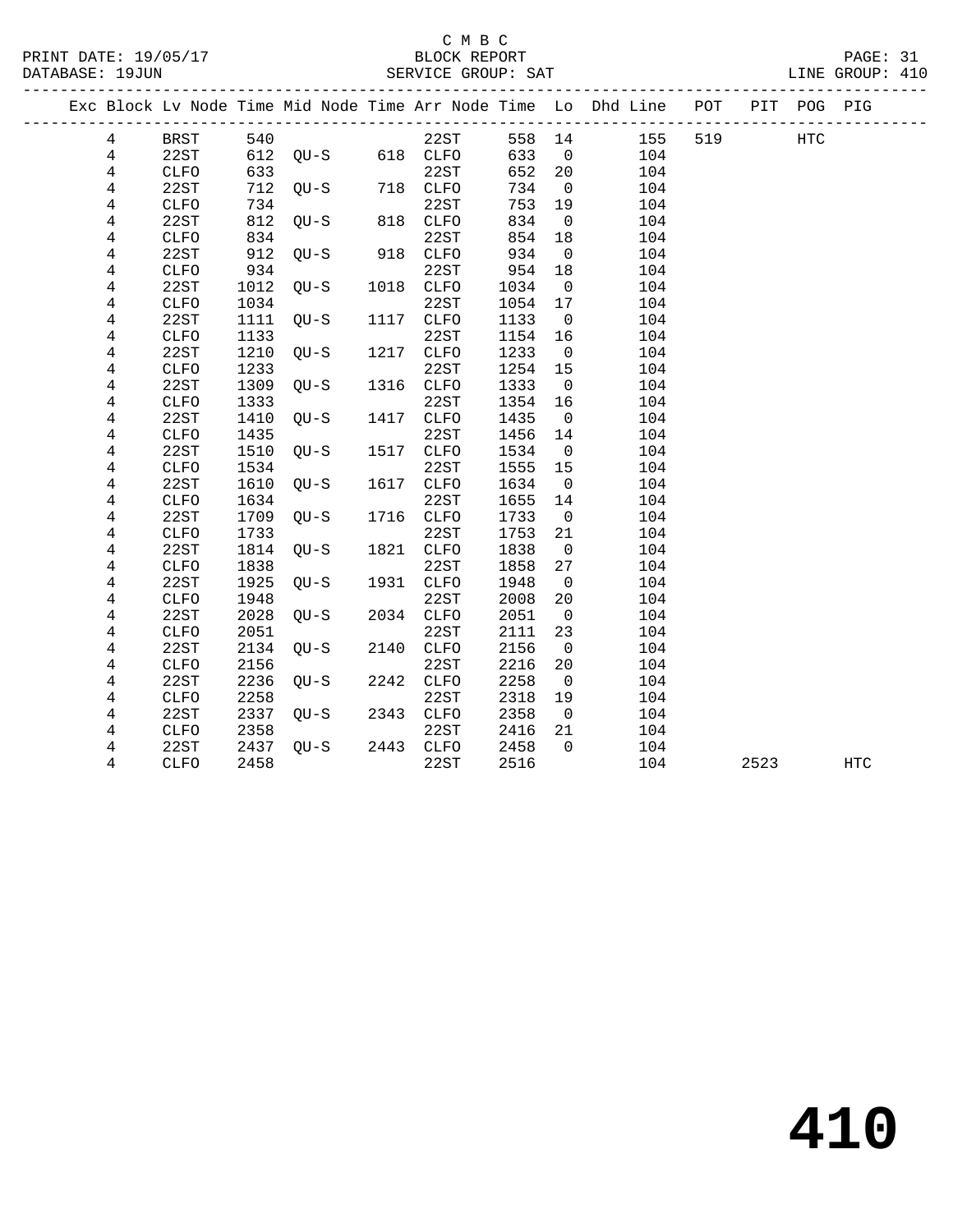C M B C
BLOCK REPORT
SERVICE GROUP: SAT

PRINT DATE: 19/05/17
DATABASE: 19JUN
LINE GROUP: 410

| Exc | Block | Lv | Node | Time | Mid Node | Time | Arr Node | Time | Lo | Dhd Line | POT | PIT | POG | PIG |
|---|---|---|---|---|---|---|---|---|---|---|---|---|---|---|
| | 4 | | BRST | 540 | | | 22ST | 558 | 14 | 155 | 519 | | HTC | |
| | 4 | | 22ST | 612 | QU-S | 618 | CLFO | 633 | 0 | 104 | | | | |
| | 4 | | CLFO | 633 | | | 22ST | 652 | 20 | 104 | | | | |
| | 4 | | 22ST | 712 | QU-S | 718 | CLFO | 734 | 0 | 104 | | | | |
| | 4 | | CLFO | 734 | | | 22ST | 753 | 19 | 104 | | | | |
| | 4 | | 22ST | 812 | QU-S | 818 | CLFO | 834 | 0 | 104 | | | | |
| | 4 | | CLFO | 834 | | | 22ST | 854 | 18 | 104 | | | | |
| | 4 | | 22ST | 912 | QU-S | 918 | CLFO | 934 | 0 | 104 | | | | |
| | 4 | | CLFO | 934 | | | 22ST | 954 | 18 | 104 | | | | |
| | 4 | | 22ST | 1012 | QU-S | 1018 | CLFO | 1034 | 0 | 104 | | | | |
| | 4 | | CLFO | 1034 | | | 22ST | 1054 | 17 | 104 | | | | |
| | 4 | | 22ST | 1111 | QU-S | 1117 | CLFO | 1133 | 0 | 104 | | | | |
| | 4 | | CLFO | 1133 | | | 22ST | 1154 | 16 | 104 | | | | |
| | 4 | | 22ST | 1210 | QU-S | 1217 | CLFO | 1233 | 0 | 104 | | | | |
| | 4 | | CLFO | 1233 | | | 22ST | 1254 | 15 | 104 | | | | |
| | 4 | | 22ST | 1309 | QU-S | 1316 | CLFO | 1333 | 0 | 104 | | | | |
| | 4 | | CLFO | 1333 | | | 22ST | 1354 | 16 | 104 | | | | |
| | 4 | | 22ST | 1410 | QU-S | 1417 | CLFO | 1435 | 0 | 104 | | | | |
| | 4 | | CLFO | 1435 | | | 22ST | 1456 | 14 | 104 | | | | |
| | 4 | | 22ST | 1510 | QU-S | 1517 | CLFO | 1534 | 0 | 104 | | | | |
| | 4 | | CLFO | 1534 | | | 22ST | 1555 | 15 | 104 | | | | |
| | 4 | | 22ST | 1610 | QU-S | 1617 | CLFO | 1634 | 0 | 104 | | | | |
| | 4 | | CLFO | 1634 | | | 22ST | 1655 | 14 | 104 | | | | |
| | 4 | | 22ST | 1709 | QU-S | 1716 | CLFO | 1733 | 0 | 104 | | | | |
| | 4 | | CLFO | 1733 | | | 22ST | 1753 | 21 | 104 | | | | |
| | 4 | | 22ST | 1814 | QU-S | 1821 | CLFO | 1838 | 0 | 104 | | | | |
| | 4 | | CLFO | 1838 | | | 22ST | 1858 | 27 | 104 | | | | |
| | 4 | | 22ST | 1925 | QU-S | 1931 | CLFO | 1948 | 0 | 104 | | | | |
| | 4 | | CLFO | 1948 | | | 22ST | 2008 | 20 | 104 | | | | |
| | 4 | | 22ST | 2028 | QU-S | 2034 | CLFO | 2051 | 0 | 104 | | | | |
| | 4 | | CLFO | 2051 | | | 22ST | 2111 | 23 | 104 | | | | |
| | 4 | | 22ST | 2134 | QU-S | 2140 | CLFO | 2156 | 0 | 104 | | | | |
| | 4 | | CLFO | 2156 | | | 22ST | 2216 | 20 | 104 | | | | |
| | 4 | | 22ST | 2236 | QU-S | 2242 | CLFO | 2258 | 0 | 104 | | | | |
| | 4 | | CLFO | 2258 | | | 22ST | 2318 | 19 | 104 | | | | |
| | 4 | | 22ST | 2337 | QU-S | 2343 | CLFO | 2358 | 0 | 104 | | | | |
| | 4 | | CLFO | 2358 | | | 22ST | 2416 | 21 | 104 | | | | |
| | 4 | | 22ST | 2437 | QU-S | 2443 | CLFO | 2458 | 0 | 104 | | | | |
| | 4 | | CLFO | 2458 | | | 22ST | 2516 | | 104 | | 2523 | | HTC |

# 410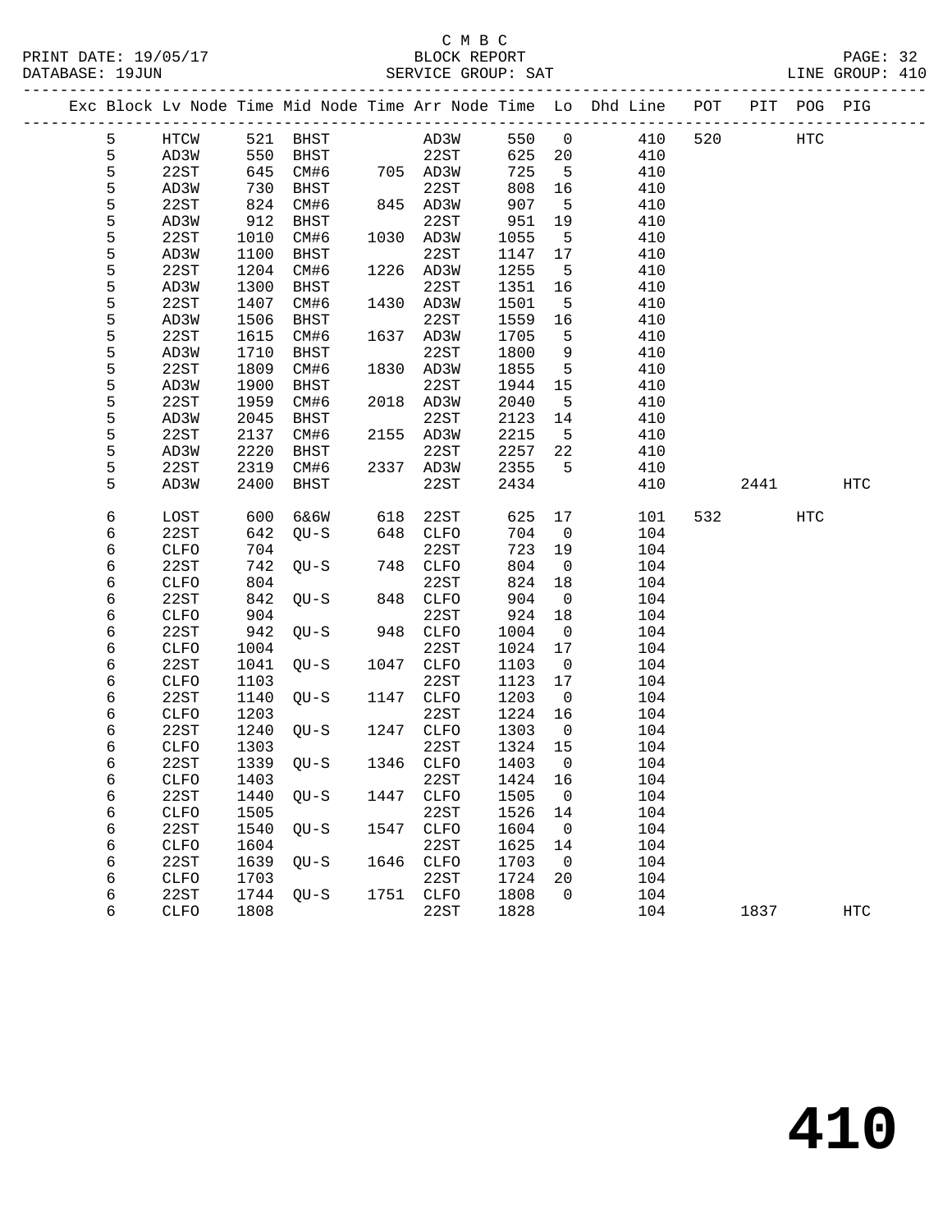C M B C

PRINT DATE: 19/05/17 BLOCK REPORT PAGE: 32
DATABASE: 19JUN SERVICE GROUP: SAT LINE GROUP: 410

| Exc | Block | Lv | Node | Time | Mid Node | Time | Arr Node | Time | Lo | Dhd Line | POT | PIT | POG | PIG |
|---|---|---|---|---|---|---|---|---|---|---|---|---|---|---|
| | 5 | | HTCW | 521 | BHST | | AD3W | 550 | 0 | 410 | 520 | | HTC | |
| | 5 | | AD3W | 550 | BHST | | 22ST | 625 | 20 | 410 | | | | |
| | 5 | | 22ST | 645 | CM#6 | 705 | AD3W | 725 | 5 | 410 | | | | |
| | 5 | | AD3W | 730 | BHST | | 22ST | 808 | 16 | 410 | | | | |
| | 5 | | 22ST | 824 | CM#6 | 845 | AD3W | 907 | 5 | 410 | | | | |
| | 5 | | AD3W | 912 | BHST | | 22ST | 951 | 19 | 410 | | | | |
| | 5 | | 22ST | 1010 | CM#6 | 1030 | AD3W | 1055 | 5 | 410 | | | | |
| | 5 | | AD3W | 1100 | BHST | | 22ST | 1147 | 17 | 410 | | | | |
| | 5 | | 22ST | 1204 | CM#6 | 1226 | AD3W | 1255 | 5 | 410 | | | | |
| | 5 | | AD3W | 1300 | BHST | | 22ST | 1351 | 16 | 410 | | | | |
| | 5 | | 22ST | 1407 | CM#6 | 1430 | AD3W | 1501 | 5 | 410 | | | | |
| | 5 | | AD3W | 1506 | BHST | | 22ST | 1559 | 16 | 410 | | | | |
| | 5 | | 22ST | 1615 | CM#6 | 1637 | AD3W | 1705 | 5 | 410 | | | | |
| | 5 | | AD3W | 1710 | BHST | | 22ST | 1800 | 9 | 410 | | | | |
| | 5 | | 22ST | 1809 | CM#6 | 1830 | AD3W | 1855 | 5 | 410 | | | | |
| | 5 | | AD3W | 1900 | BHST | | 22ST | 1944 | 15 | 410 | | | | |
| | 5 | | 22ST | 1959 | CM#6 | 2018 | AD3W | 2040 | 5 | 410 | | | | |
| | 5 | | AD3W | 2045 | BHST | | 22ST | 2123 | 14 | 410 | | | | |
| | 5 | | 22ST | 2137 | CM#6 | 2155 | AD3W | 2215 | 5 | 410 | | | | |
| | 5 | | AD3W | 2220 | BHST | | 22ST | 2257 | 22 | 410 | | | | |
| | 5 | | 22ST | 2319 | CM#6 | 2337 | AD3W | 2355 | 5 | 410 | | | | |
| | 5 | | AD3W | 2400 | BHST | | 22ST | 2434 | | 410 | | 2441 | | HTC |
| | 6 | | LOST | 600 | 6&6W | 618 | 22ST | 625 | 17 | 101 | 532 | | HTC | |
| | 6 | | 22ST | 642 | QU-S | 648 | CLFO | 704 | 0 | 104 | | | | |
| | 6 | | CLFO | 704 | | | 22ST | 723 | 19 | 104 | | | | |
| | 6 | | 22ST | 742 | QU-S | 748 | CLFO | 804 | 0 | 104 | | | | |
| | 6 | | CLFO | 804 | | | 22ST | 824 | 18 | 104 | | | | |
| | 6 | | 22ST | 842 | QU-S | 848 | CLFO | 904 | 0 | 104 | | | | |
| | 6 | | CLFO | 904 | | | 22ST | 924 | 18 | 104 | | | | |
| | 6 | | 22ST | 942 | QU-S | 948 | CLFO | 1004 | 0 | 104 | | | | |
| | 6 | | CLFO | 1004 | | | 22ST | 1024 | 17 | 104 | | | | |
| | 6 | | 22ST | 1041 | QU-S | 1047 | CLFO | 1103 | 0 | 104 | | | | |
| | 6 | | CLFO | 1103 | | | 22ST | 1123 | 17 | 104 | | | | |
| | 6 | | 22ST | 1140 | QU-S | 1147 | CLFO | 1203 | 0 | 104 | | | | |
| | 6 | | CLFO | 1203 | | | 22ST | 1224 | 16 | 104 | | | | |
| | 6 | | 22ST | 1240 | QU-S | 1247 | CLFO | 1303 | 0 | 104 | | | | |
| | 6 | | CLFO | 1303 | | | 22ST | 1324 | 15 | 104 | | | | |
| | 6 | | 22ST | 1339 | QU-S | 1346 | CLFO | 1403 | 0 | 104 | | | | |
| | 6 | | CLFO | 1403 | | | 22ST | 1424 | 16 | 104 | | | | |
| | 6 | | 22ST | 1440 | QU-S | 1447 | CLFO | 1505 | 0 | 104 | | | | |
| | 6 | | CLFO | 1505 | | | 22ST | 1526 | 14 | 104 | | | | |
| | 6 | | 22ST | 1540 | QU-S | 1547 | CLFO | 1604 | 0 | 104 | | | | |
| | 6 | | CLFO | 1604 | | | 22ST | 1625 | 14 | 104 | | | | |
| | 6 | | 22ST | 1639 | QU-S | 1646 | CLFO | 1703 | 0 | 104 | | | | |
| | 6 | | CLFO | 1703 | | | 22ST | 1724 | 20 | 104 | | | | |
| | 6 | | 22ST | 1744 | QU-S | 1751 | CLFO | 1808 | 0 | 104 | | | | |
| | 6 | | CLFO | 1808 | | | 22ST | 1828 | | 104 | | 1837 | | HTC |

# 410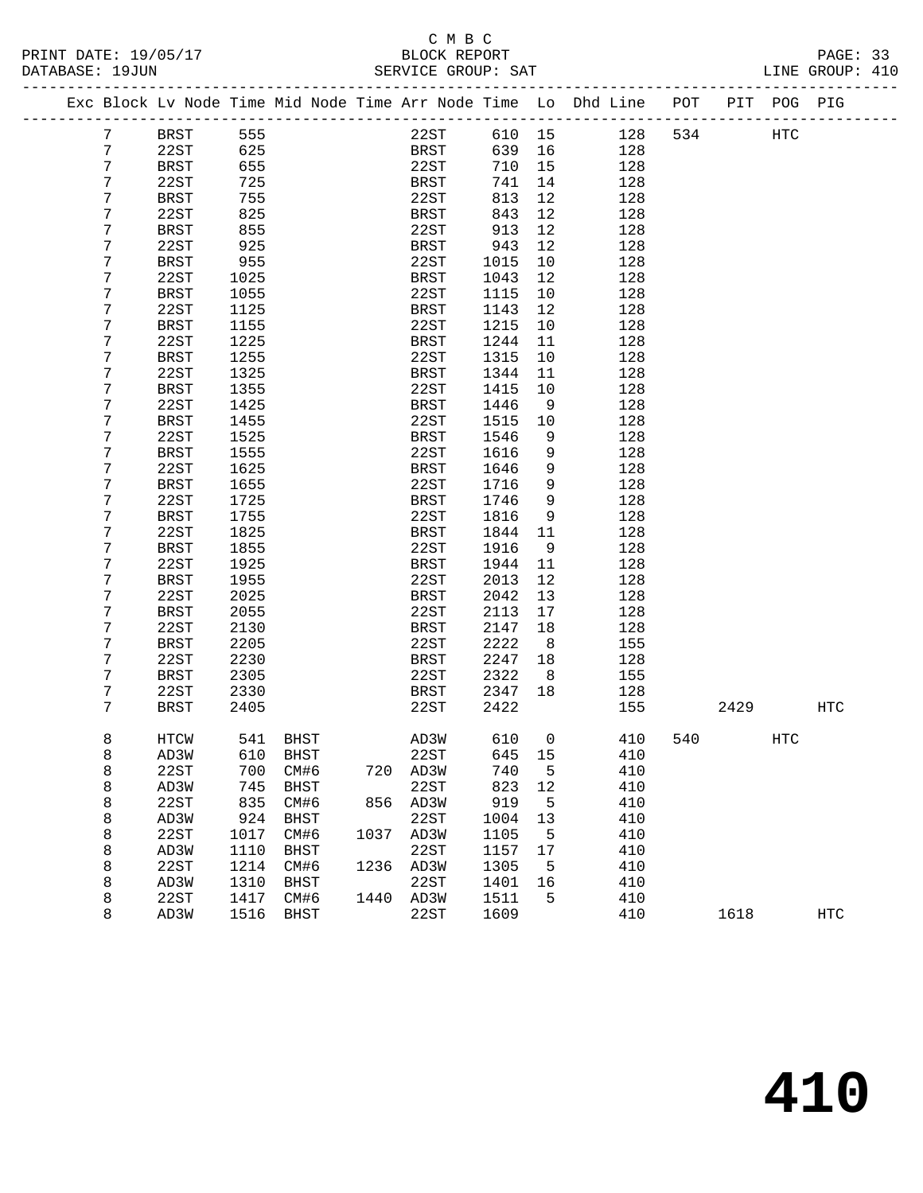C M B C

BLOCK REPORT

SERVICE GROUP: SAT

PRINT DATE: 19/05/17
DATABASE: 19JUN
LINE GROUP: 410

| Exc | Block | Lv | Node | Time | Mid Node | Time | Arr Node | Time | Lo | Dhd Line | POT | PIT | POG | PIG |
|---|---|---|---|---|---|---|---|---|---|---|---|---|---|---|
| | 7 | | BRST | 555 | | | 22ST | 610 | 15 | 128 | 534 | | HTC | |
| | 7 | | 22ST | 625 | | | BRST | 639 | 16 | 128 | | | | |
| | 7 | | BRST | 655 | | | 22ST | 710 | 15 | 128 | | | | |
| | 7 | | 22ST | 725 | | | BRST | 741 | 14 | 128 | | | | |
| | 7 | | BRST | 755 | | | 22ST | 813 | 12 | 128 | | | | |
| | 7 | | 22ST | 825 | | | BRST | 843 | 12 | 128 | | | | |
| | 7 | | BRST | 855 | | | 22ST | 913 | 12 | 128 | | | | |
| | 7 | | 22ST | 925 | | | BRST | 943 | 12 | 128 | | | | |
| | 7 | | BRST | 955 | | | 22ST | 1015 | 10 | 128 | | | | |
| | 7 | | 22ST | 1025 | | | BRST | 1043 | 12 | 128 | | | | |
| | 7 | | BRST | 1055 | | | 22ST | 1115 | 10 | 128 | | | | |
| | 7 | | 22ST | 1125 | | | BRST | 1143 | 12 | 128 | | | | |
| | 7 | | BRST | 1155 | | | 22ST | 1215 | 10 | 128 | | | | |
| | 7 | | 22ST | 1225 | | | BRST | 1244 | 11 | 128 | | | | |
| | 7 | | BRST | 1255 | | | 22ST | 1315 | 10 | 128 | | | | |
| | 7 | | 22ST | 1325 | | | BRST | 1344 | 11 | 128 | | | | |
| | 7 | | BRST | 1355 | | | 22ST | 1415 | 10 | 128 | | | | |
| | 7 | | 22ST | 1425 | | | BRST | 1446 | 9 | 128 | | | | |
| | 7 | | BRST | 1455 | | | 22ST | 1515 | 10 | 128 | | | | |
| | 7 | | 22ST | 1525 | | | BRST | 1546 | 9 | 128 | | | | |
| | 7 | | BRST | 1555 | | | 22ST | 1616 | 9 | 128 | | | | |
| | 7 | | 22ST | 1625 | | | BRST | 1646 | 9 | 128 | | | | |
| | 7 | | BRST | 1655 | | | 22ST | 1716 | 9 | 128 | | | | |
| | 7 | | 22ST | 1725 | | | BRST | 1746 | 9 | 128 | | | | |
| | 7 | | BRST | 1755 | | | 22ST | 1816 | 9 | 128 | | | | |
| | 7 | | 22ST | 1825 | | | BRST | 1844 | 11 | 128 | | | | |
| | 7 | | BRST | 1855 | | | 22ST | 1916 | 9 | 128 | | | | |
| | 7 | | 22ST | 1925 | | | BRST | 1944 | 11 | 128 | | | | |
| | 7 | | BRST | 1955 | | | 22ST | 2013 | 12 | 128 | | | | |
| | 7 | | 22ST | 2025 | | | BRST | 2042 | 13 | 128 | | | | |
| | 7 | | BRST | 2055 | | | 22ST | 2113 | 17 | 128 | | | | |
| | 7 | | 22ST | 2130 | | | BRST | 2147 | 18 | 128 | | | | |
| | 7 | | BRST | 2205 | | | 22ST | 2222 | 8 | 155 | | | | |
| | 7 | | 22ST | 2230 | | | BRST | 2247 | 18 | 128 | | | | |
| | 7 | | BRST | 2305 | | | 22ST | 2322 | 8 | 155 | | | | |
| | 7 | | 22ST | 2330 | | | BRST | 2347 | 18 | 128 | | | | |
| | 7 | | BRST | 2405 | | | 22ST | 2422 | | 155 | | 2429 | | HTC |
| | 8 | | HTCW | 541 | BHST | | AD3W | 610 | 0 | 410 | 540 | | HTC | |
| | 8 | | AD3W | 610 | BHST | | 22ST | 645 | 15 | 410 | | | | |
| | 8 | | 22ST | 700 | CM#6 | 720 | AD3W | 740 | 5 | 410 | | | | |
| | 8 | | AD3W | 745 | BHST | | 22ST | 823 | 12 | 410 | | | | |
| | 8 | | 22ST | 835 | CM#6 | 856 | AD3W | 919 | 5 | 410 | | | | |
| | 8 | | AD3W | 924 | BHST | | 22ST | 1004 | 13 | 410 | | | | |
| | 8 | | 22ST | 1017 | CM#6 | 1037 | AD3W | 1105 | 5 | 410 | | | | |
| | 8 | | AD3W | 1110 | BHST | | 22ST | 1157 | 17 | 410 | | | | |
| | 8 | | 22ST | 1214 | CM#6 | 1236 | AD3W | 1305 | 5 | 410 | | | | |
| | 8 | | AD3W | 1310 | BHST | | 22ST | 1401 | 16 | 410 | | | | |
| | 8 | | 22ST | 1417 | CM#6 | 1440 | AD3W | 1511 | 5 | 410 | | | | |
| | 8 | | AD3W | 1516 | BHST | | 22ST | 1609 | | 410 | | 1618 | | HTC |

# 410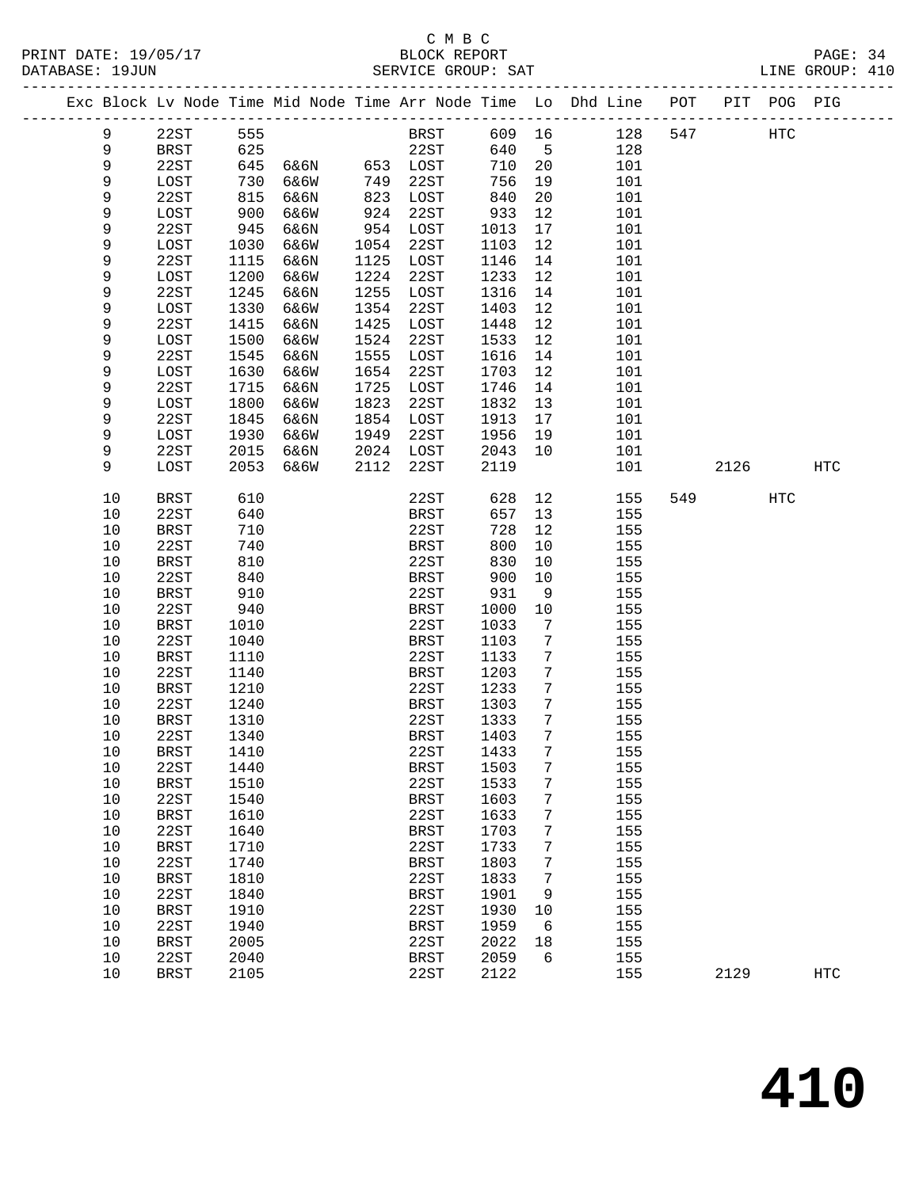C M B C
BLOCK REPORT
SERVICE GROUP: SAT

PRINT DATE: 19/05/17
DATABASE: 19JUN
LINE GROUP: 410

| Exc | Block | Lv Node | Time | Mid Node | Time | Arr Node | Time | Lo | Dhd Line | POT | PIT | POG | PIG |
|---|---|---|---|---|---|---|---|---|---|---|---|---|---|
| | 9 | 22ST | 555 | | | BRST | 609 | 16 | 128 | 547 | | HTC | |
| | 9 | BRST | 625 | | | 22ST | 640 | 5 | 128 | | | | |
| | 9 | 22ST | 645 | 6&6N | 653 | LOST | 710 | 20 | 101 | | | | |
| | 9 | LOST | 730 | 6&6W | 749 | 22ST | 756 | 19 | 101 | | | | |
| | 9 | 22ST | 815 | 6&6N | 823 | LOST | 840 | 20 | 101 | | | | |
| | 9 | LOST | 900 | 6&6W | 924 | 22ST | 933 | 12 | 101 | | | | |
| | 9 | 22ST | 945 | 6&6N | 954 | LOST | 1013 | 17 | 101 | | | | |
| | 9 | LOST | 1030 | 6&6W | 1054 | 22ST | 1103 | 12 | 101 | | | | |
| | 9 | 22ST | 1115 | 6&6N | 1125 | LOST | 1146 | 14 | 101 | | | | |
| | 9 | LOST | 1200 | 6&6W | 1224 | 22ST | 1233 | 12 | 101 | | | | |
| | 9 | 22ST | 1245 | 6&6N | 1255 | LOST | 1316 | 14 | 101 | | | | |
| | 9 | LOST | 1330 | 6&6W | 1354 | 22ST | 1403 | 12 | 101 | | | | |
| | 9 | 22ST | 1415 | 6&6N | 1425 | LOST | 1448 | 12 | 101 | | | | |
| | 9 | LOST | 1500 | 6&6W | 1524 | 22ST | 1533 | 12 | 101 | | | | |
| | 9 | 22ST | 1545 | 6&6N | 1555 | LOST | 1616 | 14 | 101 | | | | |
| | 9 | LOST | 1630 | 6&6W | 1654 | 22ST | 1703 | 12 | 101 | | | | |
| | 9 | 22ST | 1715 | 6&6N | 1725 | LOST | 1746 | 14 | 101 | | | | |
| | 9 | LOST | 1800 | 6&6W | 1823 | 22ST | 1832 | 13 | 101 | | | | |
| | 9 | 22ST | 1845 | 6&6N | 1854 | LOST | 1913 | 17 | 101 | | | | |
| | 9 | LOST | 1930 | 6&6W | 1949 | 22ST | 1956 | 19 | 101 | | | | |
| | 9 | 22ST | 2015 | 6&6N | 2024 | LOST | 2043 | 10 | 101 | | | | |
| | 9 | LOST | 2053 | 6&6W | 2112 | 22ST | 2119 | | 101 | | 2126 | | HTC |
| | 10 | BRST | 610 | | | 22ST | 628 | 12 | 155 | 549 | | HTC | |
| | 10 | 22ST | 640 | | | BRST | 657 | 13 | 155 | | | | |
| | 10 | BRST | 710 | | | 22ST | 728 | 12 | 155 | | | | |
| | 10 | 22ST | 740 | | | BRST | 800 | 10 | 155 | | | | |
| | 10 | BRST | 810 | | | 22ST | 830 | 10 | 155 | | | | |
| | 10 | 22ST | 840 | | | BRST | 900 | 10 | 155 | | | | |
| | 10 | BRST | 910 | | | 22ST | 931 | 9 | 155 | | | | |
| | 10 | 22ST | 940 | | | BRST | 1000 | 10 | 155 | | | | |
| | 10 | BRST | 1010 | | | 22ST | 1033 | 7 | 155 | | | | |
| | 10 | 22ST | 1040 | | | BRST | 1103 | 7 | 155 | | | | |
| | 10 | BRST | 1110 | | | 22ST | 1133 | 7 | 155 | | | | |
| | 10 | 22ST | 1140 | | | BRST | 1203 | 7 | 155 | | | | |
| | 10 | BRST | 1210 | | | 22ST | 1233 | 7 | 155 | | | | |
| | 10 | 22ST | 1240 | | | BRST | 1303 | 7 | 155 | | | | |
| | 10 | BRST | 1310 | | | 22ST | 1333 | 7 | 155 | | | | |
| | 10 | 22ST | 1340 | | | BRST | 1403 | 7 | 155 | | | | |
| | 10 | BRST | 1410 | | | 22ST | 1433 | 7 | 155 | | | | |
| | 10 | 22ST | 1440 | | | BRST | 1503 | 7 | 155 | | | | |
| | 10 | BRST | 1510 | | | 22ST | 1533 | 7 | 155 | | | | |
| | 10 | 22ST | 1540 | | | BRST | 1603 | 7 | 155 | | | | |
| | 10 | BRST | 1610 | | | 22ST | 1633 | 7 | 155 | | | | |
| | 10 | 22ST | 1640 | | | BRST | 1703 | 7 | 155 | | | | |
| | 10 | BRST | 1710 | | | 22ST | 1733 | 7 | 155 | | | | |
| | 10 | 22ST | 1740 | | | BRST | 1803 | 7 | 155 | | | | |
| | 10 | BRST | 1810 | | | 22ST | 1833 | 7 | 155 | | | | |
| | 10 | 22ST | 1840 | | | BRST | 1901 | 9 | 155 | | | | |
| | 10 | BRST | 1910 | | | 22ST | 1930 | 10 | 155 | | | | |
| | 10 | 22ST | 1940 | | | BRST | 1959 | 6 | 155 | | | | |
| | 10 | BRST | 2005 | | | 22ST | 2022 | 18 | 155 | | | | |
| | 10 | 22ST | 2040 | | | BRST | 2059 | 6 | 155 | | | | |
| | 10 | BRST | 2105 | | | 22ST | 2122 | | 155 | | 2129 | | HTC |

# 410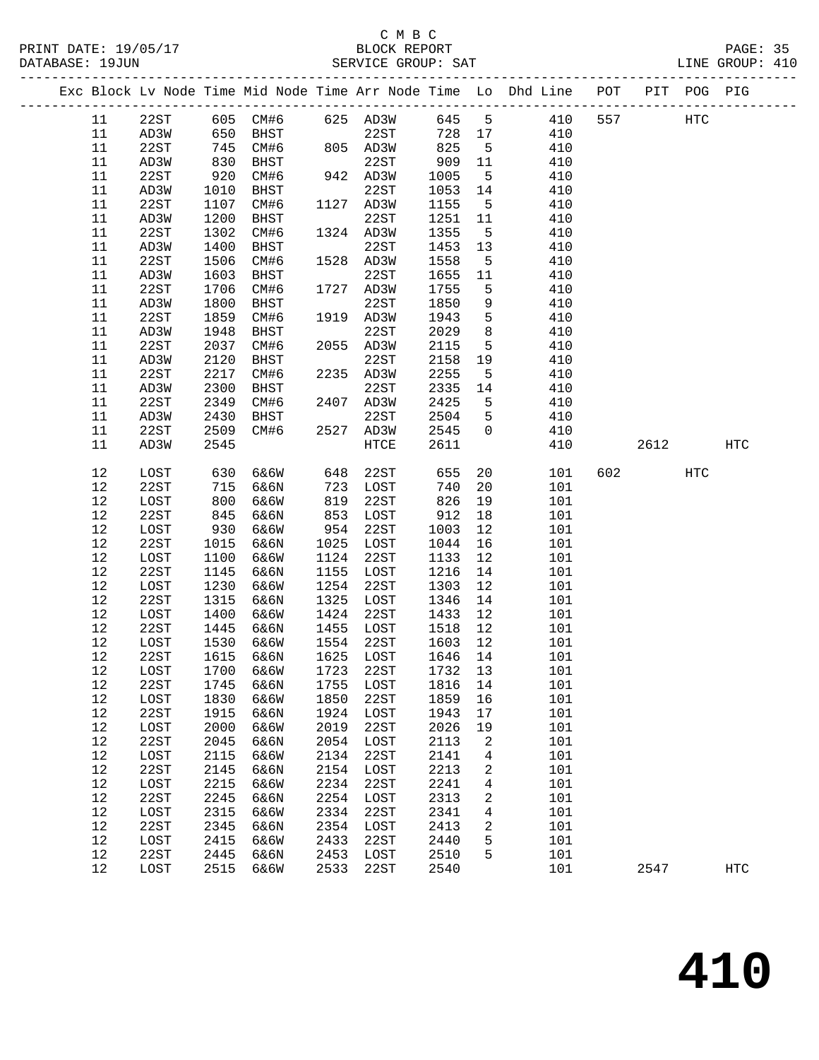C M B C
BLOCK REPORT
SERVICE GROUP: SAT

PRINT DATE: 19/05/17
DATABASE: 19JUN
LINE GROUP: 410

| Exc | Block | Lv Node | Time | Mid Node | Time | Arr Node | Time | Lo | Dhd Line | POT | PIT | POG | PIG |
|---|---|---|---|---|---|---|---|---|---|---|---|---|---|
| | 11 | 22ST | 605 | CM#6 | 625 | AD3W | 645 | 5 | 410 | 557 | | HTC | |
| | 11 | AD3W | 650 | BHST | | 22ST | 728 | 17 | 410 | | | | |
| | 11 | 22ST | 745 | CM#6 | 805 | AD3W | 825 | 5 | 410 | | | | |
| | 11 | AD3W | 830 | BHST | | 22ST | 909 | 11 | 410 | | | | |
| | 11 | 22ST | 920 | CM#6 | 942 | AD3W | 1005 | 5 | 410 | | | | |
| | 11 | AD3W | 1010 | BHST | | 22ST | 1053 | 14 | 410 | | | | |
| | 11 | 22ST | 1107 | CM#6 | 1127 | AD3W | 1155 | 5 | 410 | | | | |
| | 11 | AD3W | 1200 | BHST | | 22ST | 1251 | 11 | 410 | | | | |
| | 11 | 22ST | 1302 | CM#6 | 1324 | AD3W | 1355 | 5 | 410 | | | | |
| | 11 | AD3W | 1400 | BHST | | 22ST | 1453 | 13 | 410 | | | | |
| | 11 | 22ST | 1506 | CM#6 | 1528 | AD3W | 1558 | 5 | 410 | | | | |
| | 11 | AD3W | 1603 | BHST | | 22ST | 1655 | 11 | 410 | | | | |
| | 11 | 22ST | 1706 | CM#6 | 1727 | AD3W | 1755 | 5 | 410 | | | | |
| | 11 | AD3W | 1800 | BHST | | 22ST | 1850 | 9 | 410 | | | | |
| | 11 | 22ST | 1859 | CM#6 | 1919 | AD3W | 1943 | 5 | 410 | | | | |
| | 11 | AD3W | 1948 | BHST | | 22ST | 2029 | 8 | 410 | | | | |
| | 11 | 22ST | 2037 | CM#6 | 2055 | AD3W | 2115 | 5 | 410 | | | | |
| | 11 | AD3W | 2120 | BHST | | 22ST | 2158 | 19 | 410 | | | | |
| | 11 | 22ST | 2217 | CM#6 | 2235 | AD3W | 2255 | 5 | 410 | | | | |
| | 11 | AD3W | 2300 | BHST | | 22ST | 2335 | 14 | 410 | | | | |
| | 11 | 22ST | 2349 | CM#6 | 2407 | AD3W | 2425 | 5 | 410 | | | | |
| | 11 | AD3W | 2430 | BHST | | 22ST | 2504 | 5 | 410 | | | | |
| | 11 | 22ST | 2509 | CM#6 | 2527 | AD3W | 2545 | 0 | 410 | | | | |
| | 11 | AD3W | 2545 | | | HTCE | 2611 | | 410 | | 2612 | | HTC |
| | 12 | LOST | 630 | 6&6W | 648 | 22ST | 655 | 20 | 101 | 602 | | HTC | |
| | 12 | 22ST | 715 | 6&6N | 723 | LOST | 740 | 20 | 101 | | | | |
| | 12 | LOST | 800 | 6&6W | 819 | 22ST | 826 | 19 | 101 | | | | |
| | 12 | 22ST | 845 | 6&6N | 853 | LOST | 912 | 18 | 101 | | | | |
| | 12 | LOST | 930 | 6&6W | 954 | 22ST | 1003 | 12 | 101 | | | | |
| | 12 | 22ST | 1015 | 6&6N | 1025 | LOST | 1044 | 16 | 101 | | | | |
| | 12 | LOST | 1100 | 6&6W | 1124 | 22ST | 1133 | 12 | 101 | | | | |
| | 12 | 22ST | 1145 | 6&6N | 1155 | LOST | 1216 | 14 | 101 | | | | |
| | 12 | LOST | 1230 | 6&6W | 1254 | 22ST | 1303 | 12 | 101 | | | | |
| | 12 | 22ST | 1315 | 6&6N | 1325 | LOST | 1346 | 14 | 101 | | | | |
| | 12 | LOST | 1400 | 6&6W | 1424 | 22ST | 1433 | 12 | 101 | | | | |
| | 12 | 22ST | 1445 | 6&6N | 1455 | LOST | 1518 | 12 | 101 | | | | |
| | 12 | LOST | 1530 | 6&6W | 1554 | 22ST | 1603 | 12 | 101 | | | | |
| | 12 | 22ST | 1615 | 6&6N | 1625 | LOST | 1646 | 14 | 101 | | | | |
| | 12 | LOST | 1700 | 6&6W | 1723 | 22ST | 1732 | 13 | 101 | | | | |
| | 12 | 22ST | 1745 | 6&6N | 1755 | LOST | 1816 | 14 | 101 | | | | |
| | 12 | LOST | 1830 | 6&6W | 1850 | 22ST | 1859 | 16 | 101 | | | | |
| | 12 | 22ST | 1915 | 6&6N | 1924 | LOST | 1943 | 17 | 101 | | | | |
| | 12 | LOST | 2000 | 6&6W | 2019 | 22ST | 2026 | 19 | 101 | | | | |
| | 12 | 22ST | 2045 | 6&6N | 2054 | LOST | 2113 | 2 | 101 | | | | |
| | 12 | LOST | 2115 | 6&6W | 2134 | 22ST | 2141 | 4 | 101 | | | | |
| | 12 | 22ST | 2145 | 6&6N | 2154 | LOST | 2213 | 2 | 101 | | | | |
| | 12 | LOST | 2215 | 6&6W | 2234 | 22ST | 2241 | 4 | 101 | | | | |
| | 12 | 22ST | 2245 | 6&6N | 2254 | LOST | 2313 | 2 | 101 | | | | |
| | 12 | LOST | 2315 | 6&6W | 2334 | 22ST | 2341 | 4 | 101 | | | | |
| | 12 | 22ST | 2345 | 6&6N | 2354 | LOST | 2413 | 2 | 101 | | | | |
| | 12 | LOST | 2415 | 6&6W | 2433 | 22ST | 2440 | 5 | 101 | | | | |
| | 12 | 22ST | 2445 | 6&6N | 2453 | LOST | 2510 | 5 | 101 | | | | |
| | 12 | LOST | 2515 | 6&6W | 2533 | 22ST | 2540 | | 101 | | 2547 | | HTC |

# 410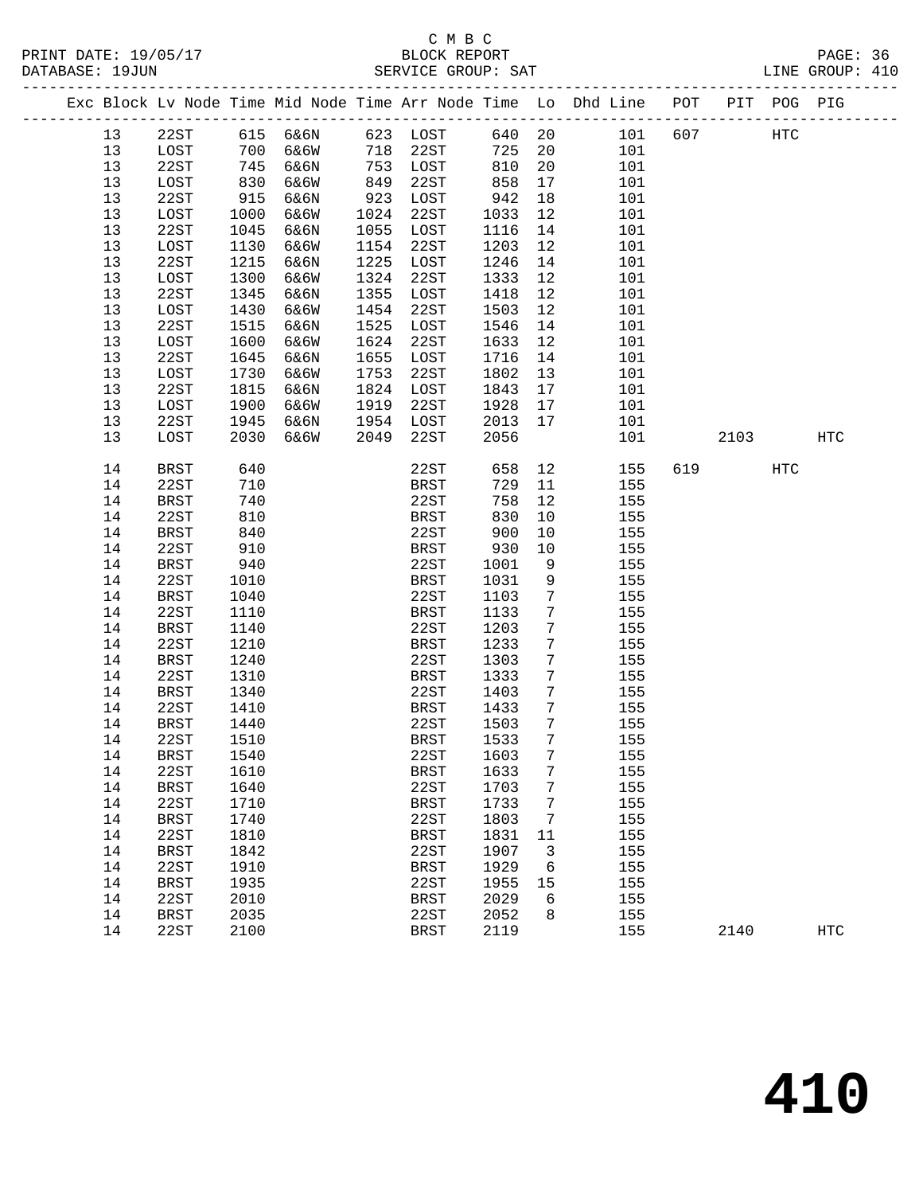C M B C
BLOCK REPORT
SERVICE GROUP: SAT

PRINT DATE: 19/05/17
DATABASE: 19JUN
LINE GROUP: 410

| Exc | Block | Lv Node | Time | Mid Node | Time | Arr Node | Time | Lo | Dhd Line | POT | PIT | POG | PIG |
|---|---|---|---|---|---|---|---|---|---|---|---|---|---|
| | 13 | 22ST | 615 | 6&6N | 623 | LOST | 640 | 20 | 101 | 607 | | HTC | |
| | 13 | LOST | 700 | 6&6W | 718 | 22ST | 725 | 20 | 101 | | | | |
| | 13 | 22ST | 745 | 6&6N | 753 | LOST | 810 | 20 | 101 | | | | |
| | 13 | LOST | 830 | 6&6W | 849 | 22ST | 858 | 17 | 101 | | | | |
| | 13 | 22ST | 915 | 6&6N | 923 | LOST | 942 | 18 | 101 | | | | |
| | 13 | LOST | 1000 | 6&6W | 1024 | 22ST | 1033 | 12 | 101 | | | | |
| | 13 | 22ST | 1045 | 6&6N | 1055 | LOST | 1116 | 14 | 101 | | | | |
| | 13 | LOST | 1130 | 6&6W | 1154 | 22ST | 1203 | 12 | 101 | | | | |
| | 13 | 22ST | 1215 | 6&6N | 1225 | LOST | 1246 | 14 | 101 | | | | |
| | 13 | LOST | 1300 | 6&6W | 1324 | 22ST | 1333 | 12 | 101 | | | | |
| | 13 | 22ST | 1345 | 6&6N | 1355 | LOST | 1418 | 12 | 101 | | | | |
| | 13 | LOST | 1430 | 6&6W | 1454 | 22ST | 1503 | 12 | 101 | | | | |
| | 13 | 22ST | 1515 | 6&6N | 1525 | LOST | 1546 | 14 | 101 | | | | |
| | 13 | LOST | 1600 | 6&6W | 1624 | 22ST | 1633 | 12 | 101 | | | | |
| | 13 | 22ST | 1645 | 6&6N | 1655 | LOST | 1716 | 14 | 101 | | | | |
| | 13 | LOST | 1730 | 6&6W | 1753 | 22ST | 1802 | 13 | 101 | | | | |
| | 13 | 22ST | 1815 | 6&6N | 1824 | LOST | 1843 | 17 | 101 | | | | |
| | 13 | LOST | 1900 | 6&6W | 1919 | 22ST | 1928 | 17 | 101 | | | | |
| | 13 | 22ST | 1945 | 6&6N | 1954 | LOST | 2013 | 17 | 101 | | | | |
| | 13 | LOST | 2030 | 6&6W | 2049 | 22ST | 2056 | | 101 | | 2103 | | HTC |
| | 14 | BRST | 640 | | | 22ST | 658 | 12 | 155 | 619 | | HTC | |
| | 14 | 22ST | 710 | | | BRST | 729 | 11 | 155 | | | | |
| | 14 | BRST | 740 | | | 22ST | 758 | 12 | 155 | | | | |
| | 14 | 22ST | 810 | | | BRST | 830 | 10 | 155 | | | | |
| | 14 | BRST | 840 | | | 22ST | 900 | 10 | 155 | | | | |
| | 14 | 22ST | 910 | | | BRST | 930 | 10 | 155 | | | | |
| | 14 | BRST | 940 | | | 22ST | 1001 | 9 | 155 | | | | |
| | 14 | 22ST | 1010 | | | BRST | 1031 | 9 | 155 | | | | |
| | 14 | BRST | 1040 | | | 22ST | 1103 | 7 | 155 | | | | |
| | 14 | 22ST | 1110 | | | BRST | 1133 | 7 | 155 | | | | |
| | 14 | BRST | 1140 | | | 22ST | 1203 | 7 | 155 | | | | |
| | 14 | 22ST | 1210 | | | BRST | 1233 | 7 | 155 | | | | |
| | 14 | BRST | 1240 | | | 22ST | 1303 | 7 | 155 | | | | |
| | 14 | 22ST | 1310 | | | BRST | 1333 | 7 | 155 | | | | |
| | 14 | BRST | 1340 | | | 22ST | 1403 | 7 | 155 | | | | |
| | 14 | 22ST | 1410 | | | BRST | 1433 | 7 | 155 | | | | |
| | 14 | BRST | 1440 | | | 22ST | 1503 | 7 | 155 | | | | |
| | 14 | 22ST | 1510 | | | BRST | 1533 | 7 | 155 | | | | |
| | 14 | BRST | 1540 | | | 22ST | 1603 | 7 | 155 | | | | |
| | 14 | 22ST | 1610 | | | BRST | 1633 | 7 | 155 | | | | |
| | 14 | BRST | 1640 | | | 22ST | 1703 | 7 | 155 | | | | |
| | 14 | 22ST | 1710 | | | BRST | 1733 | 7 | 155 | | | | |
| | 14 | BRST | 1740 | | | 22ST | 1803 | 7 | 155 | | | | |
| | 14 | 22ST | 1810 | | | BRST | 1831 | 11 | 155 | | | | |
| | 14 | BRST | 1842 | | | 22ST | 1907 | 3 | 155 | | | | |
| | 14 | 22ST | 1910 | | | BRST | 1929 | 6 | 155 | | | | |
| | 14 | BRST | 1935 | | | 22ST | 1955 | 15 | 155 | | | | |
| | 14 | 22ST | 2010 | | | BRST | 2029 | 6 | 155 | | | | |
| | 14 | BRST | 2035 | | | 22ST | 2052 | 8 | 155 | | | | |
| | 14 | 22ST | 2100 | | | BRST | 2119 | | 155 | | 2140 | | HTC |

410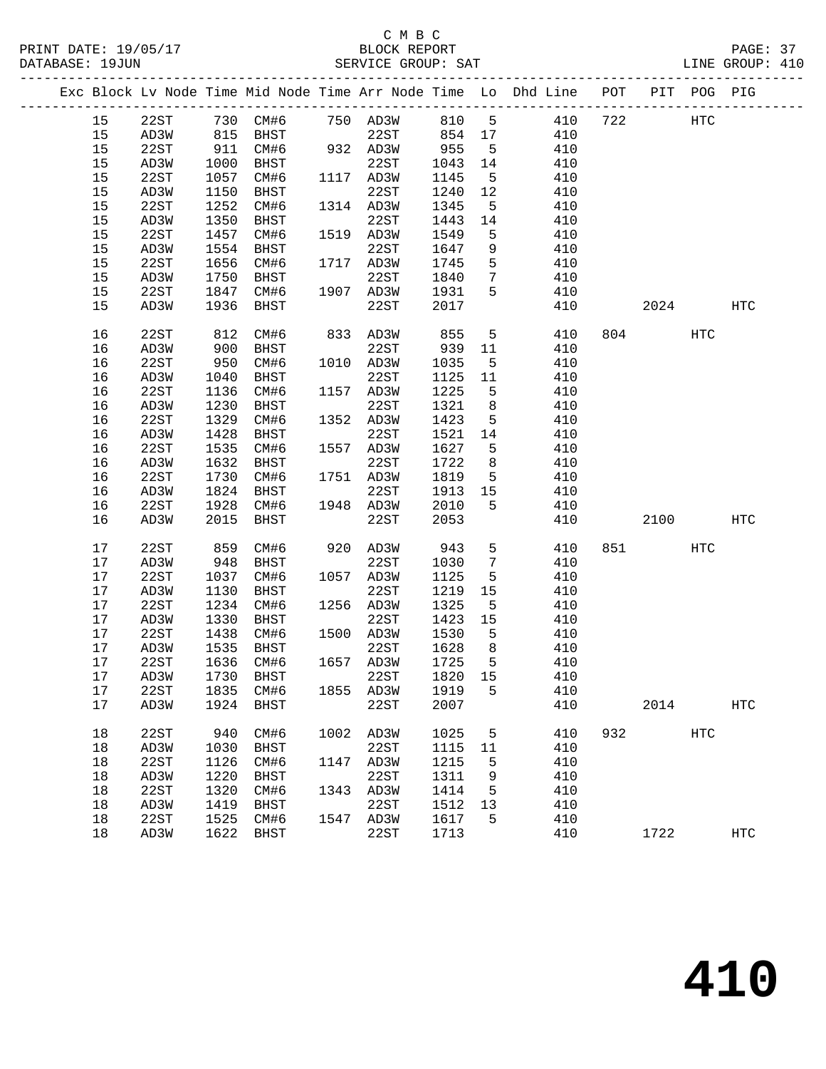C M B C
BLOCK REPORT
SERVICE GROUP: SAT

PRINT DATE: 19/05/17
DATABASE: 19JUN
LINE GROUP: 410

| Exc | Block | Lv Node | Time | Mid Node | Time | Arr Node | Time | Lo | Dhd Line | POT | PIT | POG | PIG |
|---|---|---|---|---|---|---|---|---|---|---|---|---|---|
| | 15 | 22ST | 730 | CM#6 | 750 | AD3W | 810 | 5 | 410 | 722 | | HTC | |
| | 15 | AD3W | 815 | BHST | | 22ST | 854 | 17 | 410 | | | | |
| | 15 | 22ST | 911 | CM#6 | 932 | AD3W | 955 | 5 | 410 | | | | |
| | 15 | AD3W | 1000 | BHST | | 22ST | 1043 | 14 | 410 | | | | |
| | 15 | 22ST | 1057 | CM#6 | 1117 | AD3W | 1145 | 5 | 410 | | | | |
| | 15 | AD3W | 1150 | BHST | | 22ST | 1240 | 12 | 410 | | | | |
| | 15 | 22ST | 1252 | CM#6 | 1314 | AD3W | 1345 | 5 | 410 | | | | |
| | 15 | AD3W | 1350 | BHST | | 22ST | 1443 | 14 | 410 | | | | |
| | 15 | 22ST | 1457 | CM#6 | 1519 | AD3W | 1549 | 5 | 410 | | | | |
| | 15 | AD3W | 1554 | BHST | | 22ST | 1647 | 9 | 410 | | | | |
| | 15 | 22ST | 1656 | CM#6 | 1717 | AD3W | 1745 | 5 | 410 | | | | |
| | 15 | AD3W | 1750 | BHST | | 22ST | 1840 | 7 | 410 | | | | |
| | 15 | 22ST | 1847 | CM#6 | 1907 | AD3W | 1931 | 5 | 410 | | | | |
| | 15 | AD3W | 1936 | BHST | | 22ST | 2017 | | 410 | | 2024 | | HTC |
| | 16 | 22ST | 812 | CM#6 | 833 | AD3W | 855 | 5 | 410 | 804 | | HTC | |
| | 16 | AD3W | 900 | BHST | | 22ST | 939 | 11 | 410 | | | | |
| | 16 | 22ST | 950 | CM#6 | 1010 | AD3W | 1035 | 5 | 410 | | | | |
| | 16 | AD3W | 1040 | BHST | | 22ST | 1125 | 11 | 410 | | | | |
| | 16 | 22ST | 1136 | CM#6 | 1157 | AD3W | 1225 | 5 | 410 | | | | |
| | 16 | AD3W | 1230 | BHST | | 22ST | 1321 | 8 | 410 | | | | |
| | 16 | 22ST | 1329 | CM#6 | 1352 | AD3W | 1423 | 5 | 410 | | | | |
| | 16 | AD3W | 1428 | BHST | | 22ST | 1521 | 14 | 410 | | | | |
| | 16 | 22ST | 1535 | CM#6 | 1557 | AD3W | 1627 | 5 | 410 | | | | |
| | 16 | AD3W | 1632 | BHST | | 22ST | 1722 | 8 | 410 | | | | |
| | 16 | 22ST | 1730 | CM#6 | 1751 | AD3W | 1819 | 5 | 410 | | | | |
| | 16 | AD3W | 1824 | BHST | | 22ST | 1913 | 15 | 410 | | | | |
| | 16 | 22ST | 1928 | CM#6 | 1948 | AD3W | 2010 | 5 | 410 | | | | |
| | 16 | AD3W | 2015 | BHST | | 22ST | 2053 | | 410 | | 2100 | | HTC |
| | 17 | 22ST | 859 | CM#6 | 920 | AD3W | 943 | 5 | 410 | 851 | | HTC | |
| | 17 | AD3W | 948 | BHST | | 22ST | 1030 | 7 | 410 | | | | |
| | 17 | 22ST | 1037 | CM#6 | 1057 | AD3W | 1125 | 5 | 410 | | | | |
| | 17 | AD3W | 1130 | BHST | | 22ST | 1219 | 15 | 410 | | | | |
| | 17 | 22ST | 1234 | CM#6 | 1256 | AD3W | 1325 | 5 | 410 | | | | |
| | 17 | AD3W | 1330 | BHST | | 22ST | 1423 | 15 | 410 | | | | |
| | 17 | 22ST | 1438 | CM#6 | 1500 | AD3W | 1530 | 5 | 410 | | | | |
| | 17 | AD3W | 1535 | BHST | | 22ST | 1628 | 8 | 410 | | | | |
| | 17 | 22ST | 1636 | CM#6 | 1657 | AD3W | 1725 | 5 | 410 | | | | |
| | 17 | AD3W | 1730 | BHST | | 22ST | 1820 | 15 | 410 | | | | |
| | 17 | 22ST | 1835 | CM#6 | 1855 | AD3W | 1919 | 5 | 410 | | | | |
| | 17 | AD3W | 1924 | BHST | | 22ST | 2007 | | 410 | | 2014 | | HTC |
| | 18 | 22ST | 940 | CM#6 | 1002 | AD3W | 1025 | 5 | 410 | 932 | | HTC | |
| | 18 | AD3W | 1030 | BHST | | 22ST | 1115 | 11 | 410 | | | | |
| | 18 | 22ST | 1126 | CM#6 | 1147 | AD3W | 1215 | 5 | 410 | | | | |
| | 18 | AD3W | 1220 | BHST | | 22ST | 1311 | 9 | 410 | | | | |
| | 18 | 22ST | 1320 | CM#6 | 1343 | AD3W | 1414 | 5 | 410 | | | | |
| | 18 | AD3W | 1419 | BHST | | 22ST | 1512 | 13 | 410 | | | | |
| | 18 | 22ST | 1525 | CM#6 | 1547 | AD3W | 1617 | 5 | 410 | | | | |
| | 18 | AD3W | 1622 | BHST | | 22ST | 1713 | | 410 | | 1722 | | HTC |

# 410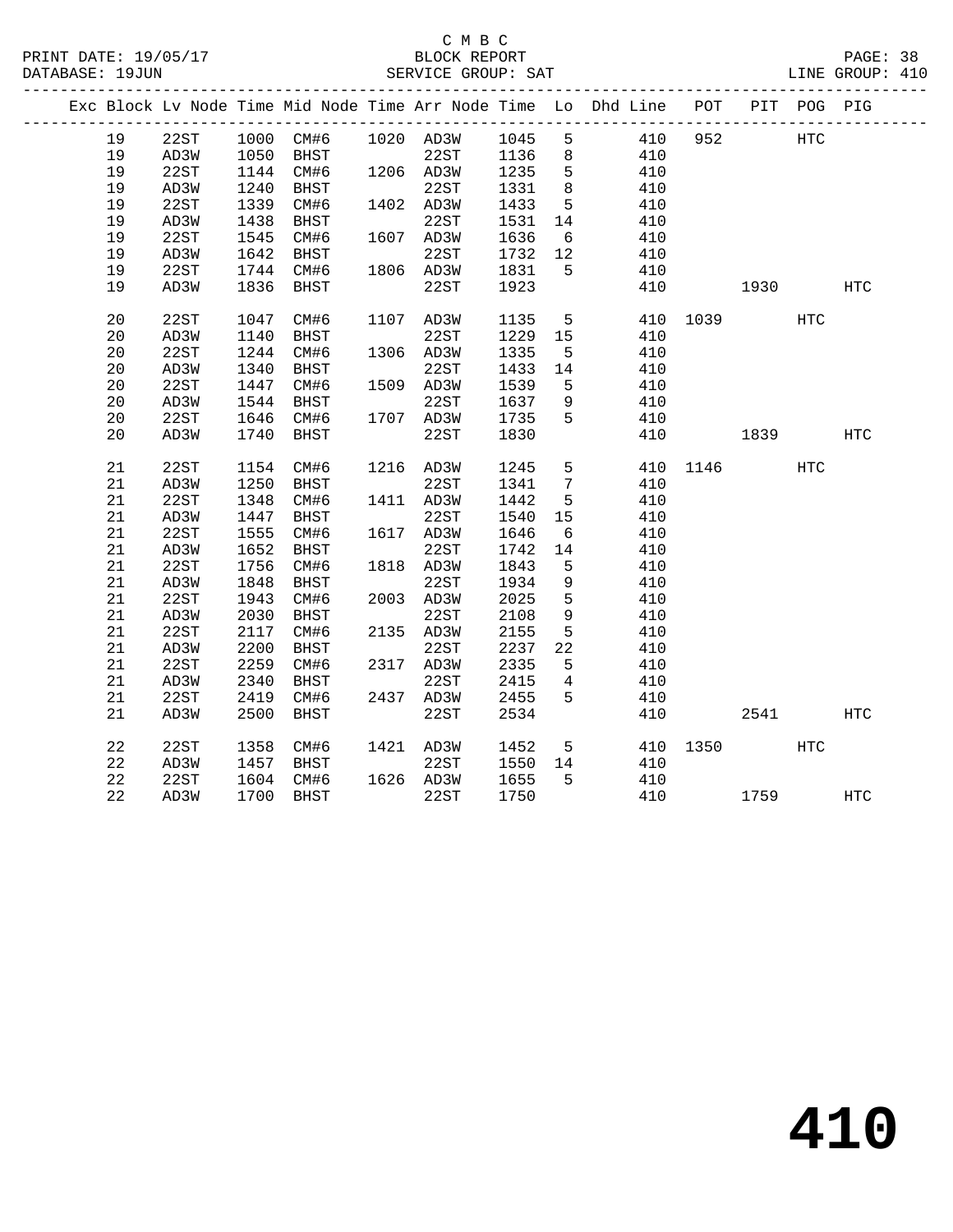C M B C
BLOCK REPORT
SERVICE GROUP: SAT

PRINT DATE: 19/05/17
DATABASE: 19JUN
LINE GROUP: 410

| Exc | Block | Lv Node | Time | Mid Node | Time | Arr Node | Time | Lo | Dhd Line | POT | PIT | POG | PIG |
|---|---|---|---|---|---|---|---|---|---|---|---|---|---|
| | 19 | 22ST | 1000 | CM#6 | 1020 | AD3W | 1045 | 5 | 410 | 952 | | HTC | |
| | 19 | AD3W | 1050 | BHST | | 22ST | 1136 | 8 | 410 | | | | |
| | 19 | 22ST | 1144 | CM#6 | 1206 | AD3W | 1235 | 5 | 410 | | | | |
| | 19 | AD3W | 1240 | BHST | | 22ST | 1331 | 8 | 410 | | | | |
| | 19 | 22ST | 1339 | CM#6 | 1402 | AD3W | 1433 | 5 | 410 | | | | |
| | 19 | AD3W | 1438 | BHST | | 22ST | 1531 | 14 | 410 | | | | |
| | 19 | 22ST | 1545 | CM#6 | 1607 | AD3W | 1636 | 6 | 410 | | | | |
| | 19 | AD3W | 1642 | BHST | | 22ST | 1732 | 12 | 410 | | | | |
| | 19 | 22ST | 1744 | CM#6 | 1806 | AD3W | 1831 | 5 | 410 | | | | |
| | 19 | AD3W | 1836 | BHST | | 22ST | 1923 | | 410 | | 1930 | | HTC |
| | 20 | 22ST | 1047 | CM#6 | 1107 | AD3W | 1135 | 5 | 410 | 1039 | | HTC | |
| | 20 | AD3W | 1140 | BHST | | 22ST | 1229 | 15 | 410 | | | | |
| | 20 | 22ST | 1244 | CM#6 | 1306 | AD3W | 1335 | 5 | 410 | | | | |
| | 20 | AD3W | 1340 | BHST | | 22ST | 1433 | 14 | 410 | | | | |
| | 20 | 22ST | 1447 | CM#6 | 1509 | AD3W | 1539 | 5 | 410 | | | | |
| | 20 | AD3W | 1544 | BHST | | 22ST | 1637 | 9 | 410 | | | | |
| | 20 | 22ST | 1646 | CM#6 | 1707 | AD3W | 1735 | 5 | 410 | | | | |
| | 20 | AD3W | 1740 | BHST | | 22ST | 1830 | | 410 | | 1839 | | HTC |
| | 21 | 22ST | 1154 | CM#6 | 1216 | AD3W | 1245 | 5 | 410 | 1146 | | HTC | |
| | 21 | AD3W | 1250 | BHST | | 22ST | 1341 | 7 | 410 | | | | |
| | 21 | 22ST | 1348 | CM#6 | 1411 | AD3W | 1442 | 5 | 410 | | | | |
| | 21 | AD3W | 1447 | BHST | | 22ST | 1540 | 15 | 410 | | | | |
| | 21 | 22ST | 1555 | CM#6 | 1617 | AD3W | 1646 | 6 | 410 | | | | |
| | 21 | AD3W | 1652 | BHST | | 22ST | 1742 | 14 | 410 | | | | |
| | 21 | 22ST | 1756 | CM#6 | 1818 | AD3W | 1843 | 5 | 410 | | | | |
| | 21 | AD3W | 1848 | BHST | | 22ST | 1934 | 9 | 410 | | | | |
| | 21 | 22ST | 1943 | CM#6 | 2003 | AD3W | 2025 | 5 | 410 | | | | |
| | 21 | AD3W | 2030 | BHST | | 22ST | 2108 | 9 | 410 | | | | |
| | 21 | 22ST | 2117 | CM#6 | 2135 | AD3W | 2155 | 5 | 410 | | | | |
| | 21 | AD3W | 2200 | BHST | | 22ST | 2237 | 22 | 410 | | | | |
| | 21 | 22ST | 2259 | CM#6 | 2317 | AD3W | 2335 | 5 | 410 | | | | |
| | 21 | AD3W | 2340 | BHST | | 22ST | 2415 | 4 | 410 | | | | |
| | 21 | 22ST | 2419 | CM#6 | 2437 | AD3W | 2455 | 5 | 410 | | | | |
| | 21 | AD3W | 2500 | BHST | | 22ST | 2534 | | 410 | | 2541 | | HTC |
| | 22 | 22ST | 1358 | CM#6 | 1421 | AD3W | 1452 | 5 | 410 | 1350 | | HTC | |
| | 22 | AD3W | 1457 | BHST | | 22ST | 1550 | 14 | 410 | | | | |
| | 22 | 22ST | 1604 | CM#6 | 1626 | AD3W | 1655 | 5 | 410 | | | | |
| | 22 | AD3W | 1700 | BHST | | 22ST | 1750 | | 410 | | 1759 | | HTC |

# 410